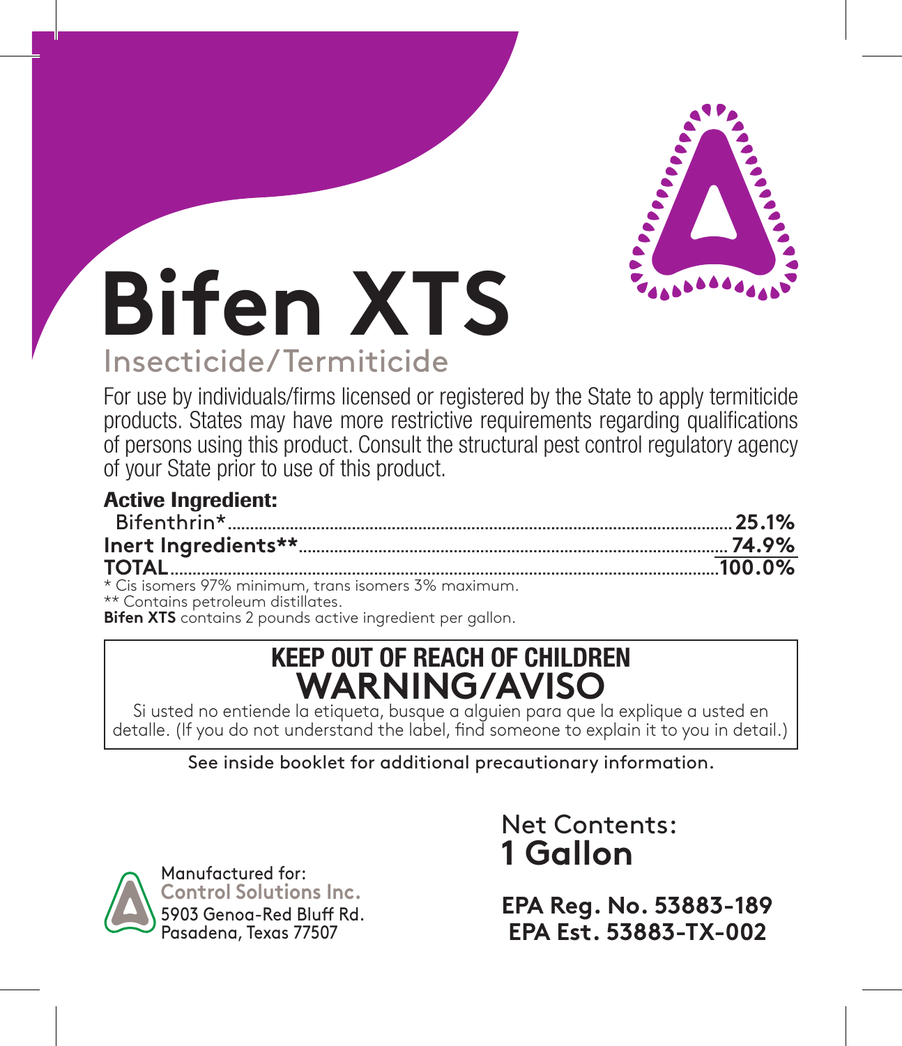# Bifen XTS

## Insecticide/Termiticide

For use by individuals/firms licensed or registered by the State to apply termiticide products. States may have more restrictive requirements regarding qualifications of persons using this product. Consult the structural pest control regulatory agency of your State prior to use of this product.

**Active Ingredient:**

| | |
|---|---|
| Bifenthrin* | **25.1%** |
| **Inert Ingredients**** | **74.9%** |
| **TOTAL** | **100.0%** |

* Cis isomers 97% minimum, trans isomers 3% maximum.
** Contains petroleum distillates.
**Bifen XTS** contains 2 pounds active ingredient per gallon.

**KEEP OUT OF REACH OF CHILDREN**
**WARNING/AVISO**

Si usted no entiende la etiqueta, busque a alguien para que la explique a usted en detalle. (If you do not understand the label, find someone to explain it to you in detail.)

See inside booklet for additional precautionary information.

Net Contents:
**1 Gallon**

Manufactured for:
**Control Solutions Inc.**
5903 Genoa-Red Bluff Rd.
Pasadena, Texas 77507

**EPA Reg. No. 53883-189**
**EPA Est. 53883-TX-002**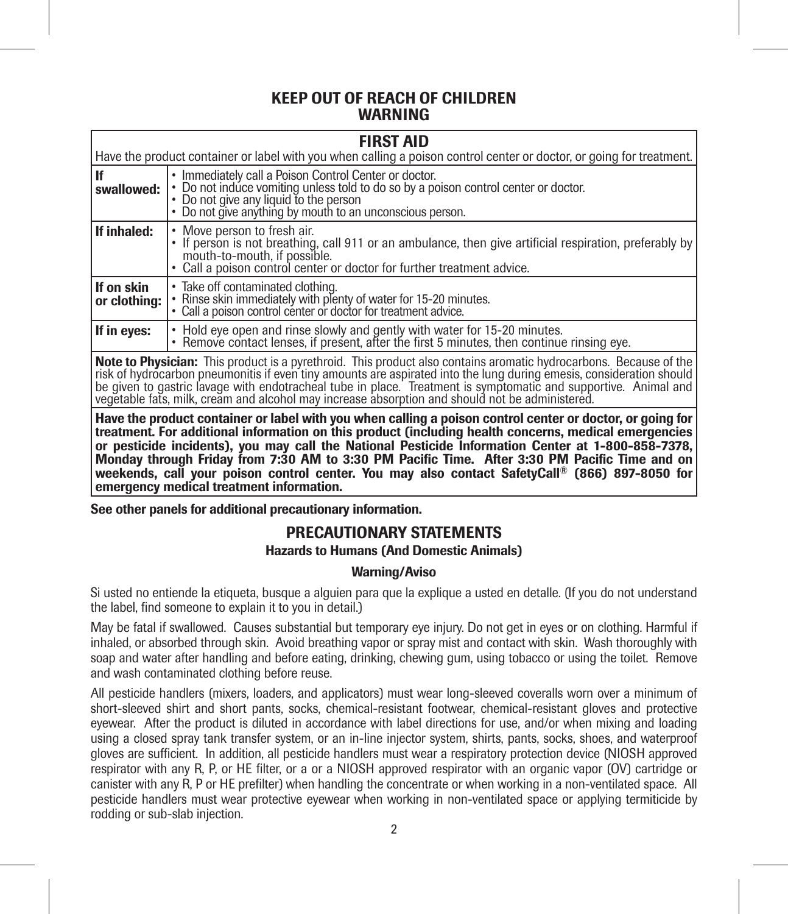## KEEP OUT OF REACH OF CHILDREN
## WARNING

| FIRST AID | |
|---|---|
| Have the product container or label with you when calling a poison control center or doctor, or going for treatment. | |
| **If swallowed:** | • Immediately call a Poison Control Center or doctor.<br>• Do not induce vomiting unless told to do so by a poison control center or doctor.<br>• Do not give any liquid to the person<br>• Do not give anything by mouth to an unconscious person. |
| **If inhaled:** | • Move person to fresh air.<br>• If person is not breathing, call 911 or an ambulance, then give artificial respiration, preferably by mouth-to-mouth, if possible.<br>• Call a poison control center or doctor for further treatment advice. |
| **If on skin or clothing:** | • Take off contaminated clothing.<br>• Rinse skin immediately with plenty of water for 15-20 minutes.<br>• Call a poison control center or doctor for treatment advice. |
| **If in eyes:** | • Hold eye open and rinse slowly and gently with water for 15-20 minutes.<br>• Remove contact lenses, if present, after the first 5 minutes, then continue rinsing eye. |
| **Note to Physician:** This product is a pyrethroid. This product also contains aromatic hydrocarbons. Because of the risk of hydrocarbon pneumonitis if even tiny amounts are aspirated into the lung during emesis, consideration should be given to gastric lavage with endotracheal tube in place. Treatment is symptomatic and supportive. Animal and vegetable fats, milk, cream and alcohol may increase absorption and should not be administered. | |
| **Have the product container or label with you when calling a poison control center or doctor, or going for treatment. For additional information on this product (including health concerns, medical emergencies or pesticide incidents), you may call the National Pesticide Information Center at 1-800-858-7378, Monday through Friday from 7:30 AM to 3:30 PM Pacific Time. After 3:30 PM Pacific Time and on weekends, call your poison control center. You may also contact SafetyCall® (866) 897-8050 for emergency medical treatment information.** | |

**See other panels for additional precautionary information.**

## PRECAUTIONARY STATEMENTS

### Hazards to Humans (And Domestic Animals)

#### Warning/Aviso

Si usted no entiende la etiqueta, busque a alguien para que la explique a usted en detalle. (If you do not understand the label, find someone to explain it to you in detail.)

May be fatal if swallowed. Causes substantial but temporary eye injury. Do not get in eyes or on clothing. Harmful if inhaled, or absorbed through skin. Avoid breathing vapor or spray mist and contact with skin. Wash thoroughly with soap and water after handling and before eating, drinking, chewing gum, using tobacco or using the toilet. Remove and wash contaminated clothing before reuse.

All pesticide handlers (mixers, loaders, and applicators) must wear long-sleeved coveralls worn over a minimum of short-sleeved shirt and short pants, socks, chemical-resistant footwear, chemical-resistant gloves and protective eyewear. After the product is diluted in accordance with label directions for use, and/or when mixing and loading using a closed spray tank transfer system, or an in-line injector system, shirts, pants, socks, shoes, and waterproof gloves are sufficient. In addition, all pesticide handlers must wear a respiratory protection device (NIOSH approved respirator with any R, P, or HE filter, or a or a NIOSH approved respirator with an organic vapor (OV) cartridge or canister with any R, P or HE prefilter) when handling the concentrate or when working in a non-ventilated space. All pesticide handlers must wear protective eyewear when working in non-ventilated space or applying termiticide by rodding or sub-slab injection.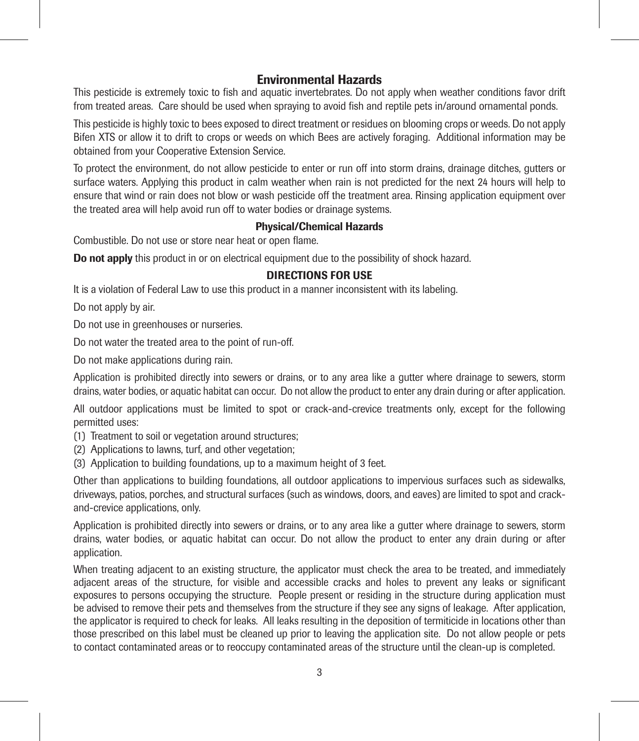## Environmental Hazards

This pesticide is extremely toxic to fish and aquatic invertebrates. Do not apply when weather conditions favor drift from treated areas. Care should be used when spraying to avoid fish and reptile pets in/around ornamental ponds.

This pesticide is highly toxic to bees exposed to direct treatment or residues on blooming crops or weeds. Do not apply Bifen XTS or allow it to drift to crops or weeds on which Bees are actively foraging. Additional information may be obtained from your Cooperative Extension Service.

To protect the environment, do not allow pesticide to enter or run off into storm drains, drainage ditches, gutters or surface waters. Applying this product in calm weather when rain is not predicted for the next 24 hours will help to ensure that wind or rain does not blow or wash pesticide off the treatment area. Rinsing application equipment over the treated area will help avoid run off to water bodies or drainage systems.

### Physical/Chemical Hazards

Combustible. Do not use or store near heat or open flame.

**Do not apply** this product in or on electrical equipment due to the possibility of shock hazard.

## DIRECTIONS FOR USE

It is a violation of Federal Law to use this product in a manner inconsistent with its labeling.

Do not apply by air.

Do not use in greenhouses or nurseries.

Do not water the treated area to the point of run-off.

Do not make applications during rain.

Application is prohibited directly into sewers or drains, or to any area like a gutter where drainage to sewers, storm drains, water bodies, or aquatic habitat can occur. Do not allow the product to enter any drain during or after application.

All outdoor applications must be limited to spot or crack-and-crevice treatments only, except for the following permitted uses:

(1) Treatment to soil or vegetation around structures;
(2) Applications to lawns, turf, and other vegetation;
(3) Application to building foundations, up to a maximum height of 3 feet.

Other than applications to building foundations, all outdoor applications to impervious surfaces such as sidewalks, driveways, patios, porches, and structural surfaces (such as windows, doors, and eaves) are limited to spot and crack-and-crevice applications, only.

Application is prohibited directly into sewers or drains, or to any area like a gutter where drainage to sewers, storm drains, water bodies, or aquatic habitat can occur. Do not allow the product to enter any drain during or after application.

When treating adjacent to an existing structure, the applicator must check the area to be treated, and immediately adjacent areas of the structure, for visible and accessible cracks and holes to prevent any leaks or significant exposures to persons occupying the structure. People present or residing in the structure during application must be advised to remove their pets and themselves from the structure if they see any signs of leakage. After application, the applicator is required to check for leaks. All leaks resulting in the deposition of termiticide in locations other than those prescribed on this label must be cleaned up prior to leaving the application site. Do not allow people or pets to contact contaminated areas or to reoccupy contaminated areas of the structure until the clean-up is completed.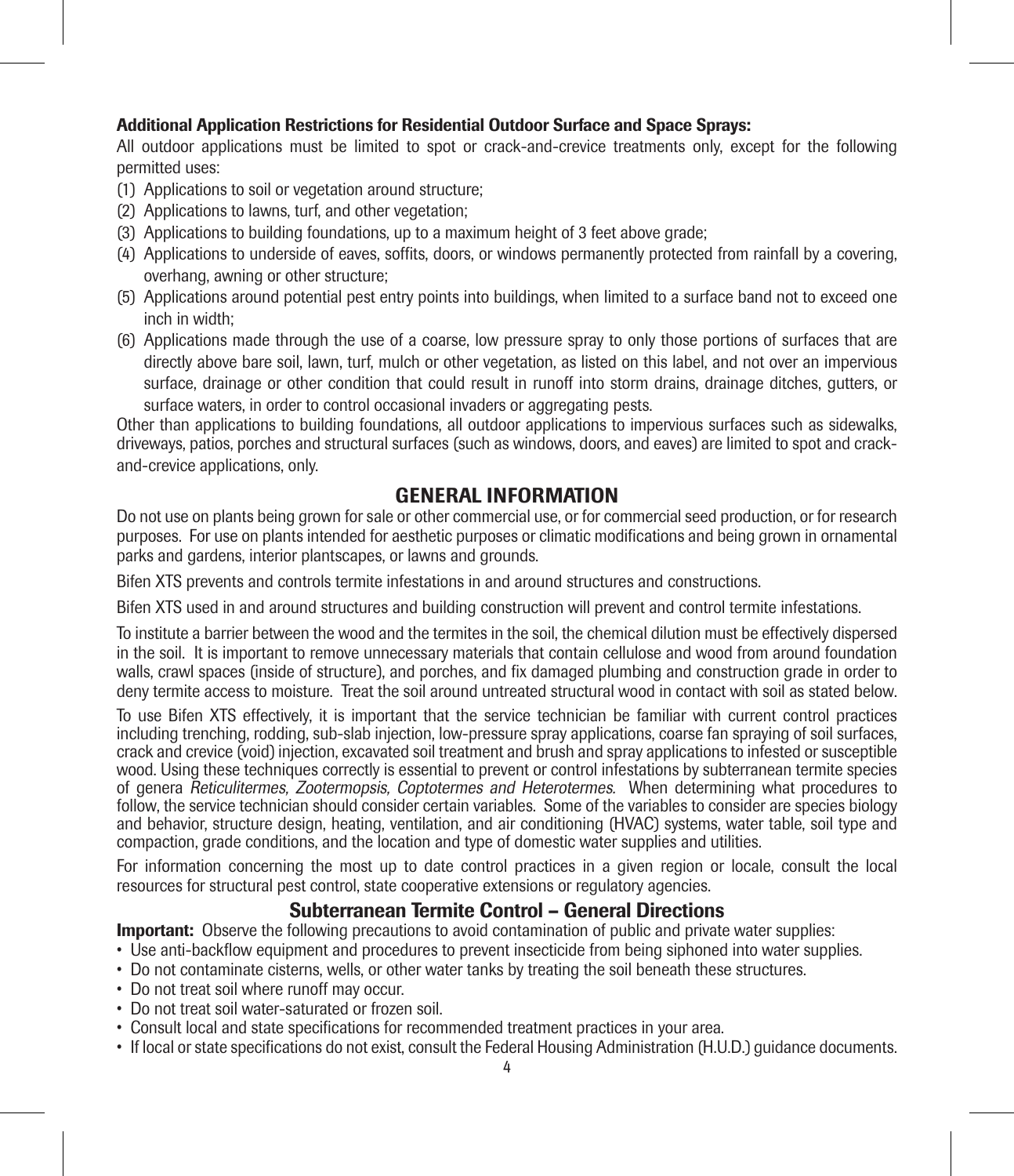**Additional Application Restrictions for Residential Outdoor Surface and Space Sprays:**

All outdoor applications must be limited to spot or crack-and-crevice treatments only, except for the following permitted uses:

(1) Applications to soil or vegetation around structure;
(2) Applications to lawns, turf, and other vegetation;
(3) Applications to building foundations, up to a maximum height of 3 feet above grade;
(4) Applications to underside of eaves, soffits, doors, or windows permanently protected from rainfall by a covering, overhang, awning or other structure;
(5) Applications around potential pest entry points into buildings, when limited to a surface band not to exceed one inch in width;
(6) Applications made through the use of a coarse, low pressure spray to only those portions of surfaces that are directly above bare soil, lawn, turf, mulch or other vegetation, as listed on this label, and not over an impervious surface, drainage or other condition that could result in runoff into storm drains, drainage ditches, gutters, or surface waters, in order to control occasional invaders or aggregating pests.

Other than applications to building foundations, all outdoor applications to impervious surfaces such as sidewalks, driveways, patios, porches and structural surfaces (such as windows, doors, and eaves) are limited to spot and crack-and-crevice applications, only.

## GENERAL INFORMATION

Do not use on plants being grown for sale or other commercial use, or for commercial seed production, or for research purposes. For use on plants intended for aesthetic purposes or climatic modifications and being grown in ornamental parks and gardens, interior plantscapes, or lawns and grounds.

Bifen XTS prevents and controls termite infestations in and around structures and constructions.

Bifen XTS used in and around structures and building construction will prevent and control termite infestations.

To institute a barrier between the wood and the termites in the soil, the chemical dilution must be effectively dispersed in the soil. It is important to remove unnecessary materials that contain cellulose and wood from around foundation walls, crawl spaces (inside of structure), and porches, and fix damaged plumbing and construction grade in order to deny termite access to moisture. Treat the soil around untreated structural wood in contact with soil as stated below.

To use Bifen XTS effectively, it is important that the service technician be familiar with current control practices including trenching, rodding, sub-slab injection, low-pressure spray applications, coarse fan spraying of soil surfaces, crack and crevice (void) injection, excavated soil treatment and brush and spray applications to infested or susceptible wood. Using these techniques correctly is essential to prevent or control infestations by subterranean termite species of genera *Reticulitermes, Zootermopsis, Coptotermes and Heterotermes.* When determining what procedures to follow, the service technician should consider certain variables. Some of the variables to consider are species biology and behavior, structure design, heating, ventilation, and air conditioning (HVAC) systems, water table, soil type and compaction, grade conditions, and the location and type of domestic water supplies and utilities.

For information concerning the most up to date control practices in a given region or locale, consult the local resources for structural pest control, state cooperative extensions or regulatory agencies.

### Subterranean Termite Control – General Directions

**Important:** Observe the following precautions to avoid contamination of public and private water supplies:

- Use anti-backflow equipment and procedures to prevent insecticide from being siphoned into water supplies.
- Do not contaminate cisterns, wells, or other water tanks by treating the soil beneath these structures.
- Do not treat soil where runoff may occur.
- Do not treat soil water-saturated or frozen soil.
- Consult local and state specifications for recommended treatment practices in your area.
- If local or state specifications do not exist, consult the Federal Housing Administration (H.U.D.) guidance documents.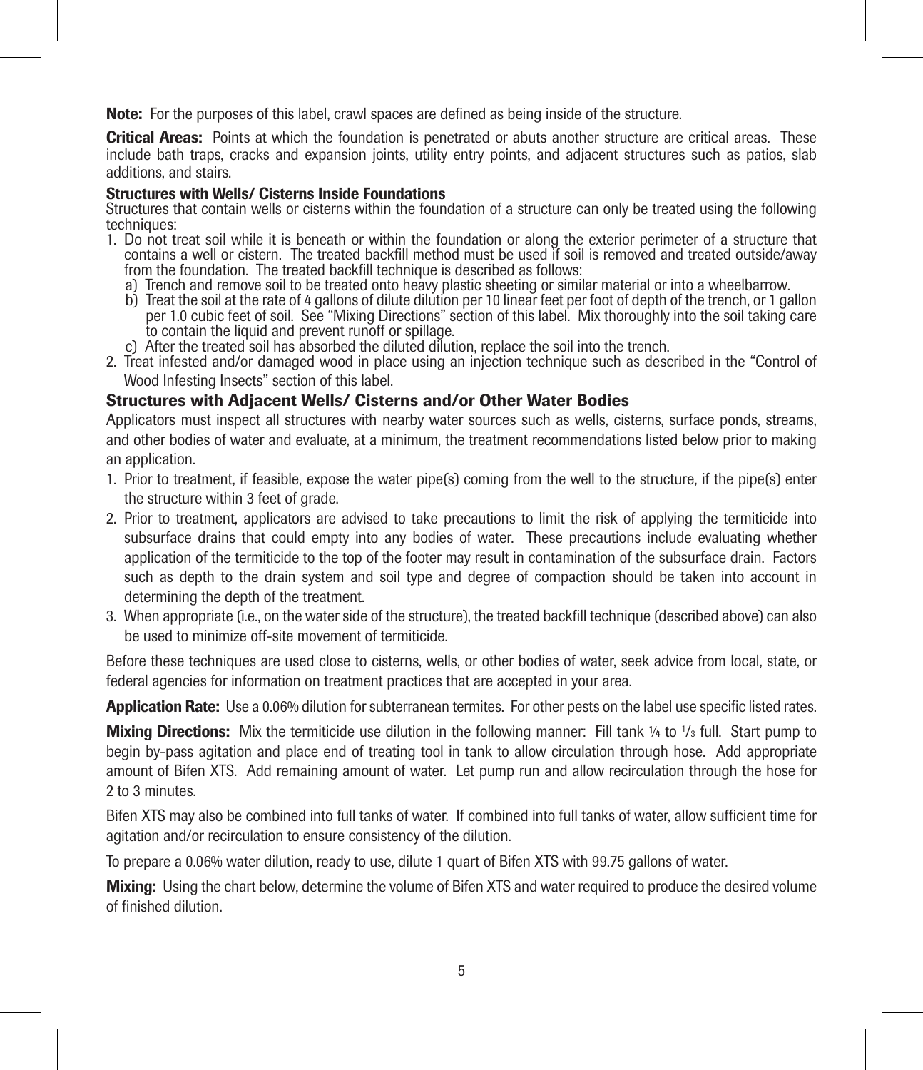**Note:** For the purposes of this label, crawl spaces are defined as being inside of the structure.

**Critical Areas:** Points at which the foundation is penetrated or abuts another structure are critical areas. These include bath traps, cracks and expansion joints, utility entry points, and adjacent structures such as patios, slab additions, and stairs.

**Structures with Wells/ Cisterns Inside Foundations**

Structures that contain wells or cisterns within the foundation of a structure can only be treated using the following techniques:

1. Do not treat soil while it is beneath or within the foundation or along the exterior perimeter of a structure that contains a well or cistern. The treated backfill method must be used if soil is removed and treated outside/away from the foundation. The treated backfill technique is described as follows:
   a) Trench and remove soil to be treated onto heavy plastic sheeting or similar material or into a wheelbarrow.
   b) Treat the soil at the rate of 4 gallons of dilute dilution per 10 linear feet per foot of depth of the trench, or 1 gallon per 1.0 cubic feet of soil. See "Mixing Directions" section of this label. Mix thoroughly into the soil taking care to contain the liquid and prevent runoff or spillage.
   c) After the treated soil has absorbed the diluted dilution, replace the soil into the trench.
2. Treat infested and/or damaged wood in place using an injection technique such as described in the "Control of Wood Infesting Insects" section of this label.

**Structures with Adjacent Wells/ Cisterns and/or Other Water Bodies**

Applicators must inspect all structures with nearby water sources such as wells, cisterns, surface ponds, streams, and other bodies of water and evaluate, at a minimum, the treatment recommendations listed below prior to making an application.

1. Prior to treatment, if feasible, expose the water pipe(s) coming from the well to the structure, if the pipe(s) enter the structure within 3 feet of grade.
2. Prior to treatment, applicators are advised to take precautions to limit the risk of applying the termiticide into subsurface drains that could empty into any bodies of water. These precautions include evaluating whether application of the termiticide to the top of the footer may result in contamination of the subsurface drain. Factors such as depth to the drain system and soil type and degree of compaction should be taken into account in determining the depth of the treatment.
3. When appropriate (i.e., on the water side of the structure), the treated backfill technique (described above) can also be used to minimize off-site movement of termiticide.

Before these techniques are used close to cisterns, wells, or other bodies of water, seek advice from local, state, or federal agencies for information on treatment practices that are accepted in your area.

**Application Rate:** Use a 0.06% dilution for subterranean termites. For other pests on the label use specific listed rates.

**Mixing Directions:** Mix the termiticide use dilution in the following manner: Fill tank ¼ to ⅓ full. Start pump to begin by-pass agitation and place end of treating tool in tank to allow circulation through hose. Add appropriate amount of Bifen XTS. Add remaining amount of water. Let pump run and allow recirculation through the hose for 2 to 3 minutes.

Bifen XTS may also be combined into full tanks of water. If combined into full tanks of water, allow sufficient time for agitation and/or recirculation to ensure consistency of the dilution.

To prepare a 0.06% water dilution, ready to use, dilute 1 quart of Bifen XTS with 99.75 gallons of water.

**Mixing:** Using the chart below, determine the volume of Bifen XTS and water required to produce the desired volume of finished dilution.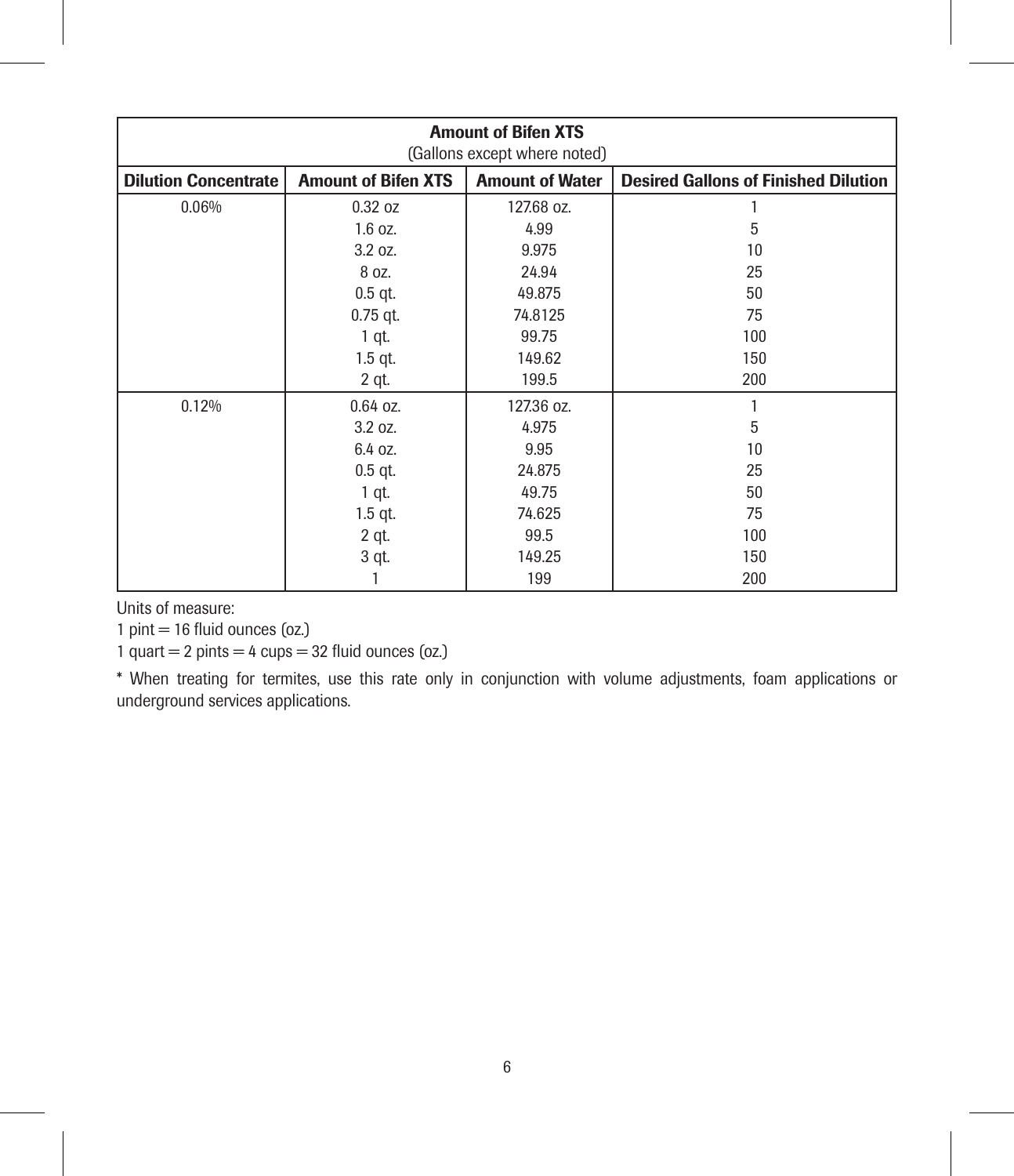| Amount of Bifen XTS (Gallons except where noted) | | | |
|---|---|---|---|
| **Dilution Concentrate** | **Amount of Bifen XTS** | **Amount of Water** | **Desired Gallons of Finished Dilution** |
| 0.06% | 0.32 oz | 127.68 oz. | 1 |
| | 1.6 oz. | 4.99 | 5 |
| | 3.2 oz. | 9.975 | 10 |
| | 8 oz. | 24.94 | 25 |
| | 0.5 qt. | 49.875 | 50 |
| | 0.75 qt. | 74.8125 | 75 |
| | 1 qt. | 99.75 | 100 |
| | 1.5 qt. | 149.62 | 150 |
| | 2 qt. | 199.5 | 200 |
| 0.12% | 0.64 oz. | 127.36 oz. | 1 |
| | 3.2 oz. | 4.975 | 5 |
| | 6.4 oz. | 9.95 | 10 |
| | 0.5 qt. | 24.875 | 25 |
| | 1 qt. | 49.75 | 50 |
| | 1.5 qt. | 74.625 | 75 |
| | 2 qt. | 99.5 | 100 |
| | 3 qt. | 149.25 | 150 |
| | 1 | 199 | 200 |

Units of measure:

1 pint = 16 fluid ounces (oz.)

1 quart = 2 pints = 4 cups = 32 fluid ounces (oz.)

* When treating for termites, use this rate only in conjunction with volume adjustments, foam applications or underground services applications.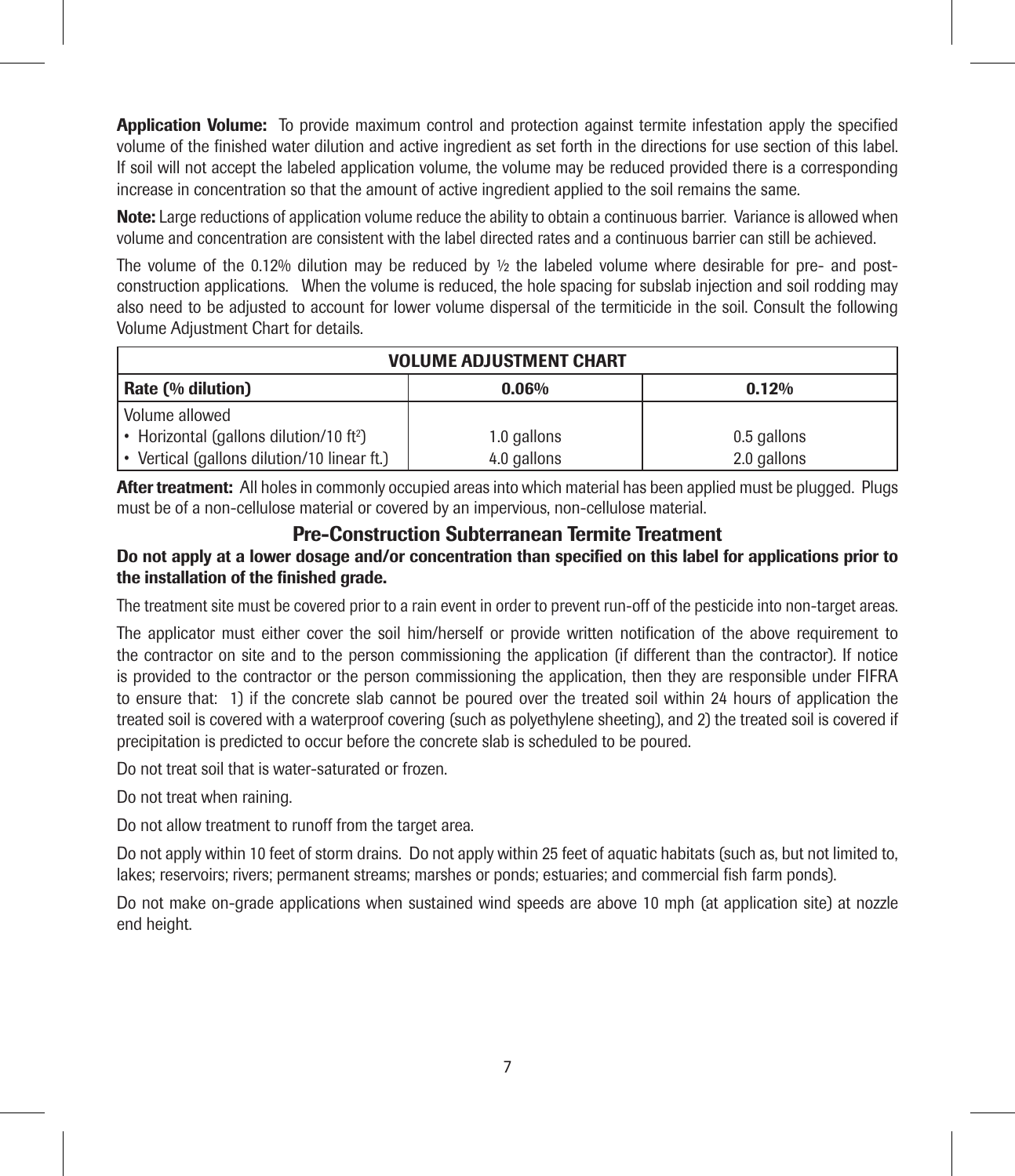**Application Volume:** To provide maximum control and protection against termite infestation apply the specified volume of the finished water dilution and active ingredient as set forth in the directions for use section of this label. If soil will not accept the labeled application volume, the volume may be reduced provided there is a corresponding increase in concentration so that the amount of active ingredient applied to the soil remains the same.

**Note:** Large reductions of application volume reduce the ability to obtain a continuous barrier. Variance is allowed when volume and concentration are consistent with the label directed rates and a continuous barrier can still be achieved.

The volume of the 0.12% dilution may be reduced by ½ the labeled volume where desirable for pre- and post-construction applications. When the volume is reduced, the hole spacing for subslab injection and soil rodding may also need to be adjusted to account for lower volume dispersal of the termiticide in the soil. Consult the following Volume Adjustment Chart for details.

| VOLUME ADJUSTMENT CHART | | |
|---|---|---|
| **Rate (% dilution)** | **0.06%** | **0.12%** |
| Volume allowed<br>• Horizontal (gallons dilution/10 $ft^2$)<br>• Vertical (gallons dilution/10 linear ft.) | <br>1.0 gallons<br>4.0 gallons | <br>0.5 gallons<br>2.0 gallons |

**After treatment:** All holes in commonly occupied areas into which material has been applied must be plugged. Plugs must be of a non-cellulose material or covered by an impervious, non-cellulose material.

## Pre-Construction Subterranean Termite Treatment

**Do not apply at a lower dosage and/or concentration than specified on this label for applications prior to the installation of the finished grade.**

The treatment site must be covered prior to a rain event in order to prevent run-off of the pesticide into non-target areas.

The applicator must either cover the soil him/herself or provide written notification of the above requirement to the contractor on site and to the person commissioning the application (if different than the contractor). If notice is provided to the contractor or the person commissioning the application, then they are responsible under FIFRA to ensure that: 1) if the concrete slab cannot be poured over the treated soil within 24 hours of application the treated soil is covered with a waterproof covering (such as polyethylene sheeting), and 2) the treated soil is covered if precipitation is predicted to occur before the concrete slab is scheduled to be poured.

Do not treat soil that is water-saturated or frozen.

Do not treat when raining.

Do not allow treatment to runoff from the target area.

Do not apply within 10 feet of storm drains. Do not apply within 25 feet of aquatic habitats (such as, but not limited to, lakes; reservoirs; rivers; permanent streams; marshes or ponds; estuaries; and commercial fish farm ponds).

Do not make on-grade applications when sustained wind speeds are above 10 mph (at application site) at nozzle end height.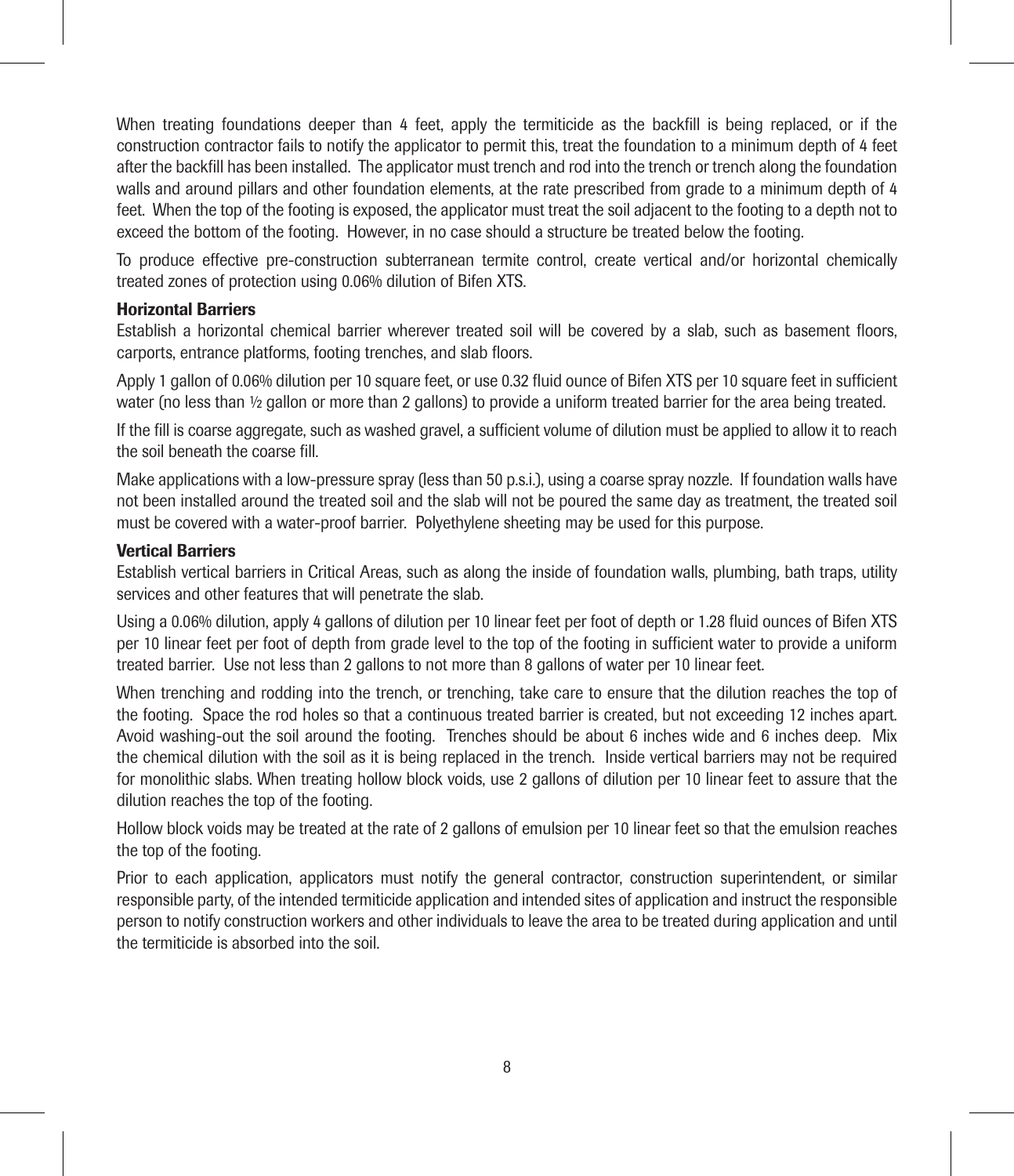When treating foundations deeper than 4 feet, apply the termiticide as the backfill is being replaced, or if the construction contractor fails to notify the applicator to permit this, treat the foundation to a minimum depth of 4 feet after the backfill has been installed. The applicator must trench and rod into the trench or trench along the foundation walls and around pillars and other foundation elements, at the rate prescribed from grade to a minimum depth of 4 feet. When the top of the footing is exposed, the applicator must treat the soil adjacent to the footing to a depth not to exceed the bottom of the footing. However, in no case should a structure be treated below the footing.

To produce effective pre-construction subterranean termite control, create vertical and/or horizontal chemically treated zones of protection using 0.06% dilution of Bifen XTS.

**Horizontal Barriers**

Establish a horizontal chemical barrier wherever treated soil will be covered by a slab, such as basement floors, carports, entrance platforms, footing trenches, and slab floors.

Apply 1 gallon of 0.06% dilution per 10 square feet, or use 0.32 fluid ounce of Bifen XTS per 10 square feet in sufficient water (no less than ½ gallon or more than 2 gallons) to provide a uniform treated barrier for the area being treated.

If the fill is coarse aggregate, such as washed gravel, a sufficient volume of dilution must be applied to allow it to reach the soil beneath the coarse fill.

Make applications with a low-pressure spray (less than 50 p.s.i.), using a coarse spray nozzle. If foundation walls have not been installed around the treated soil and the slab will not be poured the same day as treatment, the treated soil must be covered with a water-proof barrier. Polyethylene sheeting may be used for this purpose.

**Vertical Barriers**

Establish vertical barriers in Critical Areas, such as along the inside of foundation walls, plumbing, bath traps, utility services and other features that will penetrate the slab.

Using a 0.06% dilution, apply 4 gallons of dilution per 10 linear feet per foot of depth or 1.28 fluid ounces of Bifen XTS per 10 linear feet per foot of depth from grade level to the top of the footing in sufficient water to provide a uniform treated barrier. Use not less than 2 gallons to not more than 8 gallons of water per 10 linear feet.

When trenching and rodding into the trench, or trenching, take care to ensure that the dilution reaches the top of the footing. Space the rod holes so that a continuous treated barrier is created, but not exceeding 12 inches apart. Avoid washing-out the soil around the footing. Trenches should be about 6 inches wide and 6 inches deep. Mix the chemical dilution with the soil as it is being replaced in the trench. Inside vertical barriers may not be required for monolithic slabs. When treating hollow block voids, use 2 gallons of dilution per 10 linear feet to assure that the dilution reaches the top of the footing.

Hollow block voids may be treated at the rate of 2 gallons of emulsion per 10 linear feet so that the emulsion reaches the top of the footing.

Prior to each application, applicators must notify the general contractor, construction superintendent, or similar responsible party, of the intended termiticide application and intended sites of application and instruct the responsible person to notify construction workers and other individuals to leave the area to be treated during application and until the termiticide is absorbed into the soil.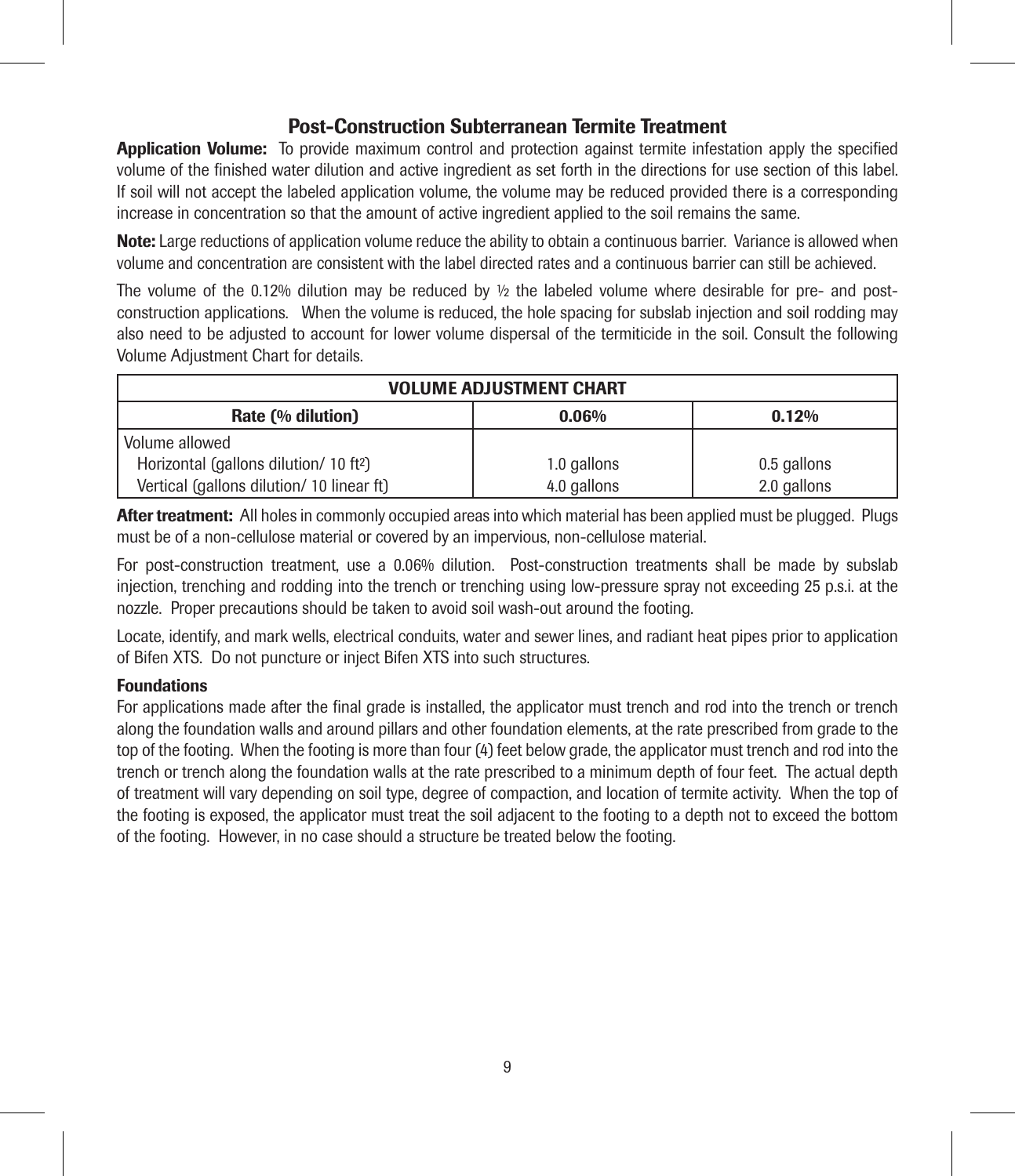## Post-Construction Subterranean Termite Treatment

**Application Volume:** To provide maximum control and protection against termite infestation apply the specified volume of the finished water dilution and active ingredient as set forth in the directions for use section of this label. If soil will not accept the labeled application volume, the volume may be reduced provided there is a corresponding increase in concentration so that the amount of active ingredient applied to the soil remains the same.

**Note:** Large reductions of application volume reduce the ability to obtain a continuous barrier. Variance is allowed when volume and concentration are consistent with the label directed rates and a continuous barrier can still be achieved.

The volume of the 0.12% dilution may be reduced by ½ the labeled volume where desirable for pre- and post-construction applications. When the volume is reduced, the hole spacing for subslab injection and soil rodding may also need to be adjusted to account for lower volume dispersal of the termiticide in the soil. Consult the following Volume Adjustment Chart for details.

| VOLUME ADJUSTMENT CHART | | |
|---|---|---|
| **Rate (% dilution)** | **0.06%** | **0.12%** |
| Volume allowed | | |
| Horizontal (gallons dilution/ 10 $ft^2$) | 1.0 gallons | 0.5 gallons |
| Vertical (gallons dilution/ 10 linear ft) | 4.0 gallons | 2.0 gallons |

**After treatment:** All holes in commonly occupied areas into which material has been applied must be plugged. Plugs must be of a non-cellulose material or covered by an impervious, non-cellulose material.

For post-construction treatment, use a 0.06% dilution. Post-construction treatments shall be made by subslab injection, trenching and rodding into the trench or trenching using low-pressure spray not exceeding 25 p.s.i. at the nozzle. Proper precautions should be taken to avoid soil wash-out around the footing.

Locate, identify, and mark wells, electrical conduits, water and sewer lines, and radiant heat pipes prior to application of Bifen XTS. Do not puncture or inject Bifen XTS into such structures.

### Foundations

For applications made after the final grade is installed, the applicator must trench and rod into the trench or trench along the foundation walls and around pillars and other foundation elements, at the rate prescribed from grade to the top of the footing. When the footing is more than four (4) feet below grade, the applicator must trench and rod into the trench or trench along the foundation walls at the rate prescribed to a minimum depth of four feet. The actual depth of treatment will vary depending on soil type, degree of compaction, and location of termite activity. When the top of the footing is exposed, the applicator must treat the soil adjacent to the footing to a depth not to exceed the bottom of the footing. However, in no case should a structure be treated below the footing.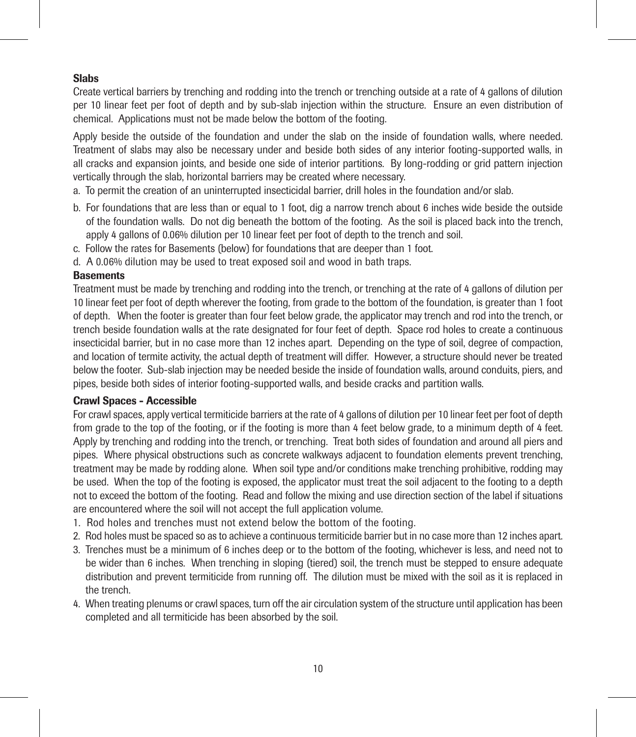### Slabs

Create vertical barriers by trenching and rodding into the trench or trenching outside at a rate of 4 gallons of dilution per 10 linear feet per foot of depth and by sub-slab injection within the structure. Ensure an even distribution of chemical. Applications must not be made below the bottom of the footing.

Apply beside the outside of the foundation and under the slab on the inside of foundation walls, where needed. Treatment of slabs may also be necessary under and beside both sides of any interior footing-supported walls, in all cracks and expansion joints, and beside one side of interior partitions. By long-rodding or grid pattern injection vertically through the slab, horizontal barriers may be created where necessary.

a. To permit the creation of an uninterrupted insecticidal barrier, drill holes in the foundation and/or slab.
b. For foundations that are less than or equal to 1 foot, dig a narrow trench about 6 inches wide beside the outside of the foundation walls. Do not dig beneath the bottom of the footing. As the soil is placed back into the trench, apply 4 gallons of 0.06% dilution per 10 linear feet per foot of depth to the trench and soil.
c. Follow the rates for Basements (below) for foundations that are deeper than 1 foot.
d. A 0.06% dilution may be used to treat exposed soil and wood in bath traps.

### Basements

Treatment must be made by trenching and rodding into the trench, or trenching at the rate of 4 gallons of dilution per 10 linear feet per foot of depth wherever the footing, from grade to the bottom of the foundation, is greater than 1 foot of depth. When the footer is greater than four feet below grade, the applicator may trench and rod into the trench, or trench beside foundation walls at the rate designated for four feet of depth. Space rod holes to create a continuous insecticidal barrier, but in no case more than 12 inches apart. Depending on the type of soil, degree of compaction, and location of termite activity, the actual depth of treatment will differ. However, a structure should never be treated below the footer. Sub-slab injection may be needed beside the inside of foundation walls, around conduits, piers, and pipes, beside both sides of interior footing-supported walls, and beside cracks and partition walls.

### Crawl Spaces - Accessible

For crawl spaces, apply vertical termiticide barriers at the rate of 4 gallons of dilution per 10 linear feet per foot of depth from grade to the top of the footing, or if the footing is more than 4 feet below grade, to a minimum depth of 4 feet. Apply by trenching and rodding into the trench, or trenching. Treat both sides of foundation and around all piers and pipes. Where physical obstructions such as concrete walkways adjacent to foundation elements prevent trenching, treatment may be made by rodding alone. When soil type and/or conditions make trenching prohibitive, rodding may be used. When the top of the footing is exposed, the applicator must treat the soil adjacent to the footing to a depth not to exceed the bottom of the footing. Read and follow the mixing and use direction section of the label if situations are encountered where the soil will not accept the full application volume.

1. Rod holes and trenches must not extend below the bottom of the footing.
2. Rod holes must be spaced so as to achieve a continuous termiticide barrier but in no case more than 12 inches apart.
3. Trenches must be a minimum of 6 inches deep or to the bottom of the footing, whichever is less, and need not to be wider than 6 inches. When trenching in sloping (tiered) soil, the trench must be stepped to ensure adequate distribution and prevent termiticide from running off. The dilution must be mixed with the soil as it is replaced in the trench.
4. When treating plenums or crawl spaces, turn off the air circulation system of the structure until application has been completed and all termiticide has been absorbed by the soil.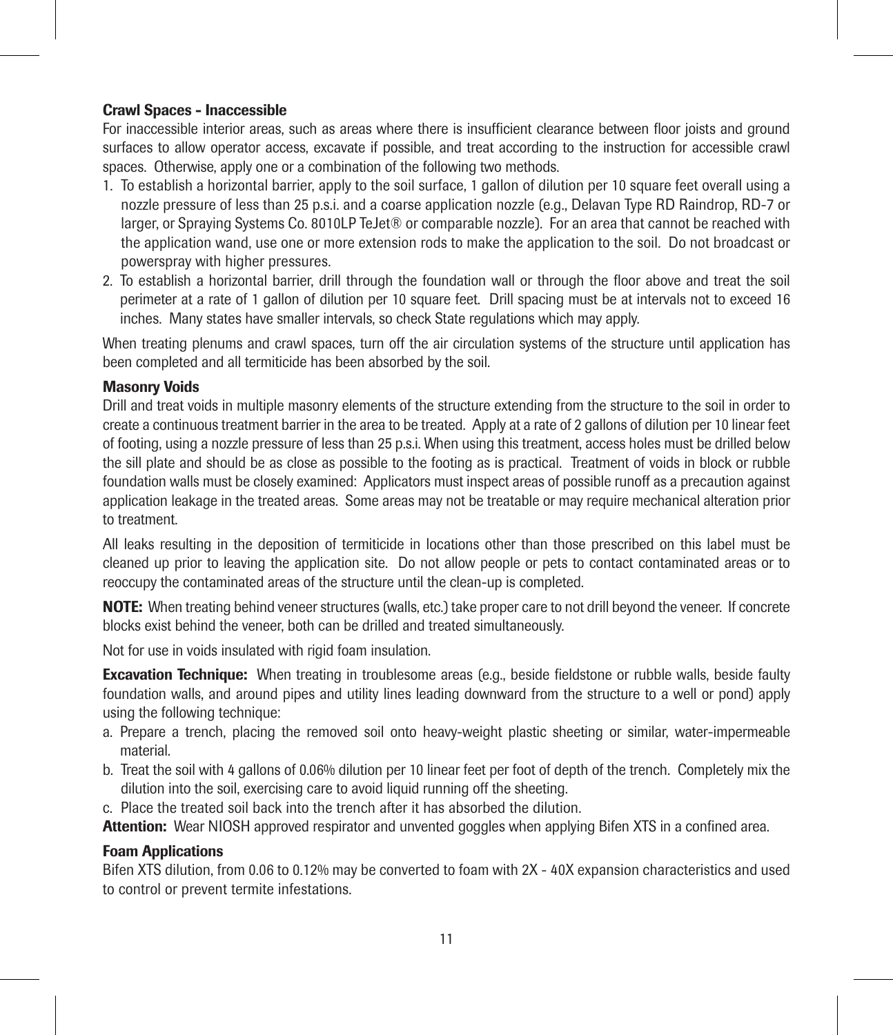**Crawl Spaces - Inaccessible**

For inaccessible interior areas, such as areas where there is insufficient clearance between floor joists and ground surfaces to allow operator access, excavate if possible, and treat according to the instruction for accessible crawl spaces. Otherwise, apply one or a combination of the following two methods.

1. To establish a horizontal barrier, apply to the soil surface, 1 gallon of dilution per 10 square feet overall using a nozzle pressure of less than 25 p.s.i. and a coarse application nozzle (e.g., Delavan Type RD Raindrop, RD-7 or larger, or Spraying Systems Co. 8010LP TeJet® or comparable nozzle). For an area that cannot be reached with the application wand, use one or more extension rods to make the application to the soil. Do not broadcast or powerspray with higher pressures.
2. To establish a horizontal barrier, drill through the foundation wall or through the floor above and treat the soil perimeter at a rate of 1 gallon of dilution per 10 square feet. Drill spacing must be at intervals not to exceed 16 inches. Many states have smaller intervals, so check State regulations which may apply.

When treating plenums and crawl spaces, turn off the air circulation systems of the structure until application has been completed and all termiticide has been absorbed by the soil.

**Masonry Voids**

Drill and treat voids in multiple masonry elements of the structure extending from the structure to the soil in order to create a continuous treatment barrier in the area to be treated. Apply at a rate of 2 gallons of dilution per 10 linear feet of footing, using a nozzle pressure of less than 25 p.s.i. When using this treatment, access holes must be drilled below the sill plate and should be as close as possible to the footing as is practical. Treatment of voids in block or rubble foundation walls must be closely examined: Applicators must inspect areas of possible runoff as a precaution against application leakage in the treated areas. Some areas may not be treatable or may require mechanical alteration prior to treatment.

All leaks resulting in the deposition of termiticide in locations other than those prescribed on this label must be cleaned up prior to leaving the application site. Do not allow people or pets to contact contaminated areas or to reoccupy the contaminated areas of the structure until the clean-up is completed.

**NOTE:** When treating behind veneer structures (walls, etc.) take proper care to not drill beyond the veneer. If concrete blocks exist behind the veneer, both can be drilled and treated simultaneously.

Not for use in voids insulated with rigid foam insulation.

**Excavation Technique:** When treating in troublesome areas (e.g., beside fieldstone or rubble walls, beside faulty foundation walls, and around pipes and utility lines leading downward from the structure to a well or pond) apply using the following technique:

a. Prepare a trench, placing the removed soil onto heavy-weight plastic sheeting or similar, water-impermeable material.
b. Treat the soil with 4 gallons of 0.06% dilution per 10 linear feet per foot of depth of the trench. Completely mix the dilution into the soil, exercising care to avoid liquid running off the sheeting.
c. Place the treated soil back into the trench after it has absorbed the dilution.

**Attention:** Wear NIOSH approved respirator and unvented goggles when applying Bifen XTS in a confined area.

**Foam Applications**

Bifen XTS dilution, from 0.06 to 0.12% may be converted to foam with 2X - 40X expansion characteristics and used to control or prevent termite infestations.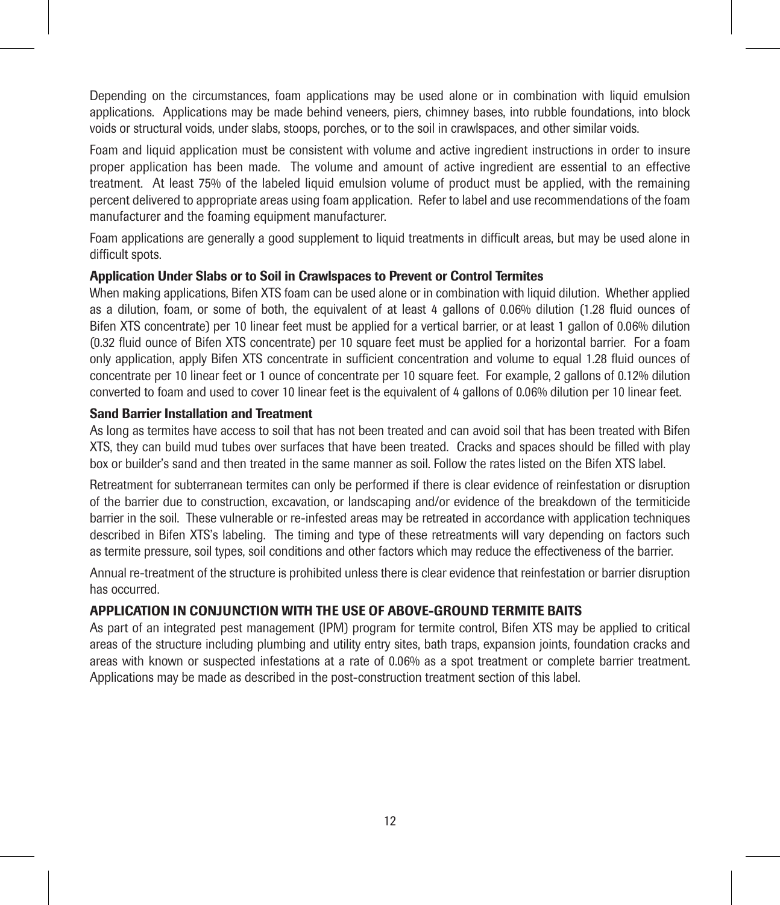Depending on the circumstances, foam applications may be used alone or in combination with liquid emulsion applications. Applications may be made behind veneers, piers, chimney bases, into rubble foundations, into block voids or structural voids, under slabs, stoops, porches, or to the soil in crawlspaces, and other similar voids.

Foam and liquid application must be consistent with volume and active ingredient instructions in order to insure proper application has been made. The volume and amount of active ingredient are essential to an effective treatment. At least 75% of the labeled liquid emulsion volume of product must be applied, with the remaining percent delivered to appropriate areas using foam application. Refer to label and use recommendations of the foam manufacturer and the foaming equipment manufacturer.

Foam applications are generally a good supplement to liquid treatments in difficult areas, but may be used alone in difficult spots.

**Application Under Slabs or to Soil in Crawlspaces to Prevent or Control Termites**

When making applications, Bifen XTS foam can be used alone or in combination with liquid dilution. Whether applied as a dilution, foam, or some of both, the equivalent of at least 4 gallons of 0.06% dilution (1.28 fluid ounces of Bifen XTS concentrate) per 10 linear feet must be applied for a vertical barrier, or at least 1 gallon of 0.06% dilution (0.32 fluid ounce of Bifen XTS concentrate) per 10 square feet must be applied for a horizontal barrier. For a foam only application, apply Bifen XTS concentrate in sufficient concentration and volume to equal 1.28 fluid ounces of concentrate per 10 linear feet or 1 ounce of concentrate per 10 square feet. For example, 2 gallons of 0.12% dilution converted to foam and used to cover 10 linear feet is the equivalent of 4 gallons of 0.06% dilution per 10 linear feet.

**Sand Barrier Installation and Treatment**

As long as termites have access to soil that has not been treated and can avoid soil that has been treated with Bifen XTS, they can build mud tubes over surfaces that have been treated. Cracks and spaces should be filled with play box or builder's sand and then treated in the same manner as soil. Follow the rates listed on the Bifen XTS label.

Retreatment for subterranean termites can only be performed if there is clear evidence of reinfestation or disruption of the barrier due to construction, excavation, or landscaping and/or evidence of the breakdown of the termiticide barrier in the soil. These vulnerable or re-infested areas may be retreated in accordance with application techniques described in Bifen XTS's labeling. The timing and type of these retreatments will vary depending on factors such as termite pressure, soil types, soil conditions and other factors which may reduce the effectiveness of the barrier.

Annual re-treatment of the structure is prohibited unless there is clear evidence that reinfestation or barrier disruption has occurred.

## APPLICATION IN CONJUNCTION WITH THE USE OF ABOVE-GROUND TERMITE BAITS

As part of an integrated pest management (IPM) program for termite control, Bifen XTS may be applied to critical areas of the structure including plumbing and utility entry sites, bath traps, expansion joints, foundation cracks and areas with known or suspected infestations at a rate of 0.06% as a spot treatment or complete barrier treatment. Applications may be made as described in the post-construction treatment section of this label.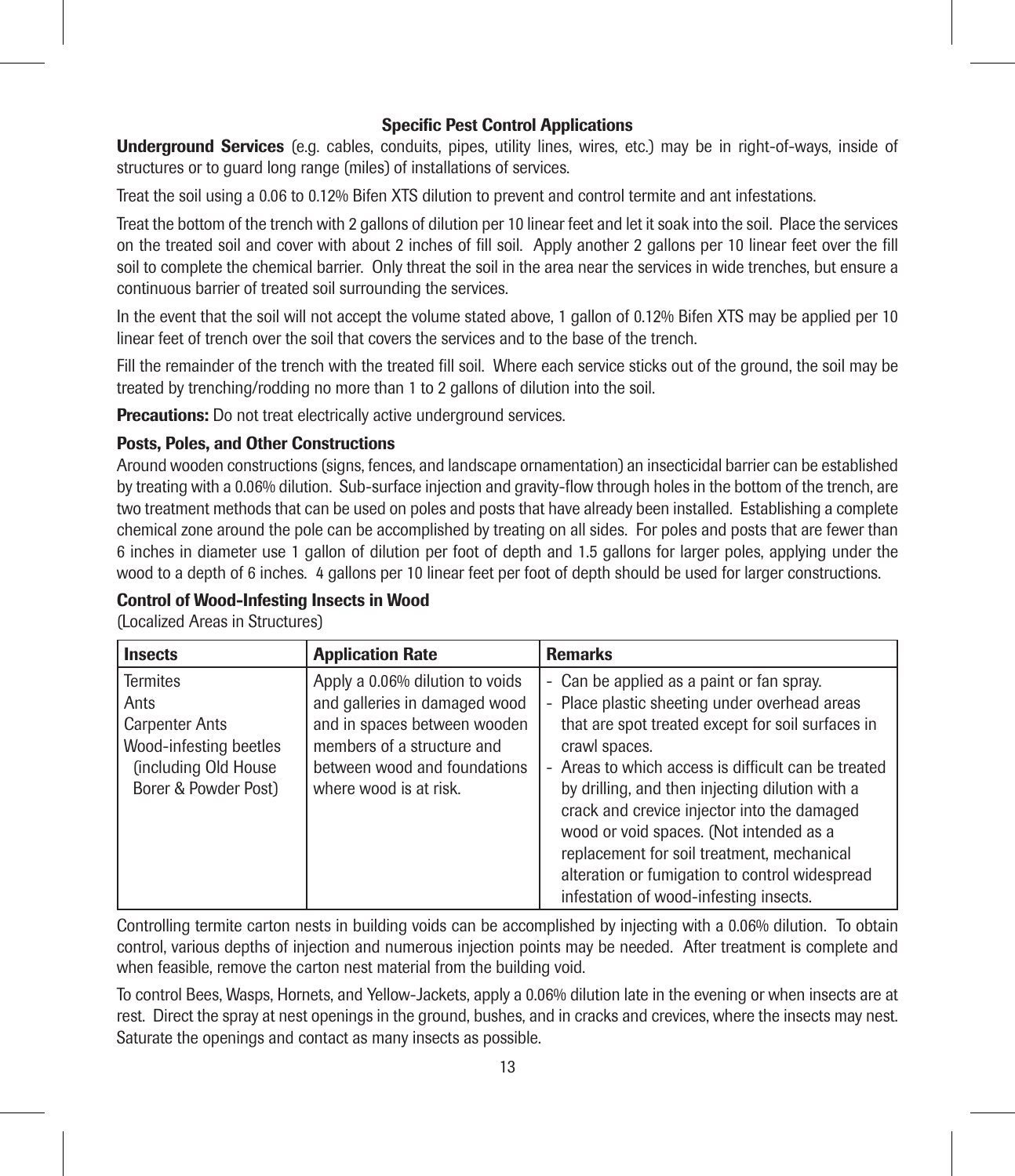## Specific Pest Control Applications

**Underground Services** (e.g. cables, conduits, pipes, utility lines, wires, etc.) may be in right-of-ways, inside of structures or to guard long range (miles) of installations of services.

Treat the soil using a 0.06 to 0.12% Bifen XTS dilution to prevent and control termite and ant infestations.

Treat the bottom of the trench with 2 gallons of dilution per 10 linear feet and let it soak into the soil. Place the services on the treated soil and cover with about 2 inches of fill soil. Apply another 2 gallons per 10 linear feet over the fill soil to complete the chemical barrier. Only threat the soil in the area near the services in wide trenches, but ensure a continuous barrier of treated soil surrounding the services.

In the event that the soil will not accept the volume stated above, 1 gallon of 0.12% Bifen XTS may be applied per 10 linear feet of trench over the soil that covers the services and to the base of the trench.

Fill the remainder of the trench with the treated fill soil. Where each service sticks out of the ground, the soil may be treated by trenching/rodding no more than 1 to 2 gallons of dilution into the soil.

**Precautions:** Do not treat electrically active underground services.

### Posts, Poles, and Other Constructions

Around wooden constructions (signs, fences, and landscape ornamentation) an insecticidal barrier can be established by treating with a 0.06% dilution. Sub-surface injection and gravity-flow through holes in the bottom of the trench, are two treatment methods that can be used on poles and posts that have already been installed. Establishing a complete chemical zone around the pole can be accomplished by treating on all sides. For poles and posts that are fewer than 6 inches in diameter use 1 gallon of dilution per foot of depth and 1.5 gallons for larger poles, applying under the wood to a depth of 6 inches. 4 gallons per 10 linear feet per foot of depth should be used for larger constructions.

### Control of Wood-Infesting Insects in Wood

(Localized Areas in Structures)

| Insects | Application Rate | Remarks |
|---|---|---|
| Termites<br>Ants<br>Carpenter Ants<br>Wood-infesting beetles (including Old House Borer & Powder Post) | Apply a 0.06% dilution to voids and galleries in damaged wood and in spaces between wooden members of a structure and between wood and foundations where wood is at risk. | - Can be applied as a paint or fan spray.<br>- Place plastic sheeting under overhead areas that are spot treated except for soil surfaces in crawl spaces.<br>- Areas to which access is difficult can be treated by drilling, and then injecting dilution with a crack and crevice injector into the damaged wood or void spaces. (Not intended as a replacement for soil treatment, mechanical alteration or fumigation to control widespread infestation of wood-infesting insects. |

Controlling termite carton nests in building voids can be accomplished by injecting with a 0.06% dilution. To obtain control, various depths of injection and numerous injection points may be needed. After treatment is complete and when feasible, remove the carton nest material from the building void.

To control Bees, Wasps, Hornets, and Yellow-Jackets, apply a 0.06% dilution late in the evening or when insects are at rest. Direct the spray at nest openings in the ground, bushes, and in cracks and crevices, where the insects may nest. Saturate the openings and contact as many insects as possible.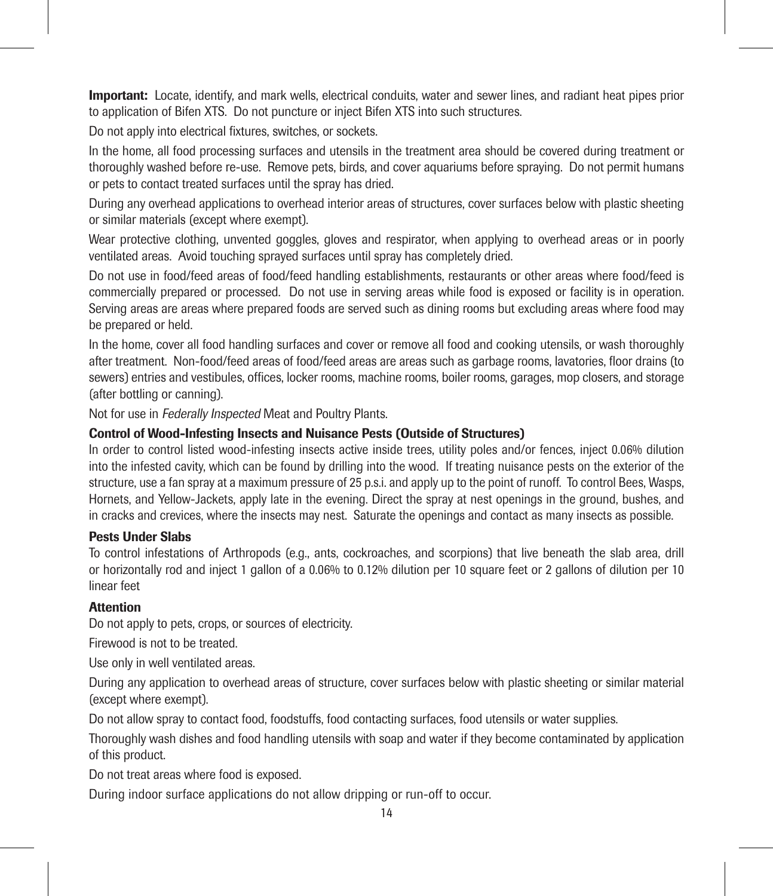**Important:** Locate, identify, and mark wells, electrical conduits, water and sewer lines, and radiant heat pipes prior to application of Bifen XTS. Do not puncture or inject Bifen XTS into such structures.

Do not apply into electrical fixtures, switches, or sockets.

In the home, all food processing surfaces and utensils in the treatment area should be covered during treatment or thoroughly washed before re-use. Remove pets, birds, and cover aquariums before spraying. Do not permit humans or pets to contact treated surfaces until the spray has dried.

During any overhead applications to overhead interior areas of structures, cover surfaces below with plastic sheeting or similar materials (except where exempt).

Wear protective clothing, unvented goggles, gloves and respirator, when applying to overhead areas or in poorly ventilated areas. Avoid touching sprayed surfaces until spray has completely dried.

Do not use in food/feed areas of food/feed handling establishments, restaurants or other areas where food/feed is commercially prepared or processed. Do not use in serving areas while food is exposed or facility is in operation. Serving areas are areas where prepared foods are served such as dining rooms but excluding areas where food may be prepared or held.

In the home, cover all food handling surfaces and cover or remove all food and cooking utensils, or wash thoroughly after treatment. Non-food/feed areas of food/feed areas are areas such as garbage rooms, lavatories, floor drains (to sewers) entries and vestibules, offices, locker rooms, machine rooms, boiler rooms, garages, mop closers, and storage (after bottling or canning).

Not for use in *Federally Inspected* Meat and Poultry Plants.

### Control of Wood-Infesting Insects and Nuisance Pests (Outside of Structures)

In order to control listed wood-infesting insects active inside trees, utility poles and/or fences, inject 0.06% dilution into the infested cavity, which can be found by drilling into the wood. If treating nuisance pests on the exterior of the structure, use a fan spray at a maximum pressure of 25 p.s.i. and apply up to the point of runoff. To control Bees, Wasps, Hornets, and Yellow-Jackets, apply late in the evening. Direct the spray at nest openings in the ground, bushes, and in cracks and crevices, where the insects may nest. Saturate the openings and contact as many insects as possible.

### Pests Under Slabs

To control infestations of Arthropods (e.g., ants, cockroaches, and scorpions) that live beneath the slab area, drill or horizontally rod and inject 1 gallon of a 0.06% to 0.12% dilution per 10 square feet or 2 gallons of dilution per 10 linear feet

### Attention

Do not apply to pets, crops, or sources of electricity.

Firewood is not to be treated.

Use only in well ventilated areas.

During any application to overhead areas of structure, cover surfaces below with plastic sheeting or similar material (except where exempt).

Do not allow spray to contact food, foodstuffs, food contacting surfaces, food utensils or water supplies.

Thoroughly wash dishes and food handling utensils with soap and water if they become contaminated by application of this product.

Do not treat areas where food is exposed.

During indoor surface applications do not allow dripping or run-off to occur.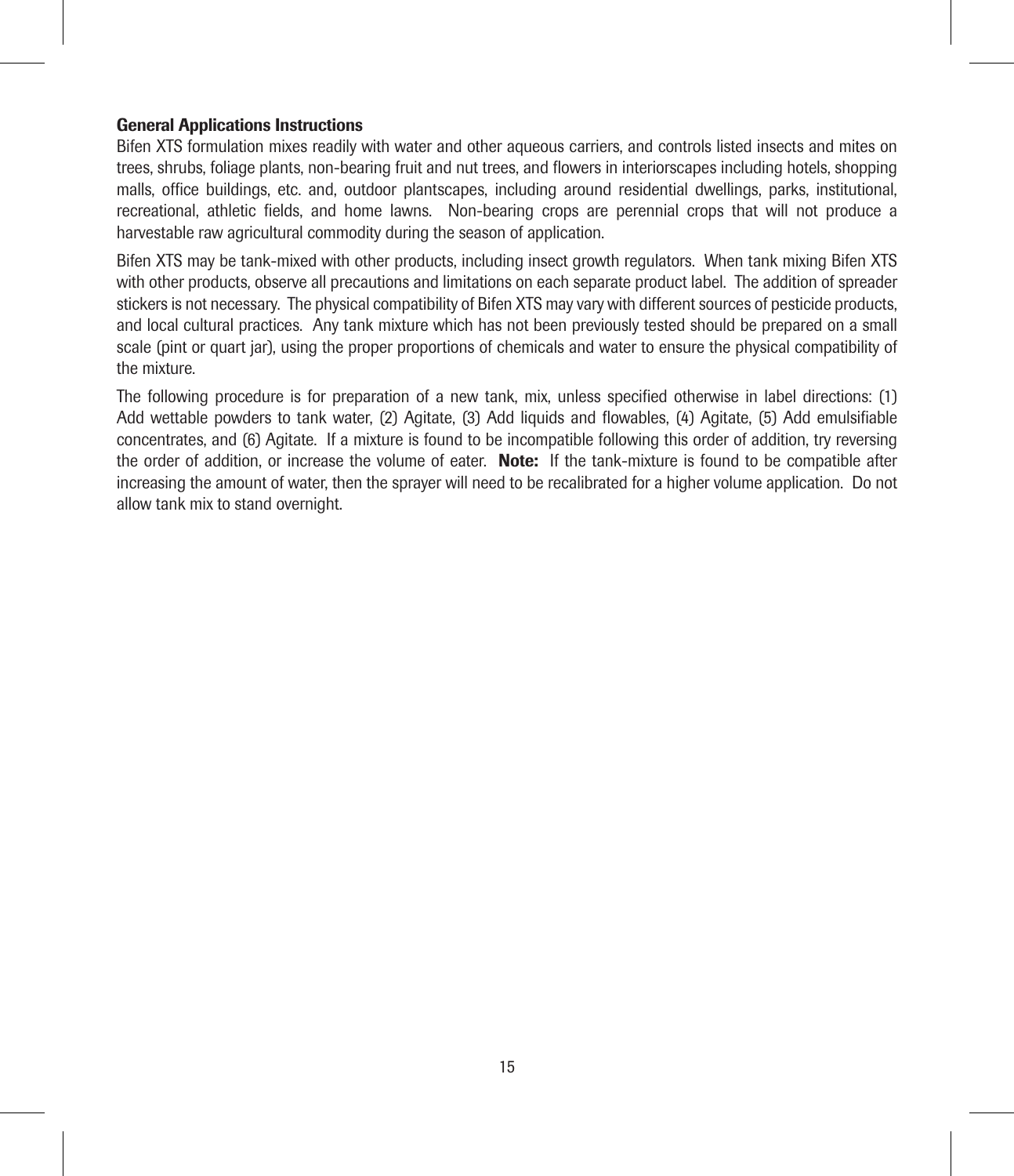**General Applications Instructions**

Bifen XTS formulation mixes readily with water and other aqueous carriers, and controls listed insects and mites on trees, shrubs, foliage plants, non-bearing fruit and nut trees, and flowers in interiorscapes including hotels, shopping malls, office buildings, etc. and, outdoor plantscapes, including around residential dwellings, parks, institutional, recreational, athletic fields, and home lawns. Non-bearing crops are perennial crops that will not produce a harvestable raw agricultural commodity during the season of application.

Bifen XTS may be tank-mixed with other products, including insect growth regulators. When tank mixing Bifen XTS with other products, observe all precautions and limitations on each separate product label. The addition of spreader stickers is not necessary. The physical compatibility of Bifen XTS may vary with different sources of pesticide products, and local cultural practices. Any tank mixture which has not been previously tested should be prepared on a small scale (pint or quart jar), using the proper proportions of chemicals and water to ensure the physical compatibility of the mixture.

The following procedure is for preparation of a new tank, mix, unless specified otherwise in label directions: (1) Add wettable powders to tank water, (2) Agitate, (3) Add liquids and flowables, (4) Agitate, (5) Add emulsifiable concentrates, and (6) Agitate. If a mixture is found to be incompatible following this order of addition, try reversing the order of addition, or increase the volume of eater. **Note:** If the tank-mixture is found to be compatible after increasing the amount of water, then the sprayer will need to be recalibrated for a higher volume application. Do not allow tank mix to stand overnight.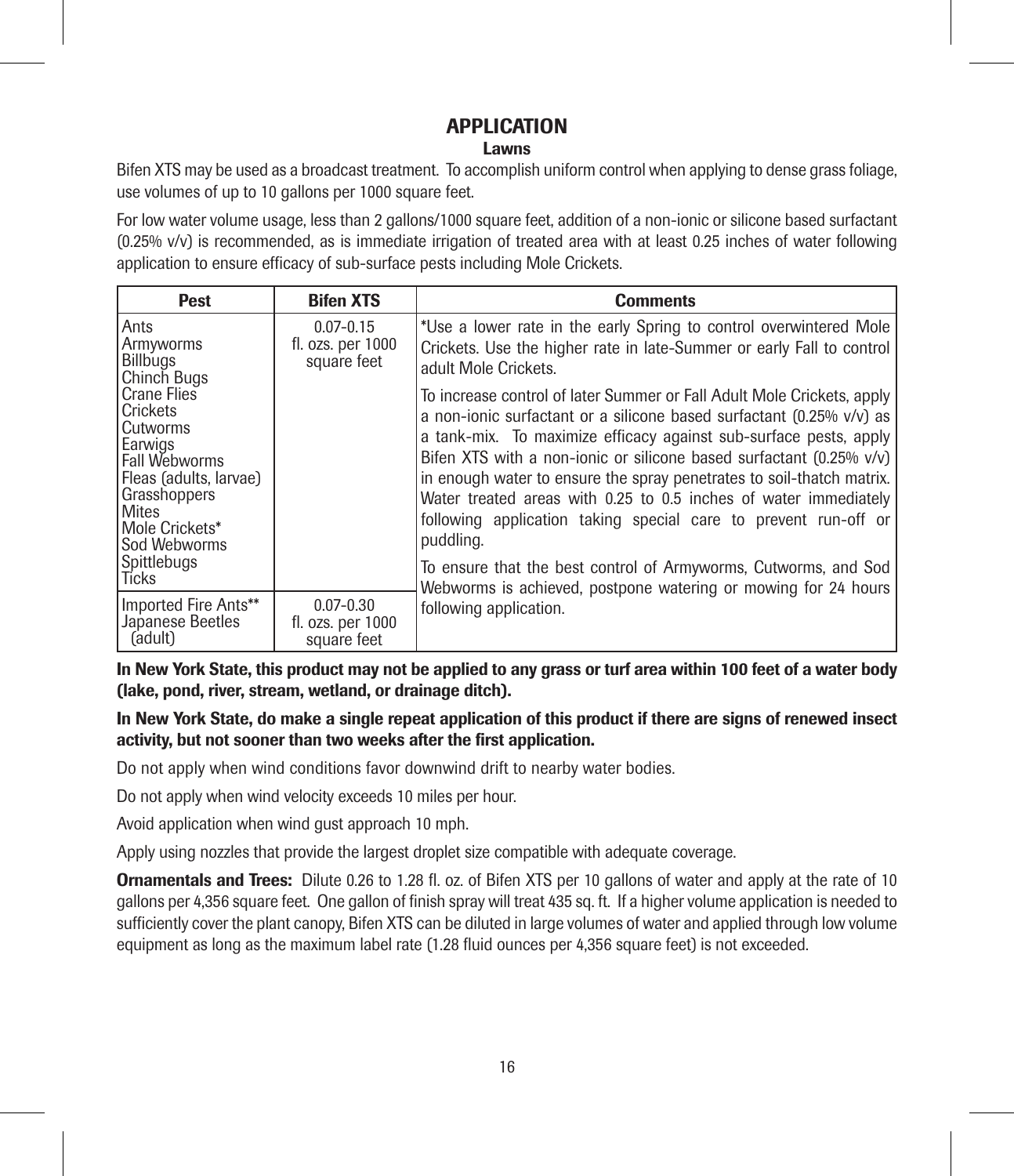# APPLICATION

## Lawns

Bifen XTS may be used as a broadcast treatment. To accomplish uniform control when applying to dense grass foliage, use volumes of up to 10 gallons per 1000 square feet.

For low water volume usage, less than 2 gallons/1000 square feet, addition of a non-ionic or silicone based surfactant (0.25% v/v) is recommended, as is immediate irrigation of treated area with at least 0.25 inches of water following application to ensure efficacy of sub-surface pests including Mole Crickets.

| Pest | Bifen XTS | Comments |
|---|---|---|
| Ants<br>Armyworms<br>Billbugs<br>Chinch Bugs<br>Crane Flies<br>Crickets<br>Cutworms<br>Earwigs<br>Fall Webworms<br>Fleas (adults, larvae)<br>Grasshoppers<br>Mites<br>Mole Crickets*<br>Sod Webworms<br>Spittlebugs<br>Ticks | 0.07-0.15 fl. ozs. per 1000 square feet | *Use a lower rate in the early Spring to control overwintered Mole Crickets. Use the higher rate in late-Summer or early Fall to control adult Mole Crickets.<br><br>To increase control of later Summer or Fall Adult Mole Crickets, apply a non-ionic surfactant or a silicone based surfactant (0.25% v/v) as a tank-mix. To maximize efficacy against sub-surface pests, apply Bifen XTS with a non-ionic or silicone based surfactant (0.25% v/v) in enough water to ensure the spray penetrates to soil-thatch matrix. Water treated areas with 0.25 to 0.5 inches of water immediately following application taking special care to prevent run-off or puddling.<br><br>To ensure that the best control of Armyworms, Cutworms, and Sod Webworms is achieved, postpone watering or mowing for 24 hours following application. |
| Imported Fire Ants**<br>Japanese Beetles (adult) | 0.07-0.30 fl. ozs. per 1000 square feet | |

**In New York State, this product may not be applied to any grass or turf area within 100 feet of a water body (lake, pond, river, stream, wetland, or drainage ditch).**

**In New York State, do make a single repeat application of this product if there are signs of renewed insect activity, but not sooner than two weeks after the first application.**

Do not apply when wind conditions favor downwind drift to nearby water bodies.

Do not apply when wind velocity exceeds 10 miles per hour.

Avoid application when wind gust approach 10 mph.

Apply using nozzles that provide the largest droplet size compatible with adequate coverage.

**Ornamentals and Trees:** Dilute 0.26 to 1.28 fl. oz. of Bifen XTS per 10 gallons of water and apply at the rate of 10 gallons per 4,356 square feet. One gallon of finish spray will treat 435 sq. ft. If a higher volume application is needed to sufficiently cover the plant canopy, Bifen XTS can be diluted in large volumes of water and applied through low volume equipment as long as the maximum label rate (1.28 fluid ounces per 4,356 square feet) is not exceeded.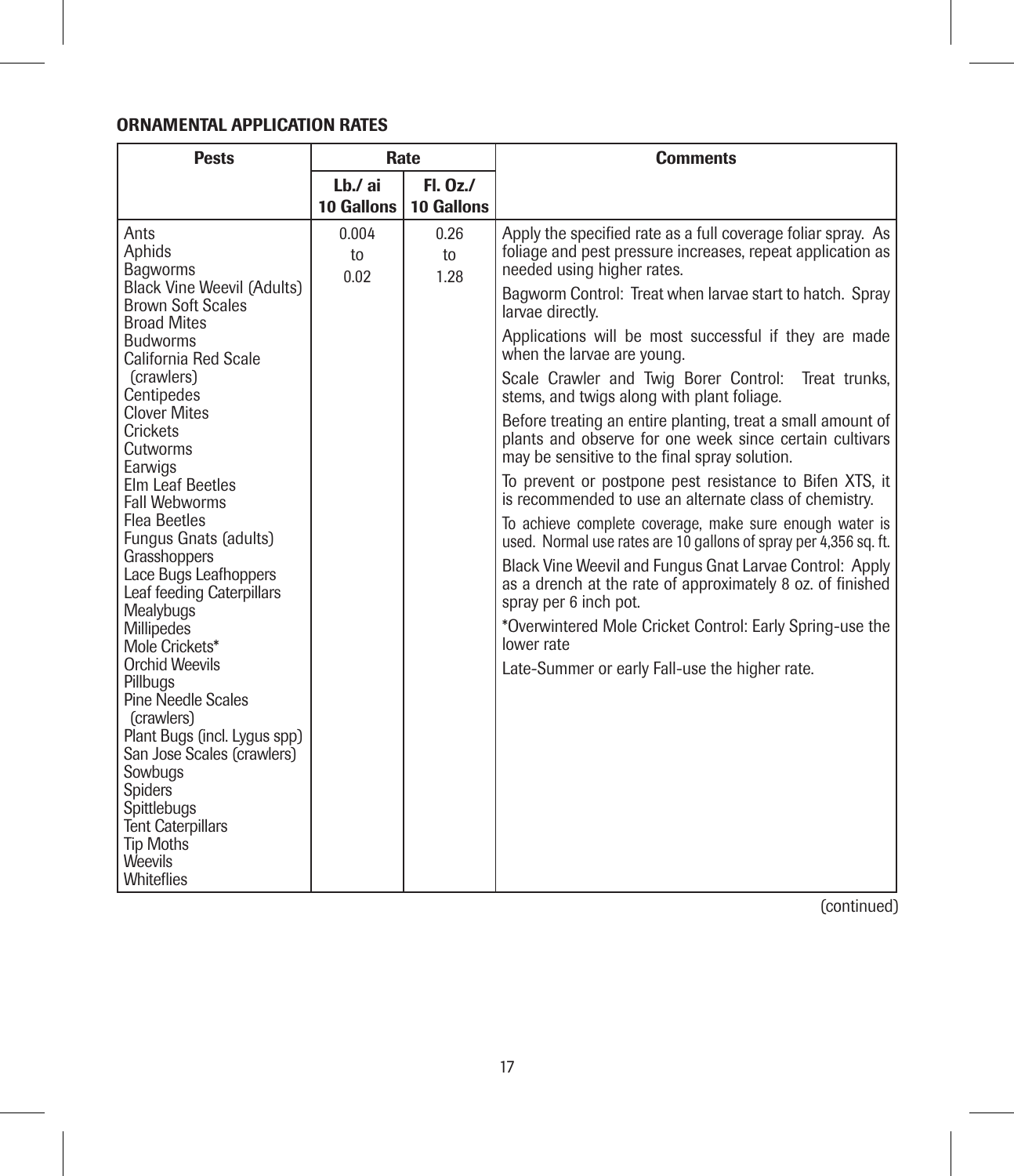## ORNAMENTAL APPLICATION RATES

| Pests | Rate | | Comments |
|---|---|---|---|
| | Lb./ ai 10 Gallons | Fl. Oz./ 10 Gallons | |
| Ants<br>Aphids<br>Bagworms<br>Black Vine Weevil (Adults)<br>Brown Soft Scales<br>Broad Mites<br>Budworms<br>California Red Scale (crawlers)<br>Centipedes<br>Clover Mites<br>Crickets<br>Cutworms<br>Earwigs<br>Elm Leaf Beetles<br>Fall Webworms<br>Flea Beetles<br>Fungus Gnats (adults)<br>Grasshoppers<br>Lace Bugs Leafhoppers<br>Leaf feeding Caterpillars<br>Mealybugs<br>Millipedes<br>Mole Crickets*<br>Orchid Weevils<br>Pillbugs<br>Pine Needle Scales (crawlers)<br>Plant Bugs (incl. Lygus spp)<br>San Jose Scales (crawlers)<br>Sowbugs<br>Spiders<br>Spittlebugs<br>Tent Caterpillars<br>Tip Moths<br>Weevils<br>Whiteflies | 0.004 to 0.02 | 0.26 to 1.28 | Apply the specified rate as a full coverage foliar spray. As foliage and pest pressure increases, repeat application as needed using higher rates.<br>Bagworm Control: Treat when larvae start to hatch. Spray larvae directly.<br>Applications will be most successful if they are made when the larvae are young.<br>Scale Crawler and Twig Borer Control: Treat trunks, stems, and twigs along with plant foliage.<br>Before treating an entire planting, treat a small amount of plants and observe for one week since certain cultivars may be sensitive to the final spray solution.<br>To prevent or postpone pest resistance to Bifen XTS, it is recommended to use an alternate class of chemistry.<br>To achieve complete coverage, make sure enough water is used. Normal use rates are 10 gallons of spray per 4,356 sq. ft.<br>Black Vine Weevil and Fungus Gnat Larvae Control: Apply as a drench at the rate of approximately 8 oz. of finished spray per 6 inch pot.<br>*Overwintered Mole Cricket Control: Early Spring-use the lower rate<br>Late-Summer or early Fall-use the higher rate. |

(continued)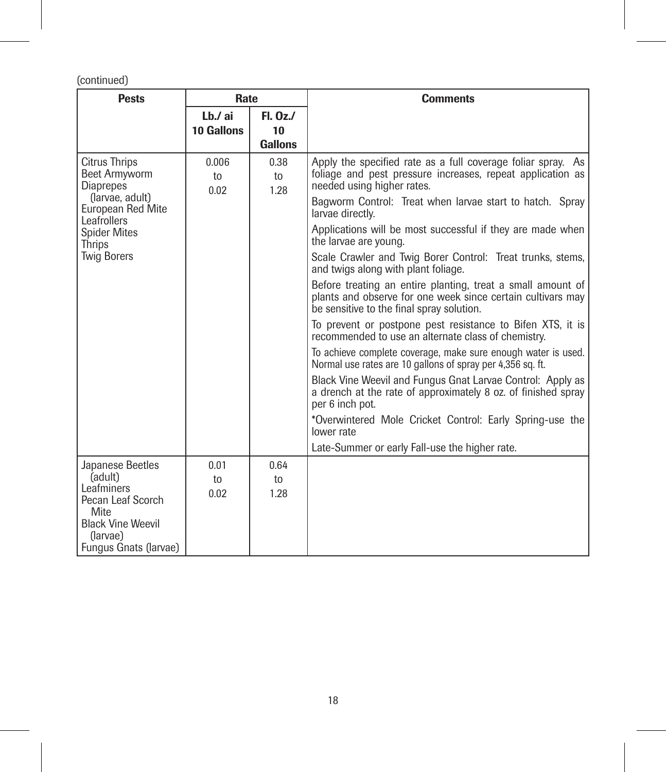(continued)

| Pests | Rate | | Comments |
|---|---|---|---|
| | Lb./ ai 10 Gallons | Fl. Oz./ 10 Gallons | |
| Citrus Thrips<br>Beet Armyworm<br>Diaprepes (larvae, adult)<br>European Red Mite<br>Leafrollers<br>Spider Mites<br>Thrips<br>Twig Borers | 0.006 to 0.02 | 0.38 to 1.28 | Apply the specified rate as a full coverage foliar spray. As foliage and pest pressure increases, repeat application as needed using higher rates.<br>Bagworm Control: Treat when larvae start to hatch. Spray larvae directly.<br>Applications will be most successful if they are made when the larvae are young.<br>Scale Crawler and Twig Borer Control: Treat trunks, stems, and twigs along with plant foliage.<br>Before treating an entire planting, treat a small amount of plants and observe for one week since certain cultivars may be sensitive to the final spray solution.<br>To prevent or postpone pest resistance to Bifen XTS, it is recommended to use an alternate class of chemistry.<br>To achieve complete coverage, make sure enough water is used. Normal use rates are 10 gallons of spray per 4,356 sq. ft.<br>Black Vine Weevil and Fungus Gnat Larvae Control: Apply as a drench at the rate of approximately 8 oz. of finished spray per 6 inch pot.<br>*Overwintered Mole Cricket Control: Early Spring-use the lower rate<br>Late-Summer or early Fall-use the higher rate. |
| Japanese Beetles (adult)<br>Leafminers<br>Pecan Leaf Scorch Mite<br>Black Vine Weevil (larvae)<br>Fungus Gnats (larvae) | 0.01 to 0.02 | 0.64 to 1.28 | |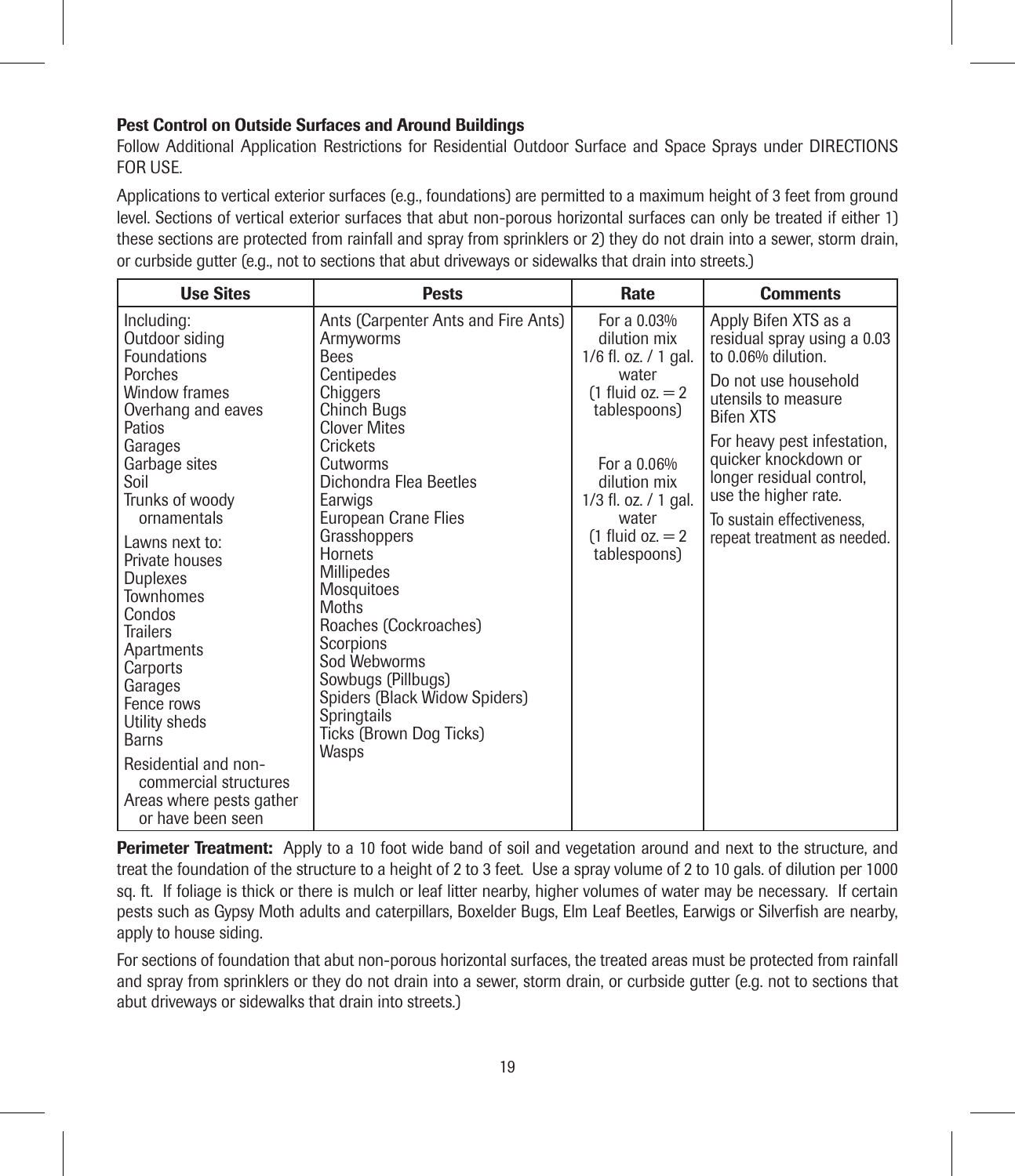### Pest Control on Outside Surfaces and Around Buildings

Follow Additional Application Restrictions for Residential Outdoor Surface and Space Sprays under DIRECTIONS FOR USE.

Applications to vertical exterior surfaces (e.g., foundations) are permitted to a maximum height of 3 feet from ground level. Sections of vertical exterior surfaces that abut non-porous horizontal surfaces can only be treated if either 1) these sections are protected from rainfall and spray from sprinklers or 2) they do not drain into a sewer, storm drain, or curbside gutter (e.g., not to sections that abut driveways or sidewalks that drain into streets.)

| Use Sites | Pests | Rate | Comments |
|---|---|---|---|
| Including:<br>Outdoor siding<br>Foundations<br>Porches<br>Window frames<br>Overhang and eaves<br>Patios<br>Garages<br>Garbage sites<br>Soil<br>Trunks of woody ornamentals<br><br>Lawns next to:<br>Private houses<br>Duplexes<br>Townhomes<br>Condos<br>Trailers<br>Apartments<br>Carports<br>Garages<br>Fence rows<br>Utility sheds<br>Barns<br><br>Residential and non-commercial structures<br>Areas where pests gather or have been seen | Ants (Carpenter Ants and Fire Ants)<br>Armyworms<br>Bees<br>Centipedes<br>Chiggers<br>Chinch Bugs<br>Clover Mites<br>Crickets<br>Cutworms<br>Dichondra Flea Beetles<br>Earwigs<br>European Crane Flies<br>Grasshoppers<br>Hornets<br>Millipedes<br>Mosquitoes<br>Moths<br>Roaches (Cockroaches)<br>Scorpions<br>Sod Webworms<br>Sowbugs (Pillbugs)<br>Spiders (Black Widow Spiders)<br>Springtails<br>Ticks (Brown Dog Ticks)<br>Wasps | For a 0.03% dilution mix 1/6 fl. oz. / 1 gal. water (1 fluid oz. = 2 tablespoons)<br><br>For a 0.06% dilution mix 1/3 fl. oz. / 1 gal. water (1 fluid oz. = 2 tablespoons) | Apply Bifen XTS as a residual spray using a 0.03 to 0.06% dilution.<br><br>Do not use household utensils to measure Bifen XTS<br><br>For heavy pest infestation, quicker knockdown or longer residual control, use the higher rate.<br><br>To sustain effectiveness, repeat treatment as needed. |

**Perimeter Treatment:** Apply to a 10 foot wide band of soil and vegetation around and next to the structure, and treat the foundation of the structure to a height of 2 to 3 feet. Use a spray volume of 2 to 10 gals. of dilution per 1000 sq. ft. If foliage is thick or there is mulch or leaf litter nearby, higher volumes of water may be necessary. If certain pests such as Gypsy Moth adults and caterpillars, Boxelder Bugs, Elm Leaf Beetles, Earwigs or Silverfish are nearby, apply to house siding.

For sections of foundation that abut non-porous horizontal surfaces, the treated areas must be protected from rainfall and spray from sprinklers or they do not drain into a sewer, storm drain, or curbside gutter (e.g. not to sections that abut driveways or sidewalks that drain into streets.)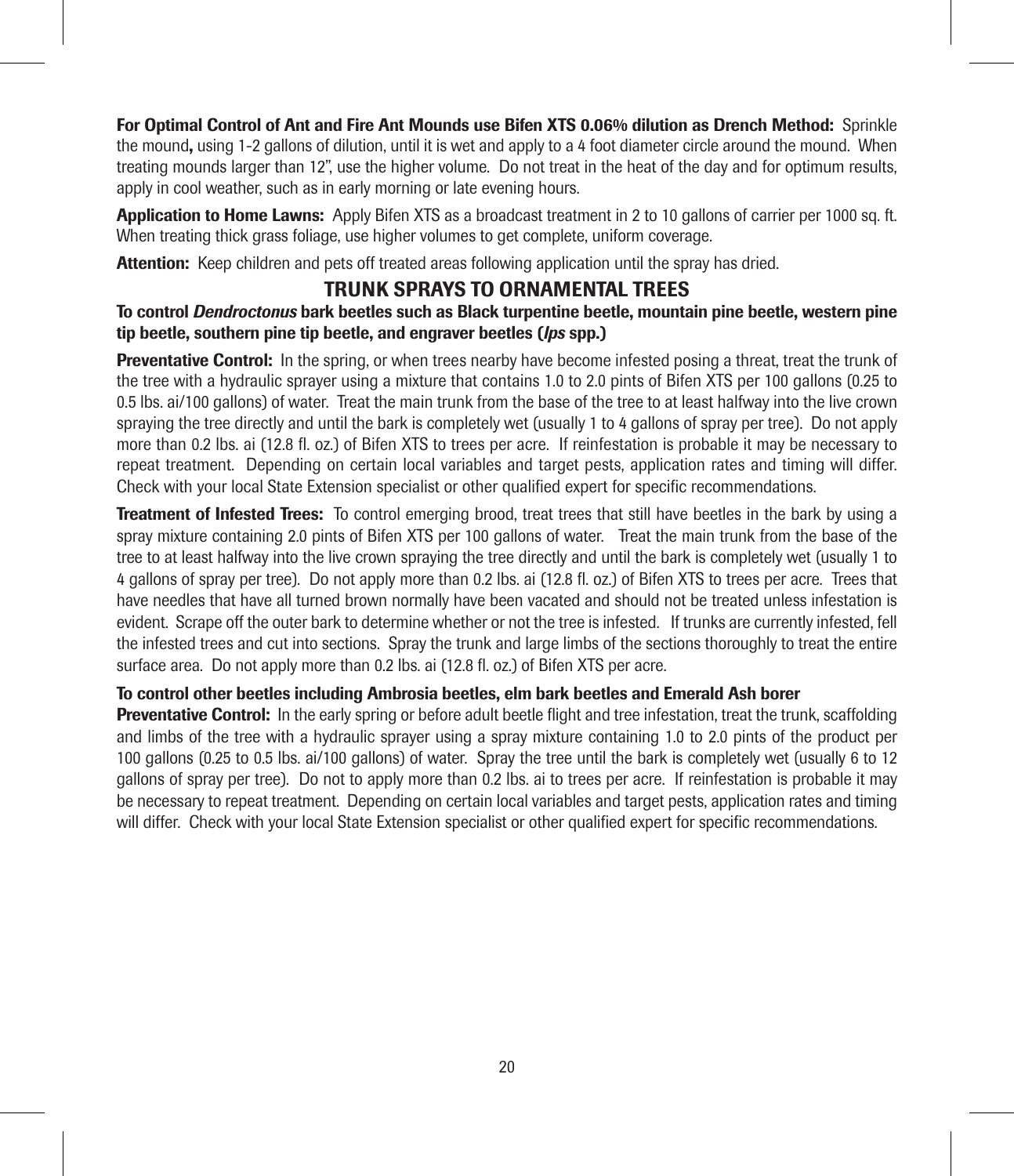**For Optimal Control of Ant and Fire Ant Mounds use Bifen XTS 0.06% dilution as Drench Method:** Sprinkle the mound**,** using 1-2 gallons of dilution, until it is wet and apply to a 4 foot diameter circle around the mound. When treating mounds larger than 12", use the higher volume. Do not treat in the heat of the day and for optimum results, apply in cool weather, such as in early morning or late evening hours.

**Application to Home Lawns:** Apply Bifen XTS as a broadcast treatment in 2 to 10 gallons of carrier per 1000 sq. ft. When treating thick grass foliage, use higher volumes to get complete, uniform coverage.

**Attention:** Keep children and pets off treated areas following application until the spray has dried.

## TRUNK SPRAYS TO ORNAMENTAL TREES

**To control *Dendroctonus* bark beetles such as Black turpentine beetle, mountain pine beetle, western pine tip beetle, southern pine tip beetle, and engraver beetles (*Ips* spp.)**

**Preventative Control:** In the spring, or when trees nearby have become infested posing a threat, treat the trunk of the tree with a hydraulic sprayer using a mixture that contains 1.0 to 2.0 pints of Bifen XTS per 100 gallons (0.25 to 0.5 lbs. ai/100 gallons) of water. Treat the main trunk from the base of the tree to at least halfway into the live crown spraying the tree directly and until the bark is completely wet (usually 1 to 4 gallons of spray per tree). Do not apply more than 0.2 lbs. ai (12.8 fl. oz.) of Bifen XTS to trees per acre. If reinfestation is probable it may be necessary to repeat treatment. Depending on certain local variables and target pests, application rates and timing will differ. Check with your local State Extension specialist or other qualified expert for specific recommendations.

**Treatment of Infested Trees:** To control emerging brood, treat trees that still have beetles in the bark by using a spray mixture containing 2.0 pints of Bifen XTS per 100 gallons of water. Treat the main trunk from the base of the tree to at least halfway into the live crown spraying the tree directly and until the bark is completely wet (usually 1 to 4 gallons of spray per tree). Do not apply more than 0.2 lbs. ai (12.8 fl. oz.) of Bifen XTS to trees per acre. Trees that have needles that have all turned brown normally have been vacated and should not be treated unless infestation is evident. Scrape off the outer bark to determine whether or not the tree is infested. If trunks are currently infested, fell the infested trees and cut into sections. Spray the trunk and large limbs of the sections thoroughly to treat the entire surface area. Do not apply more than 0.2 lbs. ai (12.8 fl. oz.) of Bifen XTS per acre.

**To control other beetles including Ambrosia beetles, elm bark beetles and Emerald Ash borer**

**Preventative Control:** In the early spring or before adult beetle flight and tree infestation, treat the trunk, scaffolding and limbs of the tree with a hydraulic sprayer using a spray mixture containing 1.0 to 2.0 pints of the product per 100 gallons (0.25 to 0.5 lbs. ai/100 gallons) of water. Spray the tree until the bark is completely wet (usually 6 to 12 gallons of spray per tree). Do not to apply more than 0.2 lbs. ai to trees per acre. If reinfestation is probable it may be necessary to repeat treatment. Depending on certain local variables and target pests, application rates and timing will differ. Check with your local State Extension specialist or other qualified expert for specific recommendations.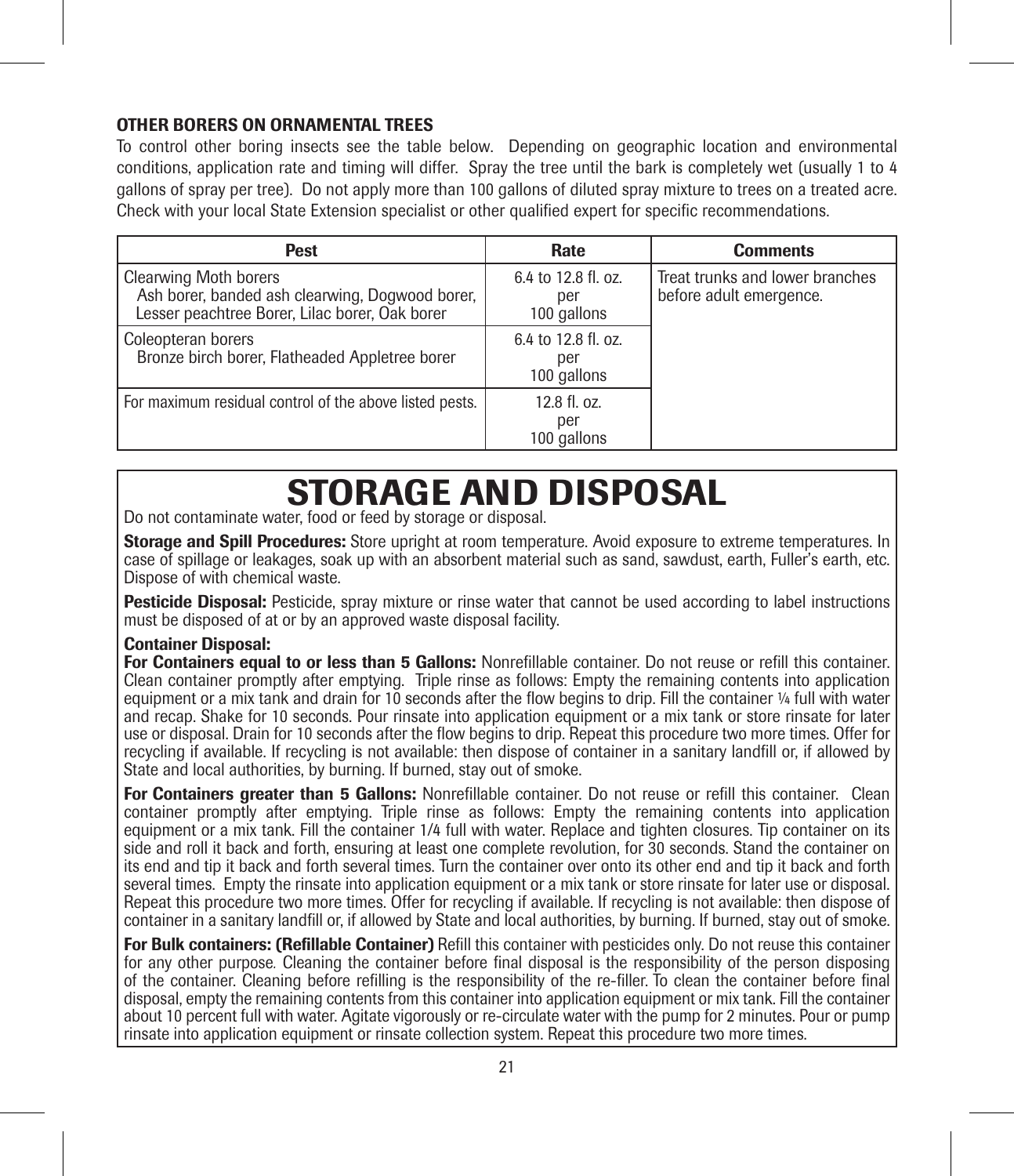### OTHER BORERS ON ORNAMENTAL TREES

To control other boring insects see the table below. Depending on geographic location and environmental conditions, application rate and timing will differ. Spray the tree until the bark is completely wet (usually 1 to 4 gallons of spray per tree). Do not apply more than 100 gallons of diluted spray mixture to trees on a treated acre. Check with your local State Extension specialist or other qualified expert for specific recommendations.

| Pest | Rate | Comments |
|---|---|---|
| Clearwing Moth borers<br>Ash borer, banded ash clearwing, Dogwood borer, Lesser peachtree Borer, Lilac borer, Oak borer | 6.4 to 12.8 fl. oz. per 100 gallons | Treat trunks and lower branches before adult emergence. |
| Coleopteran borers<br>Bronze birch borer, Flatheaded Appletree borer | 6.4 to 12.8 fl. oz. per 100 gallons | |
| For maximum residual control of the above listed pests. | 12.8 fl. oz. per 100 gallons | |

# STORAGE AND DISPOSAL

Do not contaminate water, food or feed by storage or disposal.

**Storage and Spill Procedures:** Store upright at room temperature. Avoid exposure to extreme temperatures. In case of spillage or leakages, soak up with an absorbent material such as sand, sawdust, earth, Fuller's earth, etc. Dispose of with chemical waste.

**Pesticide Disposal:** Pesticide, spray mixture or rinse water that cannot be used according to label instructions must be disposed of at or by an approved waste disposal facility.

**Container Disposal:**

**For Containers equal to or less than 5 Gallons:** Nonrefillable container. Do not reuse or refill this container. Clean container promptly after emptying. Triple rinse as follows: Empty the remaining contents into application equipment or a mix tank and drain for 10 seconds after the flow begins to drip. Fill the container ¼ full with water and recap. Shake for 10 seconds. Pour rinsate into application equipment or a mix tank or store rinsate for later use or disposal. Drain for 10 seconds after the flow begins to drip. Repeat this procedure two more times. Offer for recycling if available. If recycling is not available: then dispose of container in a sanitary landfill or, if allowed by State and local authorities, by burning. If burned, stay out of smoke.

**For Containers greater than 5 Gallons:** Nonrefillable container. Do not reuse or refill this container. Clean container promptly after emptying. Triple rinse as follows: Empty the remaining contents into application equipment or a mix tank. Fill the container 1/4 full with water. Replace and tighten closures. Tip container on its side and roll it back and forth, ensuring at least one complete revolution, for 30 seconds. Stand the container on its end and tip it back and forth several times. Turn the container over onto its other end and tip it back and forth several times. Empty the rinsate into application equipment or a mix tank or store rinsate for later use or disposal. Repeat this procedure two more times. Offer for recycling if available. If recycling is not available: then dispose of container in a sanitary landfill or, if allowed by State and local authorities, by burning. If burned, stay out of smoke.

**For Bulk containers: (Refillable Container)** Refill this container with pesticides only. Do not reuse this container for any other purpose. Cleaning the container before final disposal is the responsibility of the person disposing of the container. Cleaning before refilling is the responsibility of the re-filler. To clean the container before final disposal, empty the remaining contents from this container into application equipment or mix tank. Fill the container about 10 percent full with water. Agitate vigorously or re-circulate water with the pump for 2 minutes. Pour or pump rinsate into application equipment or rinsate collection system. Repeat this procedure two more times.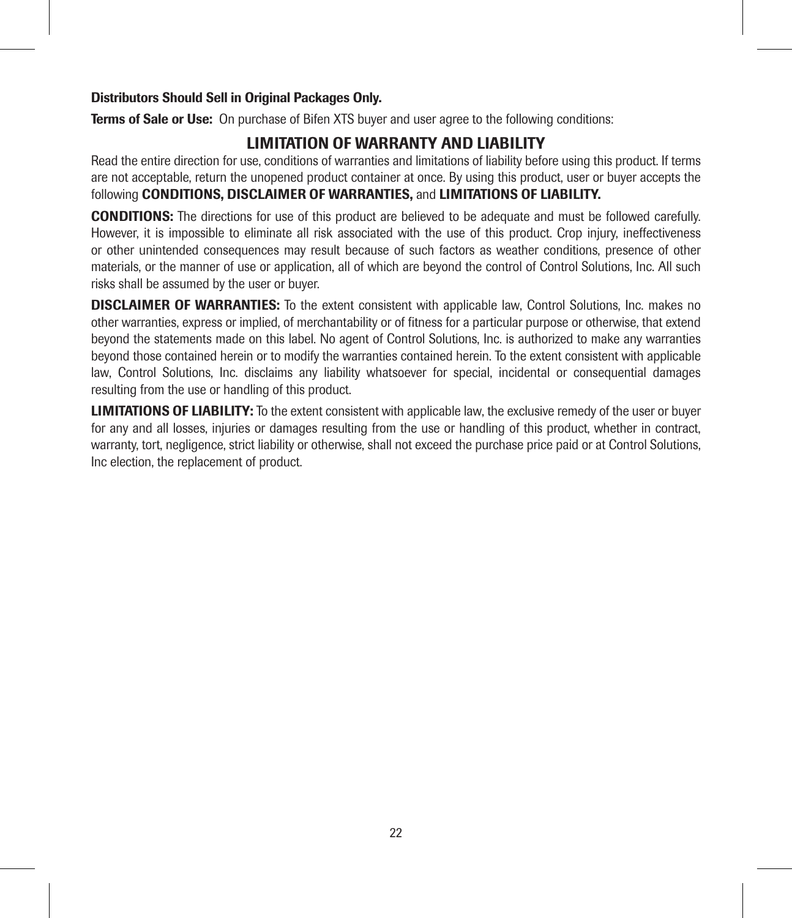**Distributors Should Sell in Original Packages Only.**

**Terms of Sale or Use:** On purchase of Bifen XTS buyer and user agree to the following conditions:

## LIMITATION OF WARRANTY AND LIABILITY

Read the entire direction for use, conditions of warranties and limitations of liability before using this product. If terms are not acceptable, return the unopened product container at once. By using this product, user or buyer accepts the following **CONDITIONS, DISCLAIMER OF WARRANTIES,** and **LIMITATIONS OF LIABILITY.**

**CONDITIONS:** The directions for use of this product are believed to be adequate and must be followed carefully. However, it is impossible to eliminate all risk associated with the use of this product. Crop injury, ineffectiveness or other unintended consequences may result because of such factors as weather conditions, presence of other materials, or the manner of use or application, all of which are beyond the control of Control Solutions, Inc. All such risks shall be assumed by the user or buyer.

**DISCLAIMER OF WARRANTIES:** To the extent consistent with applicable law, Control Solutions, Inc. makes no other warranties, express or implied, of merchantability or of fitness for a particular purpose or otherwise, that extend beyond the statements made on this label. No agent of Control Solutions, Inc. is authorized to make any warranties beyond those contained herein or to modify the warranties contained herein. To the extent consistent with applicable law, Control Solutions, Inc. disclaims any liability whatsoever for special, incidental or consequential damages resulting from the use or handling of this product.

**LIMITATIONS OF LIABILITY:** To the extent consistent with applicable law, the exclusive remedy of the user or buyer for any and all losses, injuries or damages resulting from the use or handling of this product, whether in contract, warranty, tort, negligence, strict liability or otherwise, shall not exceed the purchase price paid or at Control Solutions, Inc election, the replacement of product.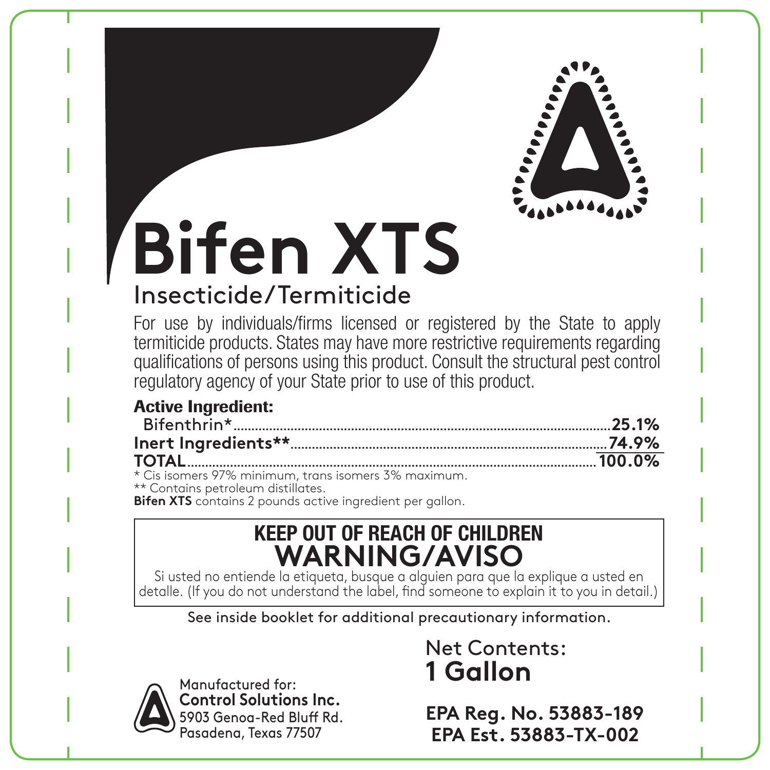# Bifen XTS

## Insecticide/Termiticide

For use by individuals/firms licensed or registered by the State to apply termiticide products. States may have more restrictive requirements regarding qualifications of persons using this product. Consult the structural pest control regulatory agency of your State prior to use of this product.

**Active Ingredient:**

| | |
|---|---|
| Bifenthrin* | **25.1%** |
| **Inert Ingredients**** | **74.9%** |
| **TOTAL** | **100.0%** |

* Cis isomers 97% minimum, trans isomers 3% maximum.

** Contains petroleum distillates.

**Bifen XTS** contains 2 pounds active ingredient per gallon.

**KEEP OUT OF REACH OF CHILDREN**

**WARNING/AVISO**

Si usted no entiende la etiqueta, busque a alguien para que la explique a usted en detalle. (If you do not understand the label, find someone to explain it to you in detail.)

See inside booklet for additional precautionary information.

Manufactured for:
**Control Solutions Inc.**
5903 Genoa-Red Bluff Rd.
Pasadena, Texas 77507

Net Contents:
**1 Gallon**

**EPA Reg. No. 53883-189**
**EPA Est. 53883-TX-002**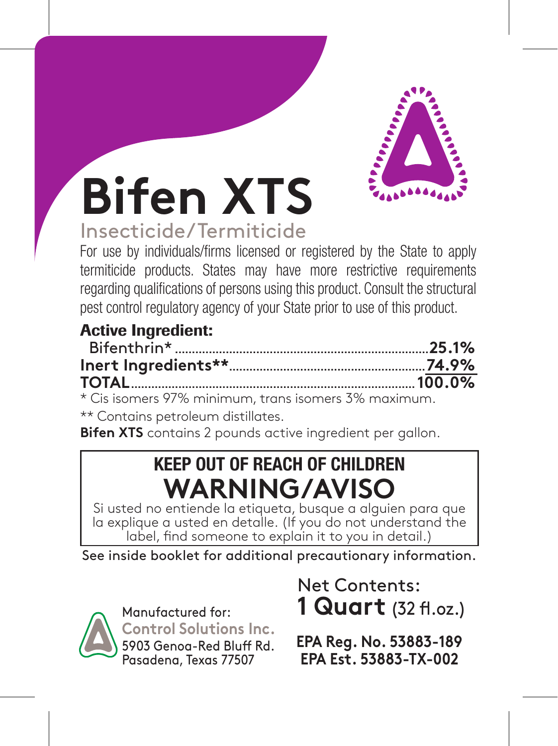# Bifen XTS

## Insecticide/Termiticide

For use by individuals/firms licensed or registered by the State to apply termiticide products. States may have more restrictive requirements regarding qualifications of persons using this product. Consult the structural pest control regulatory agency of your State prior to use of this product.

**Active Ingredient:**

| | |
|---|---|
| Bifenthrin* | **25.1%** |
| **Inert Ingredients**** | **74.9%** |
| **TOTAL** | **100.0%** |

* Cis isomers 97% minimum, trans isomers 3% maximum.

** Contains petroleum distillates.

**Bifen XTS** contains 2 pounds active ingredient per gallon.

**KEEP OUT OF REACH OF CHILDREN**

**WARNING/AVISO**

Si usted no entiende la etiqueta, busque a alguien para que la explique a usted en detalle. (If you do not understand the label, find someone to explain it to you in detail.)

See inside booklet for additional precautionary information.

Manufactured for:
**Control Solutions Inc.**
5903 Genoa-Red Bluff Rd.
Pasadena, Texas 77507

Net Contents:
**1 Quart** (32 fl.oz.)

**EPA Reg. No. 53883-189**
**EPA Est. 53883-TX-002**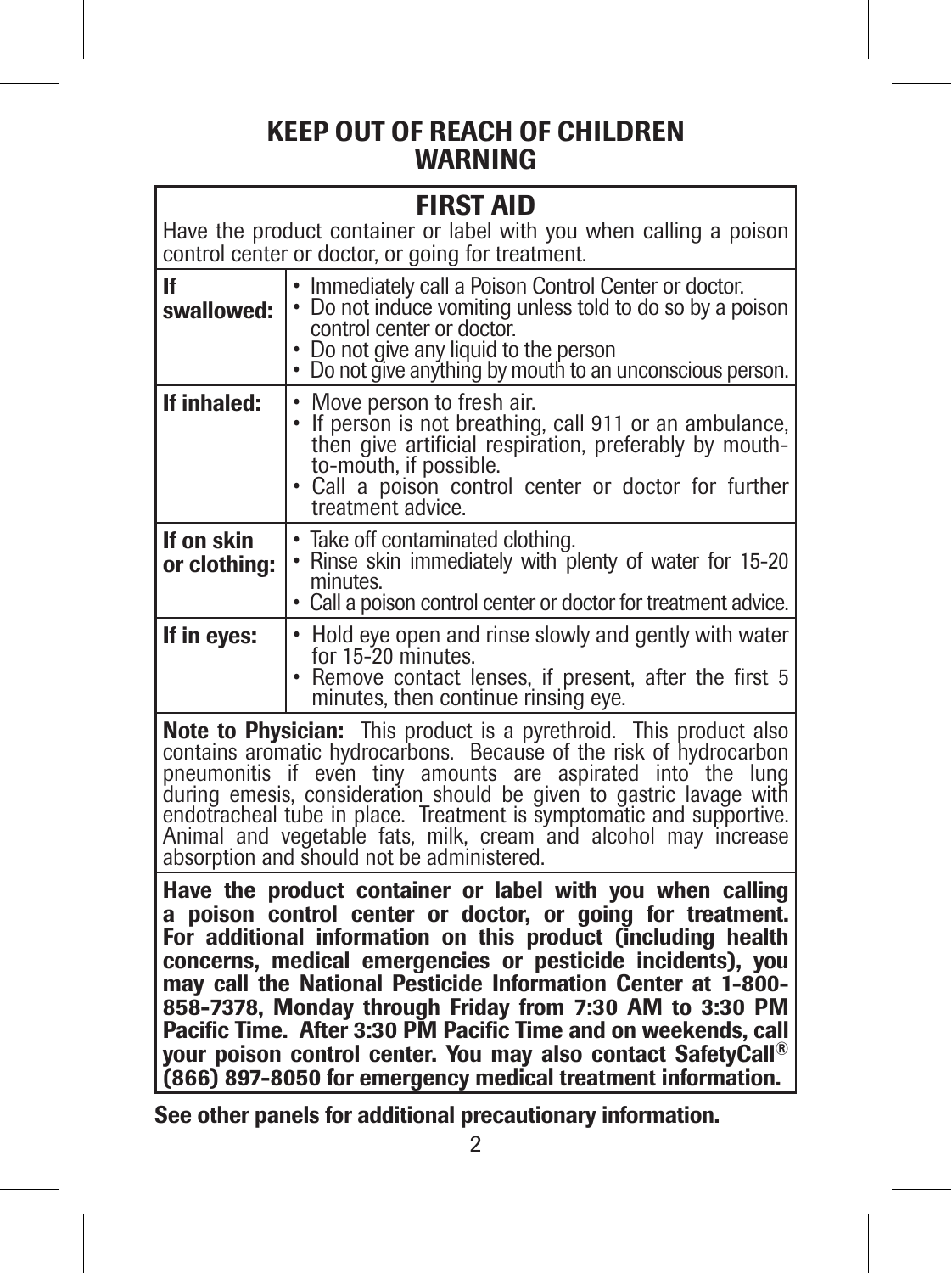# KEEP OUT OF REACH OF CHILDREN
# WARNING

## FIRST AID

Have the product container or label with you when calling a poison control center or doctor, or going for treatment.

| | |
|---|---|
| **If swallowed:** | • Immediately call a Poison Control Center or doctor.<br>• Do not induce vomiting unless told to do so by a poison control center or doctor.<br>• Do not give any liquid to the person<br>• Do not give anything by mouth to an unconscious person. |
| **If inhaled:** | • Move person to fresh air.<br>• If person is not breathing, call 911 or an ambulance, then give artificial respiration, preferably by mouth-to-mouth, if possible.<br>• Call a poison control center or doctor for further treatment advice. |
| **If on skin or clothing:** | • Take off contaminated clothing.<br>• Rinse skin immediately with plenty of water for 15-20 minutes.<br>• Call a poison control center or doctor for treatment advice. |
| **If in eyes:** | • Hold eye open and rinse slowly and gently with water for 15-20 minutes.<br>• Remove contact lenses, if present, after the first 5 minutes, then continue rinsing eye. |

**Note to Physician:** This product is a pyrethroid. This product also contains aromatic hydrocarbons. Because of the risk of hydrocarbon pneumonitis if even tiny amounts are aspirated into the lung during emesis, consideration should be given to gastric lavage with endotracheal tube in place. Treatment is symptomatic and supportive. Animal and vegetable fats, milk, cream and alcohol may increase absorption and should not be administered.

**Have the product container or label with you when calling a poison control center or doctor, or going for treatment. For additional information on this product (including health concerns, medical emergencies or pesticide incidents), you may call the National Pesticide Information Center at 1-800-858-7378, Monday through Friday from 7:30 AM to 3:30 PM Pacific Time. After 3:30 PM Pacific Time and on weekends, call your poison control center. You may also contact SafetyCall® (866) 897-8050 for emergency medical treatment information.**

**See other panels for additional precautionary information.**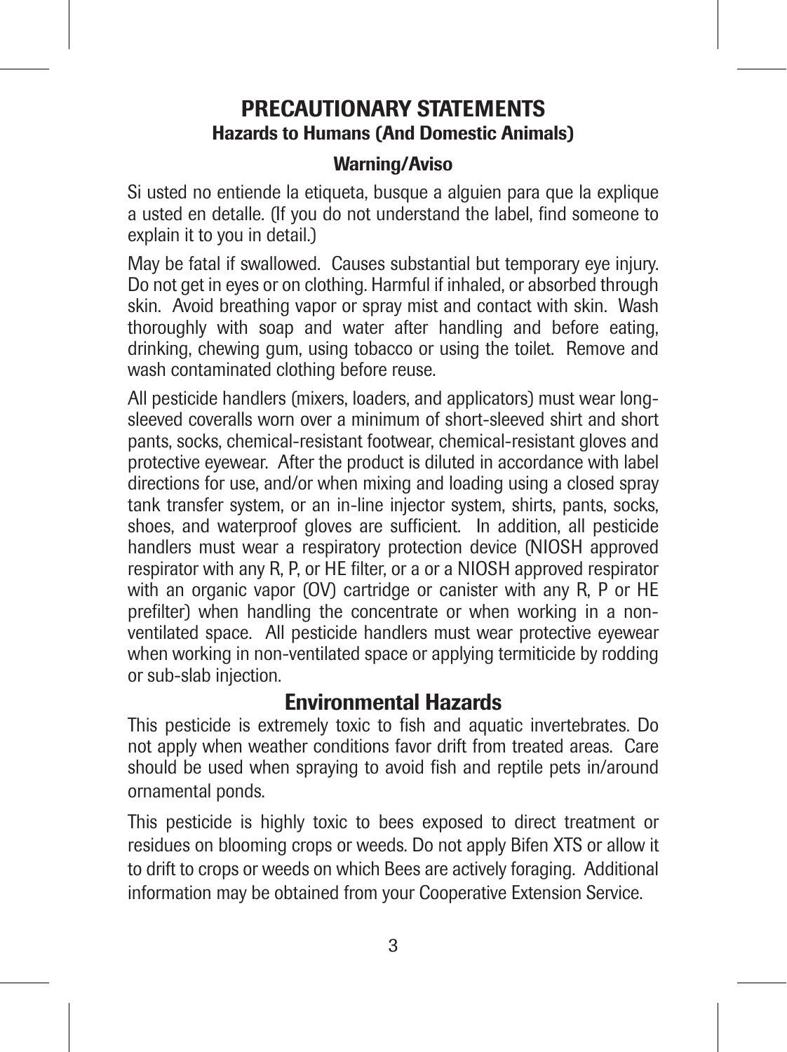# PRECAUTIONARY STATEMENTS

## Hazards to Humans (And Domestic Animals)

### Warning/Aviso

Si usted no entiende la etiqueta, busque a alguien para que la explique a usted en detalle. (If you do not understand the label, find someone to explain it to you in detail.)

May be fatal if swallowed. Causes substantial but temporary eye injury. Do not get in eyes or on clothing. Harmful if inhaled, or absorbed through skin. Avoid breathing vapor or spray mist and contact with skin. Wash thoroughly with soap and water after handling and before eating, drinking, chewing gum, using tobacco or using the toilet. Remove and wash contaminated clothing before reuse.

All pesticide handlers (mixers, loaders, and applicators) must wear long-sleeved coveralls worn over a minimum of short-sleeved shirt and short pants, socks, chemical-resistant footwear, chemical-resistant gloves and protective eyewear. After the product is diluted in accordance with label directions for use, and/or when mixing and loading using a closed spray tank transfer system, or an in-line injector system, shirts, pants, socks, shoes, and waterproof gloves are sufficient. In addition, all pesticide handlers must wear a respiratory protection device (NIOSH approved respirator with any R, P, or HE filter, or a or a NIOSH approved respirator with an organic vapor (OV) cartridge or canister with any R, P or HE prefilter) when handling the concentrate or when working in a non-ventilated space. All pesticide handlers must wear protective eyewear when working in non-ventilated space or applying termiticide by rodding or sub-slab injection.

## Environmental Hazards

This pesticide is extremely toxic to fish and aquatic invertebrates. Do not apply when weather conditions favor drift from treated areas. Care should be used when spraying to avoid fish and reptile pets in/around ornamental ponds.

This pesticide is highly toxic to bees exposed to direct treatment or residues on blooming crops or weeds. Do not apply Bifen XTS or allow it to drift to crops or weeds on which Bees are actively foraging. Additional information may be obtained from your Cooperative Extension Service.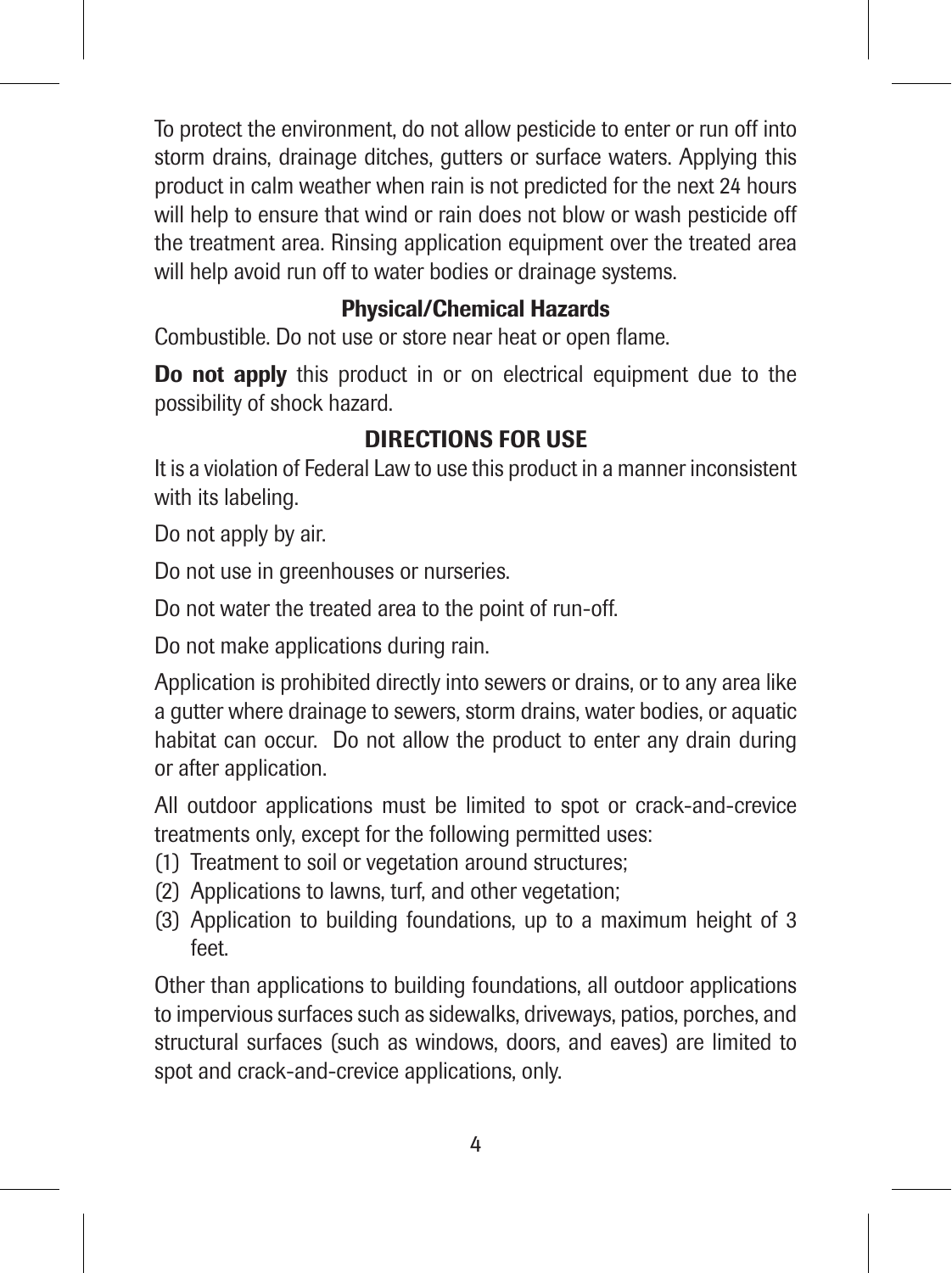To protect the environment, do not allow pesticide to enter or run off into storm drains, drainage ditches, gutters or surface waters. Applying this product in calm weather when rain is not predicted for the next 24 hours will help to ensure that wind or rain does not blow or wash pesticide off the treatment area. Rinsing application equipment over the treated area will help avoid run off to water bodies or drainage systems.

### Physical/Chemical Hazards

Combustible. Do not use or store near heat or open flame.

**Do not apply** this product in or on electrical equipment due to the possibility of shock hazard.

## DIRECTIONS FOR USE

It is a violation of Federal Law to use this product in a manner inconsistent with its labeling.

Do not apply by air.

Do not use in greenhouses or nurseries.

Do not water the treated area to the point of run-off.

Do not make applications during rain.

Application is prohibited directly into sewers or drains, or to any area like a gutter where drainage to sewers, storm drains, water bodies, or aquatic habitat can occur. Do not allow the product to enter any drain during or after application.

All outdoor applications must be limited to spot or crack-and-crevice treatments only, except for the following permitted uses:

(1) Treatment to soil or vegetation around structures;
(2) Applications to lawns, turf, and other vegetation;
(3) Application to building foundations, up to a maximum height of 3 feet.

Other than applications to building foundations, all outdoor applications to impervious surfaces such as sidewalks, driveways, patios, porches, and structural surfaces (such as windows, doors, and eaves) are limited to spot and crack-and-crevice applications, only.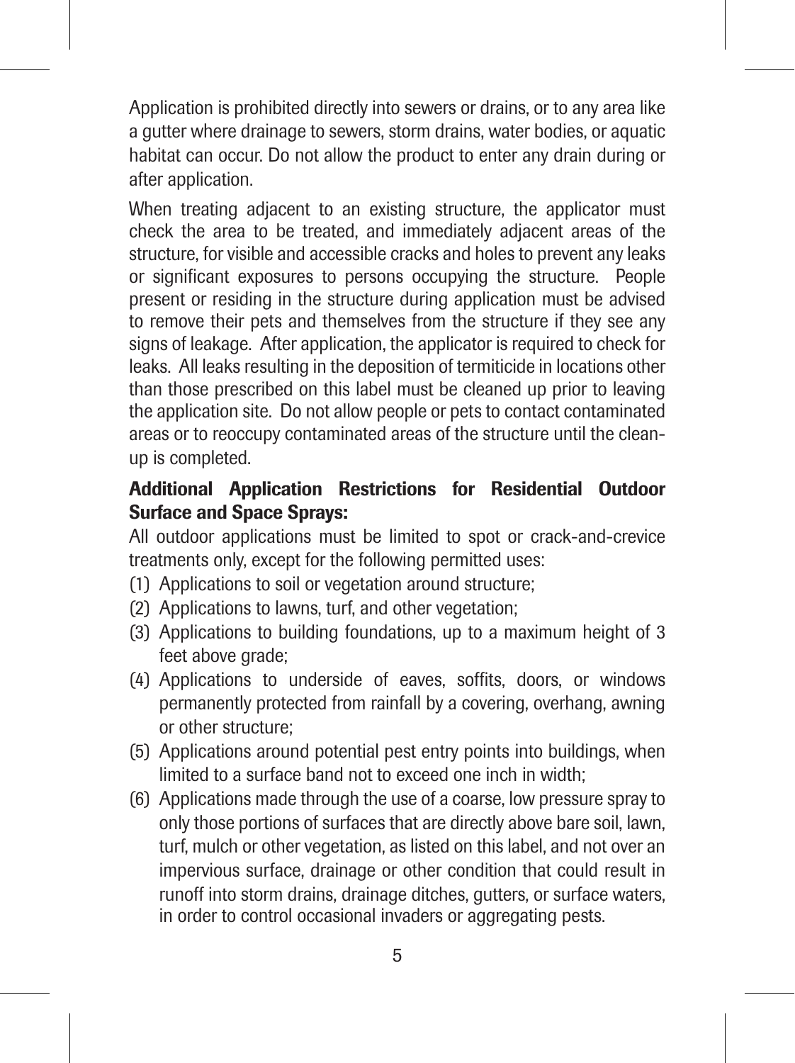Application is prohibited directly into sewers or drains, or to any area like a gutter where drainage to sewers, storm drains, water bodies, or aquatic habitat can occur. Do not allow the product to enter any drain during or after application.

When treating adjacent to an existing structure, the applicator must check the area to be treated, and immediately adjacent areas of the structure, for visible and accessible cracks and holes to prevent any leaks or significant exposures to persons occupying the structure. People present or residing in the structure during application must be advised to remove their pets and themselves from the structure if they see any signs of leakage. After application, the applicator is required to check for leaks. All leaks resulting in the deposition of termiticide in locations other than those prescribed on this label must be cleaned up prior to leaving the application site. Do not allow people or pets to contact contaminated areas or to reoccupy contaminated areas of the structure until the clean-up is completed.

**Additional Application Restrictions for Residential Outdoor Surface and Space Sprays:**

All outdoor applications must be limited to spot or crack-and-crevice treatments only, except for the following permitted uses:

(1) Applications to soil or vegetation around structure;

(2) Applications to lawns, turf, and other vegetation;

(3) Applications to building foundations, up to a maximum height of 3 feet above grade;

(4) Applications to underside of eaves, soffits, doors, or windows permanently protected from rainfall by a covering, overhang, awning or other structure;

(5) Applications around potential pest entry points into buildings, when limited to a surface band not to exceed one inch in width;

(6) Applications made through the use of a coarse, low pressure spray to only those portions of surfaces that are directly above bare soil, lawn, turf, mulch or other vegetation, as listed on this label, and not over an impervious surface, drainage or other condition that could result in runoff into storm drains, drainage ditches, gutters, or surface waters, in order to control occasional invaders or aggregating pests.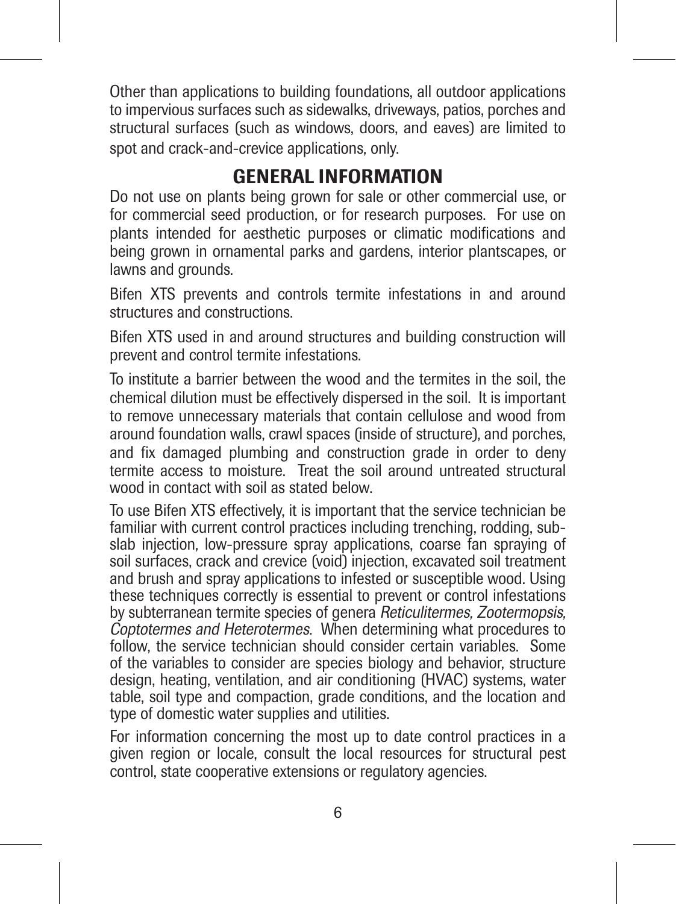Other than applications to building foundations, all outdoor applications to impervious surfaces such as sidewalks, driveways, patios, porches and structural surfaces (such as windows, doors, and eaves) are limited to spot and crack-and-crevice applications, only.

## GENERAL INFORMATION

Do not use on plants being grown for sale or other commercial use, or for commercial seed production, or for research purposes. For use on plants intended for aesthetic purposes or climatic modifications and being grown in ornamental parks and gardens, interior plantscapes, or lawns and grounds.

Bifen XTS prevents and controls termite infestations in and around structures and constructions.

Bifen XTS used in and around structures and building construction will prevent and control termite infestations.

To institute a barrier between the wood and the termites in the soil, the chemical dilution must be effectively dispersed in the soil. It is important to remove unnecessary materials that contain cellulose and wood from around foundation walls, crawl spaces (inside of structure), and porches, and fix damaged plumbing and construction grade in order to deny termite access to moisture. Treat the soil around untreated structural wood in contact with soil as stated below.

To use Bifen XTS effectively, it is important that the service technician be familiar with current control practices including trenching, rodding, sub-slab injection, low-pressure spray applications, coarse fan spraying of soil surfaces, crack and crevice (void) injection, excavated soil treatment and brush and spray applications to infested or susceptible wood. Using these techniques correctly is essential to prevent or control infestations by subterranean termite species of genera *Reticulitermes, Zootermopsis, Coptotermes and Heterotermes*. When determining what procedures to follow, the service technician should consider certain variables. Some of the variables to consider are species biology and behavior, structure design, heating, ventilation, and air conditioning (HVAC) systems, water table, soil type and compaction, grade conditions, and the location and type of domestic water supplies and utilities.

For information concerning the most up to date control practices in a given region or locale, consult the local resources for structural pest control, state cooperative extensions or regulatory agencies.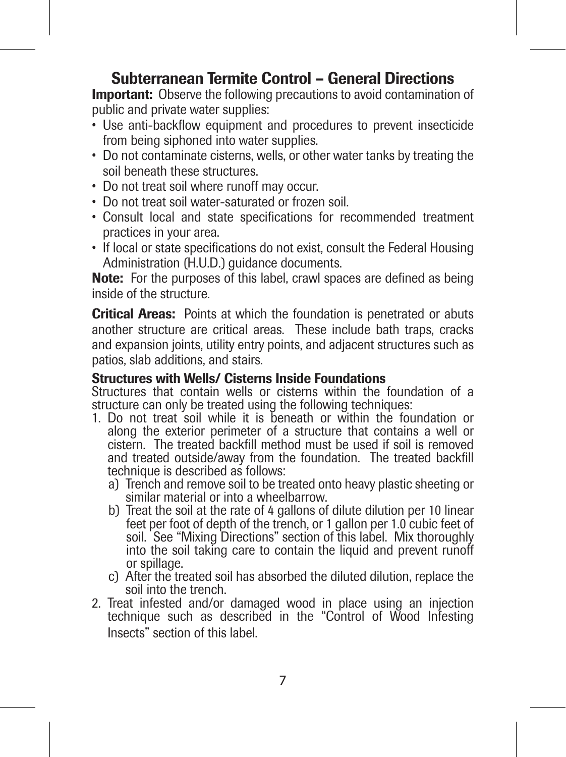## Subterranean Termite Control – General Directions

**Important:** Observe the following precautions to avoid contamination of public and private water supplies:

- Use anti-backflow equipment and procedures to prevent insecticide from being siphoned into water supplies.
- Do not contaminate cisterns, wells, or other water tanks by treating the soil beneath these structures.
- Do not treat soil where runoff may occur.
- Do not treat soil water-saturated or frozen soil.
- Consult local and state specifications for recommended treatment practices in your area.
- If local or state specifications do not exist, consult the Federal Housing Administration (H.U.D.) guidance documents.

**Note:** For the purposes of this label, crawl spaces are defined as being inside of the structure.

**Critical Areas:** Points at which the foundation is penetrated or abuts another structure are critical areas. These include bath traps, cracks and expansion joints, utility entry points, and adjacent structures such as patios, slab additions, and stairs.

### Structures with Wells/ Cisterns Inside Foundations

Structures that contain wells or cisterns within the foundation of a structure can only be treated using the following techniques:

1. Do not treat soil while it is beneath or within the foundation or along the exterior perimeter of a structure that contains a well or cistern. The treated backfill method must be used if soil is removed and treated outside/away from the foundation. The treated backfill technique is described as follows:
   a) Trench and remove soil to be treated onto heavy plastic sheeting or similar material or into a wheelbarrow.
   b) Treat the soil at the rate of 4 gallons of dilute dilution per 10 linear feet per foot of depth of the trench, or 1 gallon per 1.0 cubic feet of soil. See "Mixing Directions" section of this label. Mix thoroughly into the soil taking care to contain the liquid and prevent runoff or spillage.
   c) After the treated soil has absorbed the diluted dilution, replace the soil into the trench.
2. Treat infested and/or damaged wood in place using an injection technique such as described in the "Control of Wood Infesting Insects" section of this label.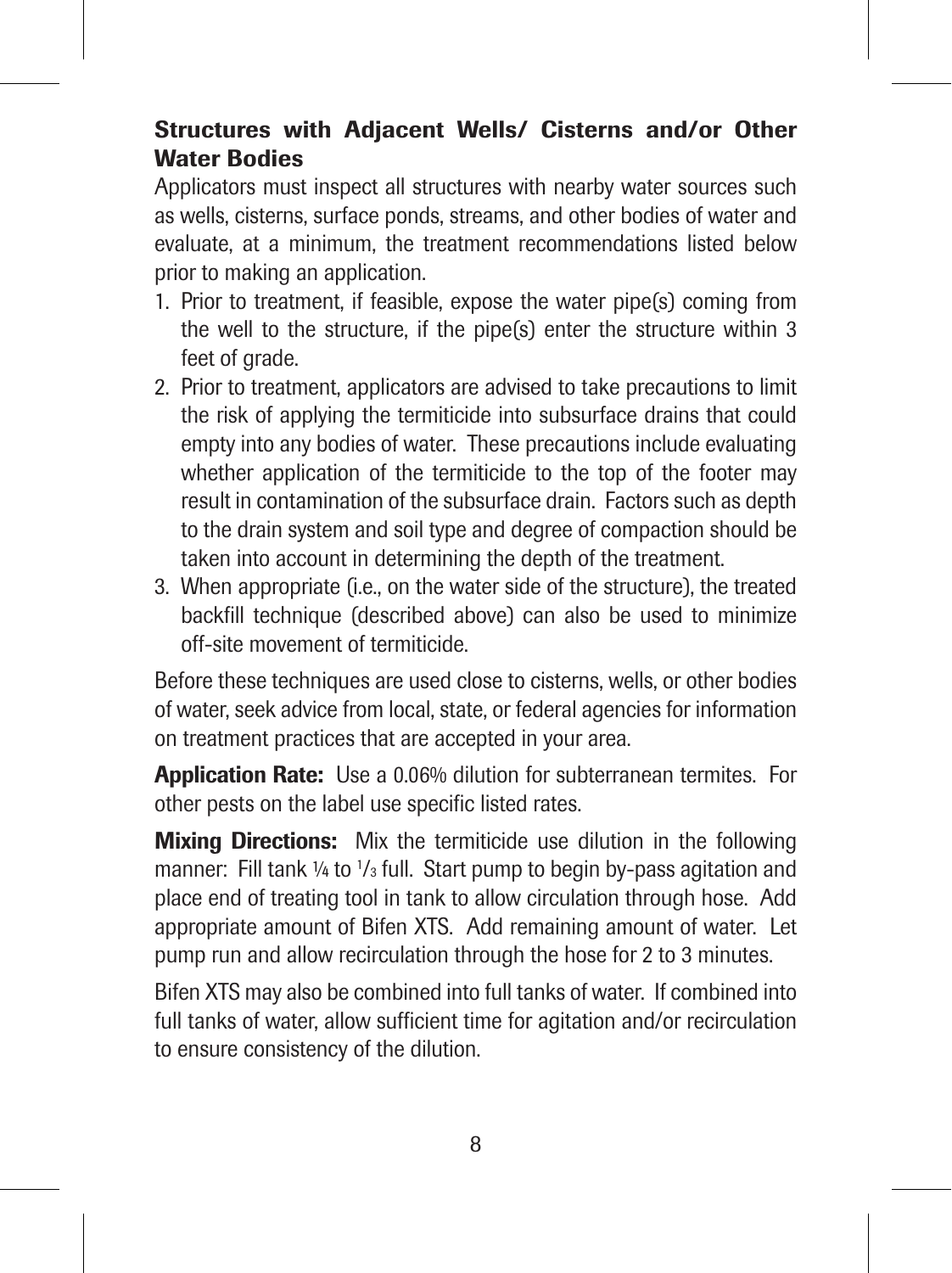### Structures with Adjacent Wells/ Cisterns and/or Other Water Bodies

Applicators must inspect all structures with nearby water sources such as wells, cisterns, surface ponds, streams, and other bodies of water and evaluate, at a minimum, the treatment recommendations listed below prior to making an application.

1. Prior to treatment, if feasible, expose the water pipe(s) coming from the well to the structure, if the pipe(s) enter the structure within 3 feet of grade.
2. Prior to treatment, applicators are advised to take precautions to limit the risk of applying the termiticide into subsurface drains that could empty into any bodies of water. These precautions include evaluating whether application of the termiticide to the top of the footer may result in contamination of the subsurface drain. Factors such as depth to the drain system and soil type and degree of compaction should be taken into account in determining the depth of the treatment.
3. When appropriate (i.e., on the water side of the structure), the treated backfill technique (described above) can also be used to minimize off-site movement of termiticide.

Before these techniques are used close to cisterns, wells, or other bodies of water, seek advice from local, state, or federal agencies for information on treatment practices that are accepted in your area.

**Application Rate:** Use a 0.06% dilution for subterranean termites. For other pests on the label use specific listed rates.

**Mixing Directions:** Mix the termiticide use dilution in the following manner: Fill tank ¼ to ⅓ full. Start pump to begin by-pass agitation and place end of treating tool in tank to allow circulation through hose. Add appropriate amount of Bifen XTS. Add remaining amount of water. Let pump run and allow recirculation through the hose for 2 to 3 minutes.

Bifen XTS may also be combined into full tanks of water. If combined into full tanks of water, allow sufficient time for agitation and/or recirculation to ensure consistency of the dilution.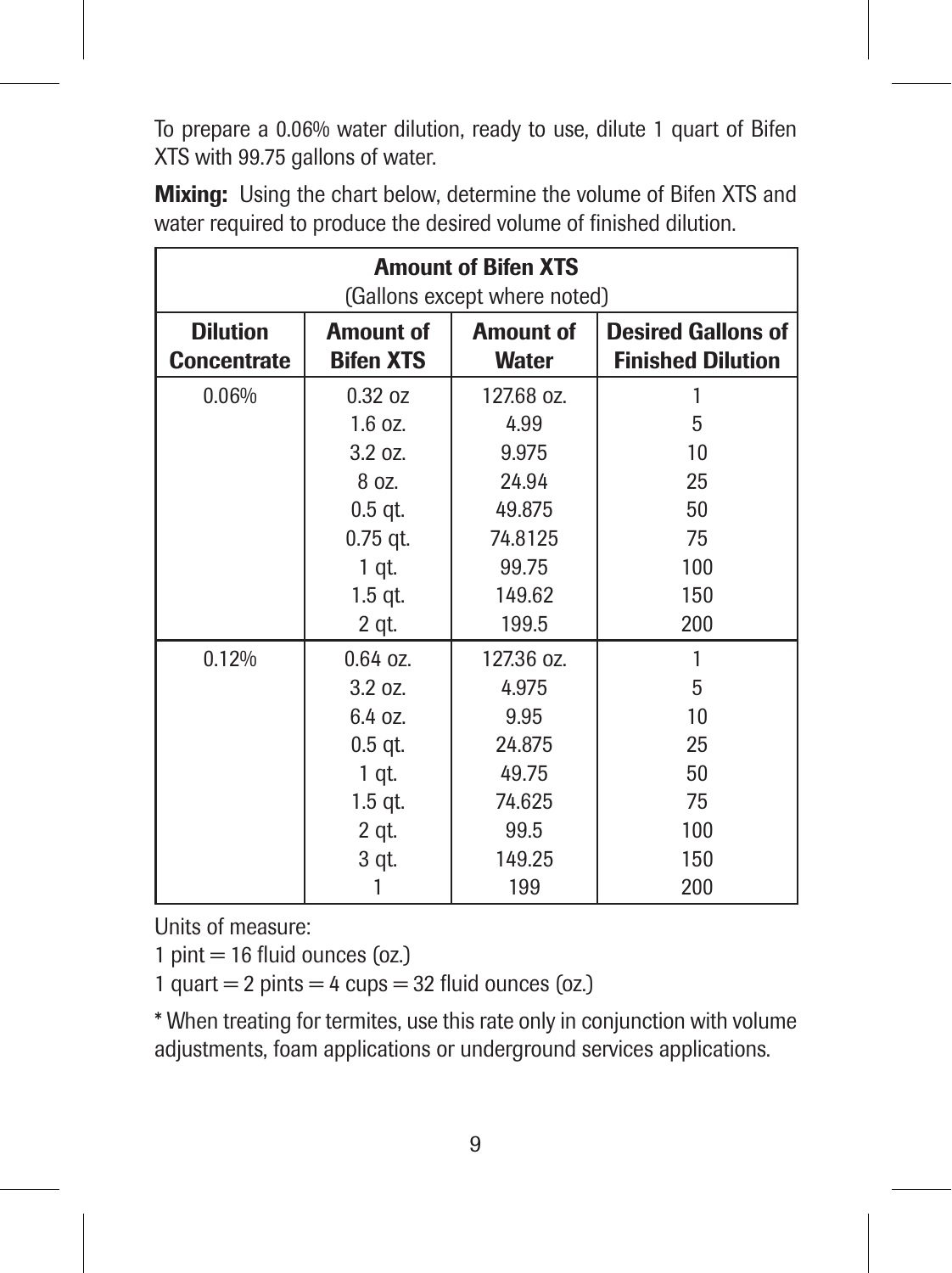To prepare a 0.06% water dilution, ready to use, dilute 1 quart of Bifen XTS with 99.75 gallons of water.

**Mixing:** Using the chart below, determine the volume of Bifen XTS and water required to produce the desired volume of finished dilution.

| **Amount of Bifen XTS** (Gallons except where noted) | | | |
|---|---|---|---|
| **Dilution Concentrate** | **Amount of Bifen XTS** | **Amount of Water** | **Desired Gallons of Finished Dilution** |
| 0.06% | 0.32 oz | 127.68 oz. | 1 |
| | 1.6 oz. | 4.99 | 5 |
| | 3.2 oz. | 9.975 | 10 |
| | 8 oz. | 24.94 | 25 |
| | 0.5 qt. | 49.875 | 50 |
| | 0.75 qt. | 74.8125 | 75 |
| | 1 qt. | 99.75 | 100 |
| | 1.5 qt. | 149.62 | 150 |
| | 2 qt. | 199.5 | 200 |
| 0.12% | 0.64 oz. | 127.36 oz. | 1 |
| | 3.2 oz. | 4.975 | 5 |
| | 6.4 oz. | 9.95 | 10 |
| | 0.5 qt. | 24.875 | 25 |
| | 1 qt. | 49.75 | 50 |
| | 1.5 qt. | 74.625 | 75 |
| | 2 qt. | 99.5 | 100 |
| | 3 qt. | 149.25 | 150 |
| | 1 | 199 | 200 |

Units of measure:

1 pint = 16 fluid ounces (oz.)

1 quart = 2 pints = 4 cups = 32 fluid ounces (oz.)

* When treating for termites, use this rate only in conjunction with volume adjustments, foam applications or underground services applications.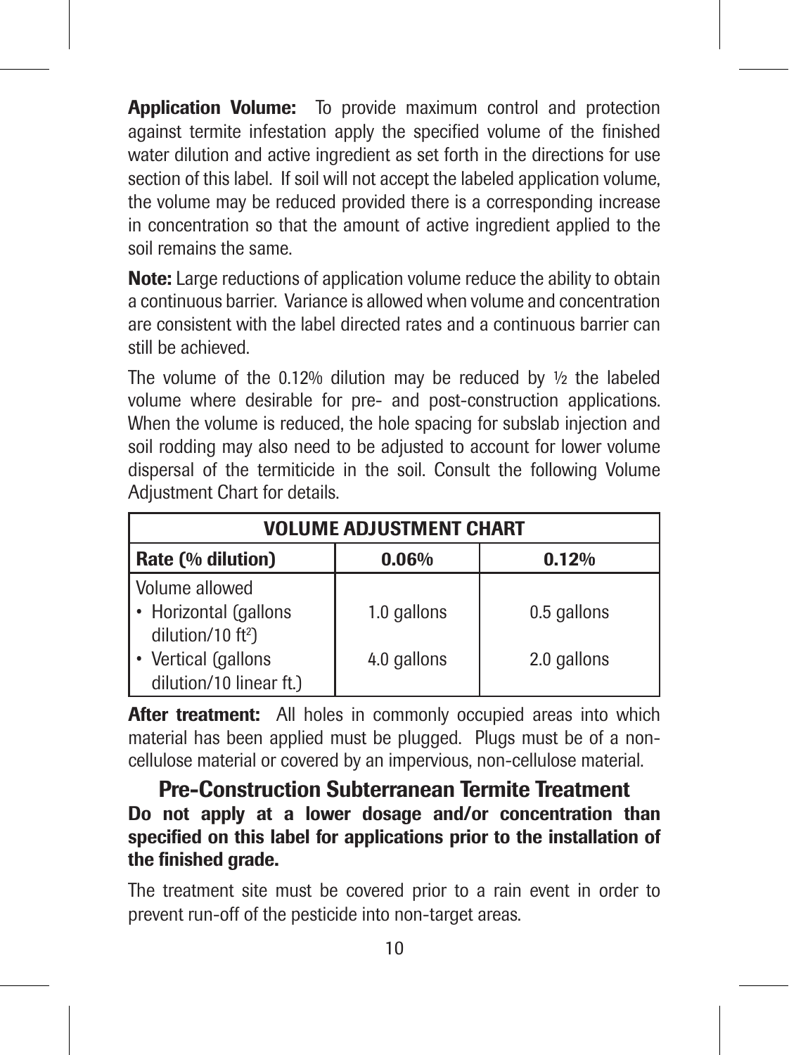**Application Volume:** To provide maximum control and protection against termite infestation apply the specified volume of the finished water dilution and active ingredient as set forth in the directions for use section of this label. If soil will not accept the labeled application volume, the volume may be reduced provided there is a corresponding increase in concentration so that the amount of active ingredient applied to the soil remains the same.

**Note:** Large reductions of application volume reduce the ability to obtain a continuous barrier. Variance is allowed when volume and concentration are consistent with the label directed rates and a continuous barrier can still be achieved.

The volume of the 0.12% dilution may be reduced by ½ the labeled volume where desirable for pre- and post-construction applications. When the volume is reduced, the hole spacing for subslab injection and soil rodding may also need to be adjusted to account for lower volume dispersal of the termiticide in the soil. Consult the following Volume Adjustment Chart for details.

| **VOLUME ADJUSTMENT CHART** | | |
|---|---|---|
| **Rate (% dilution)** | **0.06%** | **0.12%** |
| Volume allowed<br>• Horizontal (gallons dilution/10 $ft^2$) | 1.0 gallons | 0.5 gallons |
| • Vertical (gallons dilution/10 linear ft.) | 4.0 gallons | 2.0 gallons |

**After treatment:** All holes in commonly occupied areas into which material has been applied must be plugged. Plugs must be of a non-cellulose material or covered by an impervious, non-cellulose material.

## Pre-Construction Subterranean Termite Treatment

**Do not apply at a lower dosage and/or concentration than specified on this label for applications prior to the installation of the finished grade.**

The treatment site must be covered prior to a rain event in order to prevent run-off of the pesticide into non-target areas.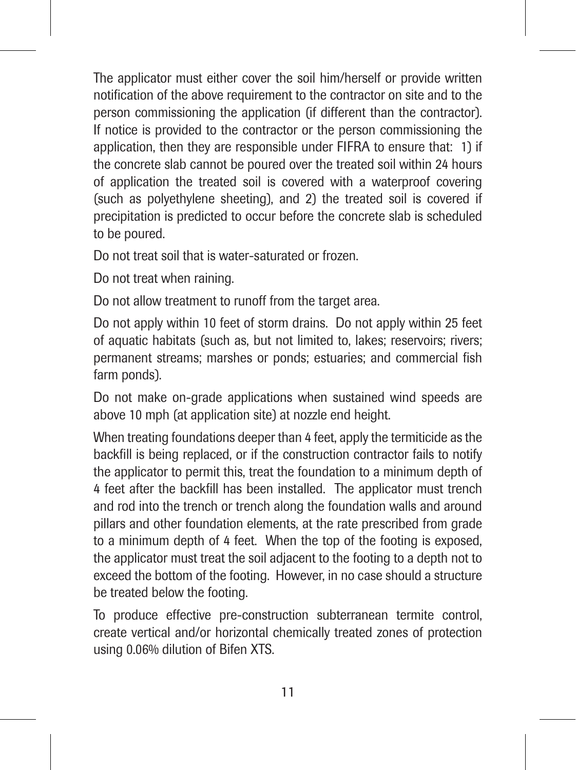The applicator must either cover the soil him/herself or provide written notification of the above requirement to the contractor on site and to the person commissioning the application (if different than the contractor). If notice is provided to the contractor or the person commissioning the application, then they are responsible under FIFRA to ensure that: 1) if the concrete slab cannot be poured over the treated soil within 24 hours of application the treated soil is covered with a waterproof covering (such as polyethylene sheeting), and 2) the treated soil is covered if precipitation is predicted to occur before the concrete slab is scheduled to be poured.

Do not treat soil that is water-saturated or frozen.

Do not treat when raining.

Do not allow treatment to runoff from the target area.

Do not apply within 10 feet of storm drains. Do not apply within 25 feet of aquatic habitats (such as, but not limited to, lakes; reservoirs; rivers; permanent streams; marshes or ponds; estuaries; and commercial fish farm ponds).

Do not make on-grade applications when sustained wind speeds are above 10 mph (at application site) at nozzle end height.

When treating foundations deeper than 4 feet, apply the termiticide as the backfill is being replaced, or if the construction contractor fails to notify the applicator to permit this, treat the foundation to a minimum depth of 4 feet after the backfill has been installed. The applicator must trench and rod into the trench or trench along the foundation walls and around pillars and other foundation elements, at the rate prescribed from grade to a minimum depth of 4 feet. When the top of the footing is exposed, the applicator must treat the soil adjacent to the footing to a depth not to exceed the bottom of the footing. However, in no case should a structure be treated below the footing.

To produce effective pre-construction subterranean termite control, create vertical and/or horizontal chemically treated zones of protection using 0.06% dilution of Bifen XTS.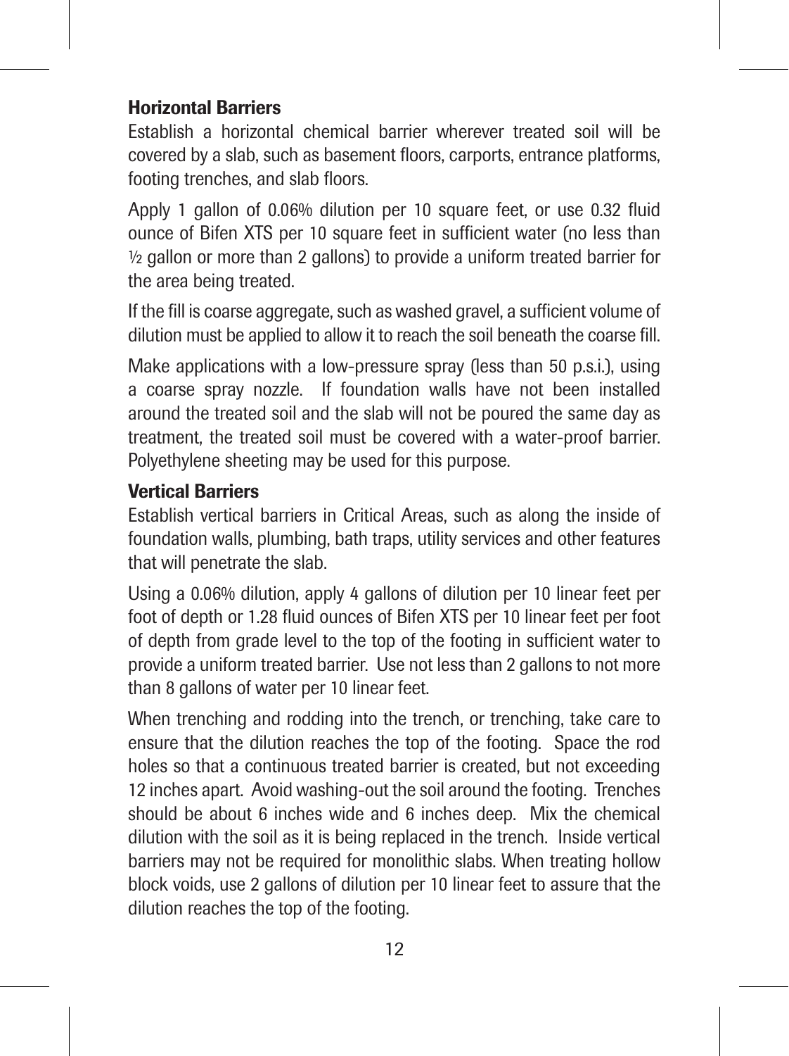### Horizontal Barriers

Establish a horizontal chemical barrier wherever treated soil will be covered by a slab, such as basement floors, carports, entrance platforms, footing trenches, and slab floors.

Apply 1 gallon of 0.06% dilution per 10 square feet, or use 0.32 fluid ounce of Bifen XTS per 10 square feet in sufficient water (no less than ½ gallon or more than 2 gallons) to provide a uniform treated barrier for the area being treated.

If the fill is coarse aggregate, such as washed gravel, a sufficient volume of dilution must be applied to allow it to reach the soil beneath the coarse fill.

Make applications with a low-pressure spray (less than 50 p.s.i.), using a coarse spray nozzle. If foundation walls have not been installed around the treated soil and the slab will not be poured the same day as treatment, the treated soil must be covered with a water-proof barrier. Polyethylene sheeting may be used for this purpose.

### Vertical Barriers

Establish vertical barriers in Critical Areas, such as along the inside of foundation walls, plumbing, bath traps, utility services and other features that will penetrate the slab.

Using a 0.06% dilution, apply 4 gallons of dilution per 10 linear feet per foot of depth or 1.28 fluid ounces of Bifen XTS per 10 linear feet per foot of depth from grade level to the top of the footing in sufficient water to provide a uniform treated barrier. Use not less than 2 gallons to not more than 8 gallons of water per 10 linear feet.

When trenching and rodding into the trench, or trenching, take care to ensure that the dilution reaches the top of the footing. Space the rod holes so that a continuous treated barrier is created, but not exceeding 12 inches apart. Avoid washing-out the soil around the footing. Trenches should be about 6 inches wide and 6 inches deep. Mix the chemical dilution with the soil as it is being replaced in the trench. Inside vertical barriers may not be required for monolithic slabs. When treating hollow block voids, use 2 gallons of dilution per 10 linear feet to assure that the dilution reaches the top of the footing.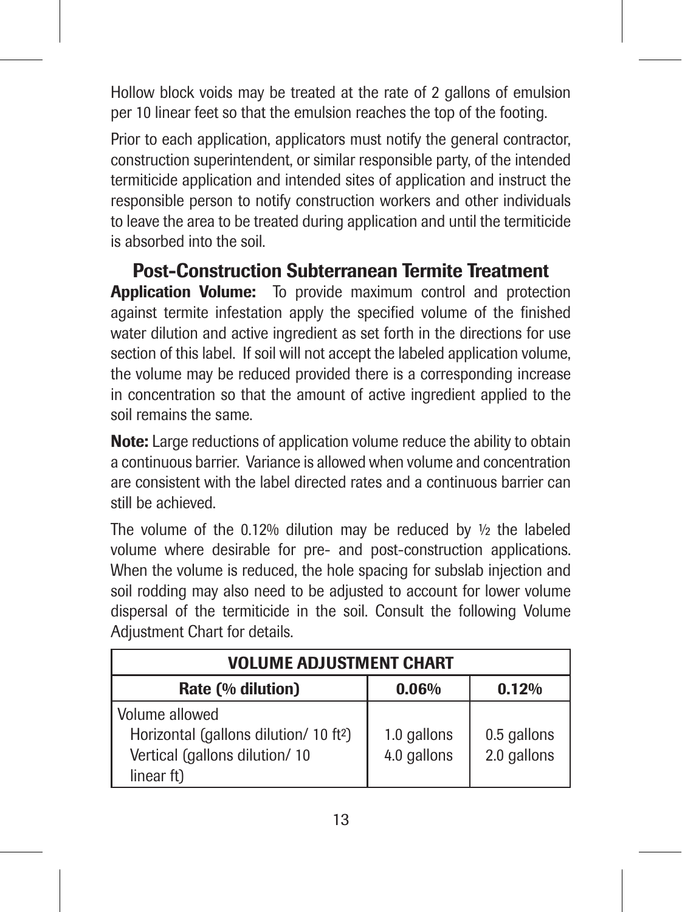Hollow block voids may be treated at the rate of 2 gallons of emulsion per 10 linear feet so that the emulsion reaches the top of the footing.

Prior to each application, applicators must notify the general contractor, construction superintendent, or similar responsible party, of the intended termiticide application and intended sites of application and instruct the responsible person to notify construction workers and other individuals to leave the area to be treated during application and until the termiticide is absorbed into the soil.

## Post-Construction Subterranean Termite Treatment

**Application Volume:** To provide maximum control and protection against termite infestation apply the specified volume of the finished water dilution and active ingredient as set forth in the directions for use section of this label. If soil will not accept the labeled application volume, the volume may be reduced provided there is a corresponding increase in concentration so that the amount of active ingredient applied to the soil remains the same.

**Note:** Large reductions of application volume reduce the ability to obtain a continuous barrier. Variance is allowed when volume and concentration are consistent with the label directed rates and a continuous barrier can still be achieved.

The volume of the 0.12% dilution may be reduced by ½ the labeled volume where desirable for pre- and post-construction applications. When the volume is reduced, the hole spacing for subslab injection and soil rodding may also need to be adjusted to account for lower volume dispersal of the termiticide in the soil. Consult the following Volume Adjustment Chart for details.

| VOLUME ADJUSTMENT CHART | | |
|---|---|---|
| **Rate (% dilution)** | **0.06%** | **0.12%** |
| Volume allowed | | |
| Horizontal (gallons dilution/ 10 $ft^2$) | 1.0 gallons | 0.5 gallons |
| Vertical (gallons dilution/ 10 linear ft) | 4.0 gallons | 2.0 gallons |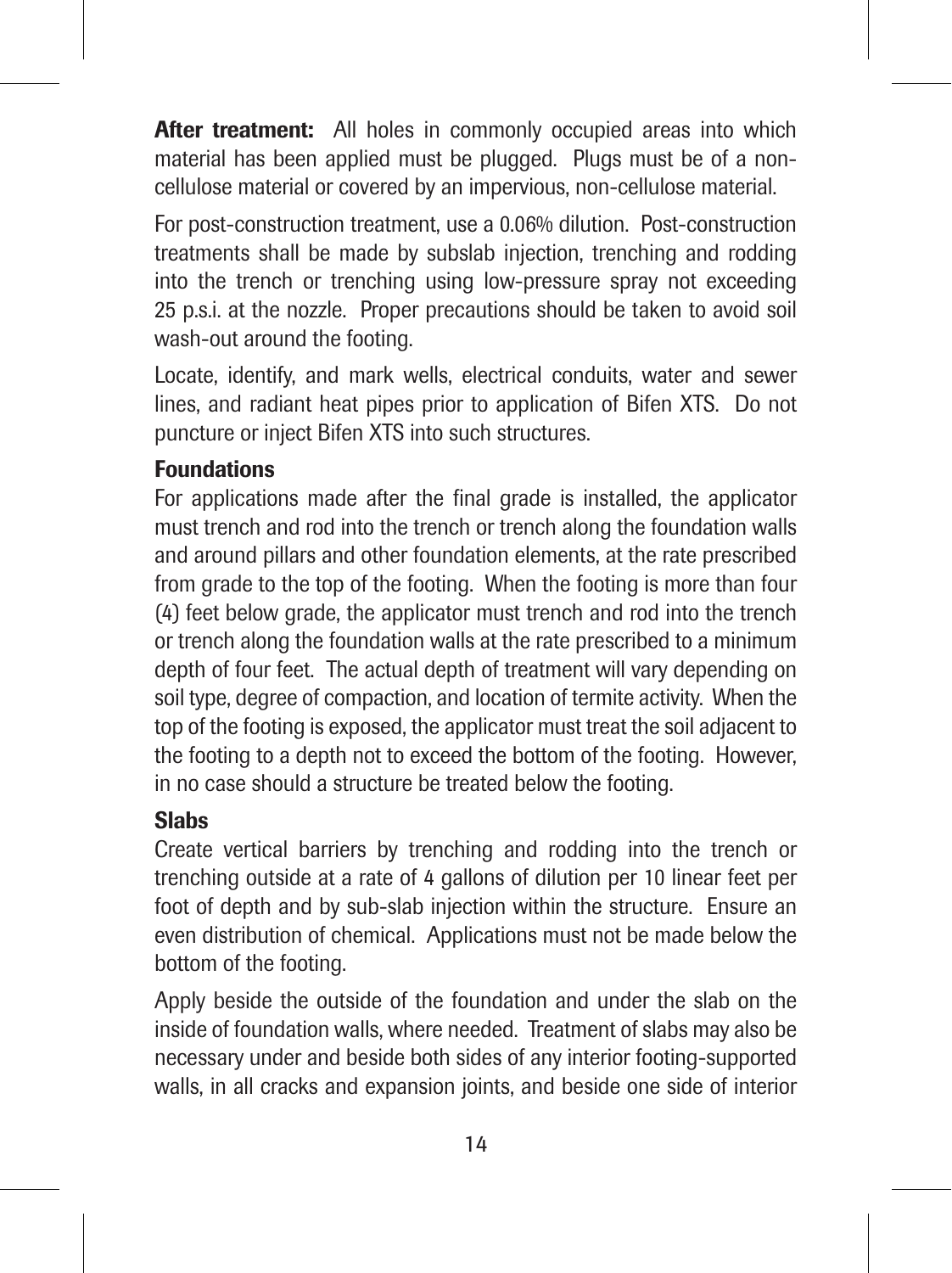**After treatment:** All holes in commonly occupied areas into which material has been applied must be plugged. Plugs must be of a non-cellulose material or covered by an impervious, non-cellulose material.

For post-construction treatment, use a 0.06% dilution. Post-construction treatments shall be made by subslab injection, trenching and rodding into the trench or trenching using low-pressure spray not exceeding 25 p.s.i. at the nozzle. Proper precautions should be taken to avoid soil wash-out around the footing.

Locate, identify, and mark wells, electrical conduits, water and sewer lines, and radiant heat pipes prior to application of Bifen XTS. Do not puncture or inject Bifen XTS into such structures.

### Foundations

For applications made after the final grade is installed, the applicator must trench and rod into the trench or trench along the foundation walls and around pillars and other foundation elements, at the rate prescribed from grade to the top of the footing. When the footing is more than four (4) feet below grade, the applicator must trench and rod into the trench or trench along the foundation walls at the rate prescribed to a minimum depth of four feet. The actual depth of treatment will vary depending on soil type, degree of compaction, and location of termite activity. When the top of the footing is exposed, the applicator must treat the soil adjacent to the footing to a depth not to exceed the bottom of the footing. However, in no case should a structure be treated below the footing.

### Slabs

Create vertical barriers by trenching and rodding into the trench or trenching outside at a rate of 4 gallons of dilution per 10 linear feet per foot of depth and by sub-slab injection within the structure. Ensure an even distribution of chemical. Applications must not be made below the bottom of the footing.

Apply beside the outside of the foundation and under the slab on the inside of foundation walls, where needed. Treatment of slabs may also be necessary under and beside both sides of any interior footing-supported walls, in all cracks and expansion joints, and beside one side of interior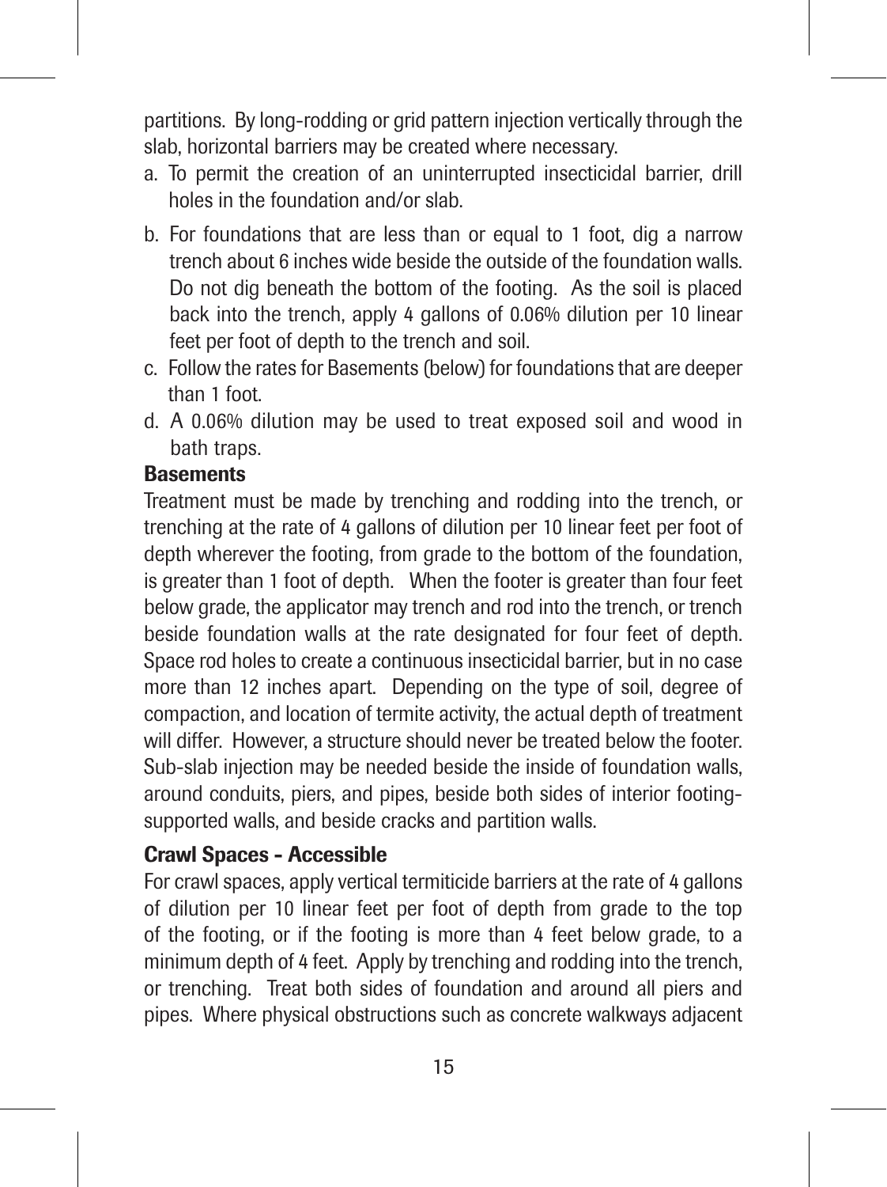partitions. By long-rodding or grid pattern injection vertically through the slab, horizontal barriers may be created where necessary.

a. To permit the creation of an uninterrupted insecticidal barrier, drill holes in the foundation and/or slab.
b. For foundations that are less than or equal to 1 foot, dig a narrow trench about 6 inches wide beside the outside of the foundation walls. Do not dig beneath the bottom of the footing. As the soil is placed back into the trench, apply 4 gallons of 0.06% dilution per 10 linear feet per foot of depth to the trench and soil.
c. Follow the rates for Basements (below) for foundations that are deeper than 1 foot.
d. A 0.06% dilution may be used to treat exposed soil and wood in bath traps.

**Basements**

Treatment must be made by trenching and rodding into the trench, or trenching at the rate of 4 gallons of dilution per 10 linear feet per foot of depth wherever the footing, from grade to the bottom of the foundation, is greater than 1 foot of depth. When the footer is greater than four feet below grade, the applicator may trench and rod into the trench, or trench beside foundation walls at the rate designated for four feet of depth. Space rod holes to create a continuous insecticidal barrier, but in no case more than 12 inches apart. Depending on the type of soil, degree of compaction, and location of termite activity, the actual depth of treatment will differ. However, a structure should never be treated below the footer. Sub-slab injection may be needed beside the inside of foundation walls, around conduits, piers, and pipes, beside both sides of interior footing-supported walls, and beside cracks and partition walls.

**Crawl Spaces - Accessible**

For crawl spaces, apply vertical termiticide barriers at the rate of 4 gallons of dilution per 10 linear feet per foot of depth from grade to the top of the footing, or if the footing is more than 4 feet below grade, to a minimum depth of 4 feet. Apply by trenching and rodding into the trench, or trenching. Treat both sides of foundation and around all piers and pipes. Where physical obstructions such as concrete walkways adjacent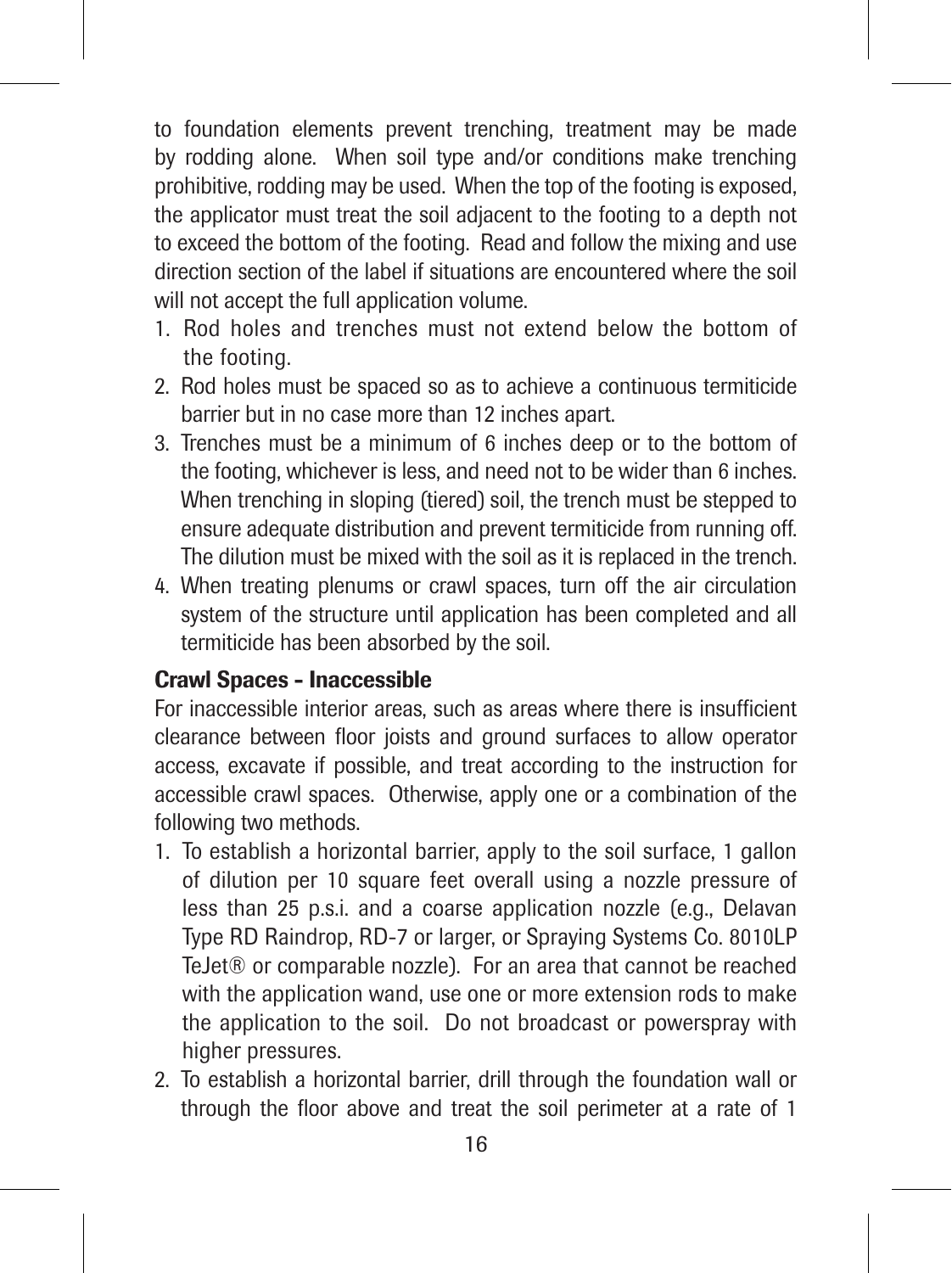to foundation elements prevent trenching, treatment may be made by rodding alone. When soil type and/or conditions make trenching prohibitive, rodding may be used. When the top of the footing is exposed, the applicator must treat the soil adjacent to the footing to a depth not to exceed the bottom of the footing. Read and follow the mixing and use direction section of the label if situations are encountered where the soil will not accept the full application volume.

1. Rod holes and trenches must not extend below the bottom of the footing.
2. Rod holes must be spaced so as to achieve a continuous termiticide barrier but in no case more than 12 inches apart.
3. Trenches must be a minimum of 6 inches deep or to the bottom of the footing, whichever is less, and need not to be wider than 6 inches. When trenching in sloping (tiered) soil, the trench must be stepped to ensure adequate distribution and prevent termiticide from running off. The dilution must be mixed with the soil as it is replaced in the trench.
4. When treating plenums or crawl spaces, turn off the air circulation system of the structure until application has been completed and all termiticide has been absorbed by the soil.

**Crawl Spaces - Inaccessible**

For inaccessible interior areas, such as areas where there is insufficient clearance between floor joists and ground surfaces to allow operator access, excavate if possible, and treat according to the instruction for accessible crawl spaces. Otherwise, apply one or a combination of the following two methods.

1. To establish a horizontal barrier, apply to the soil surface, 1 gallon of dilution per 10 square feet overall using a nozzle pressure of less than 25 p.s.i. and a coarse application nozzle (e.g., Delavan Type RD Raindrop, RD-7 or larger, or Spraying Systems Co. 8010LP TeJet® or comparable nozzle). For an area that cannot be reached with the application wand, use one or more extension rods to make the application to the soil. Do not broadcast or powerspray with higher pressures.
2. To establish a horizontal barrier, drill through the foundation wall or through the floor above and treat the soil perimeter at a rate of 1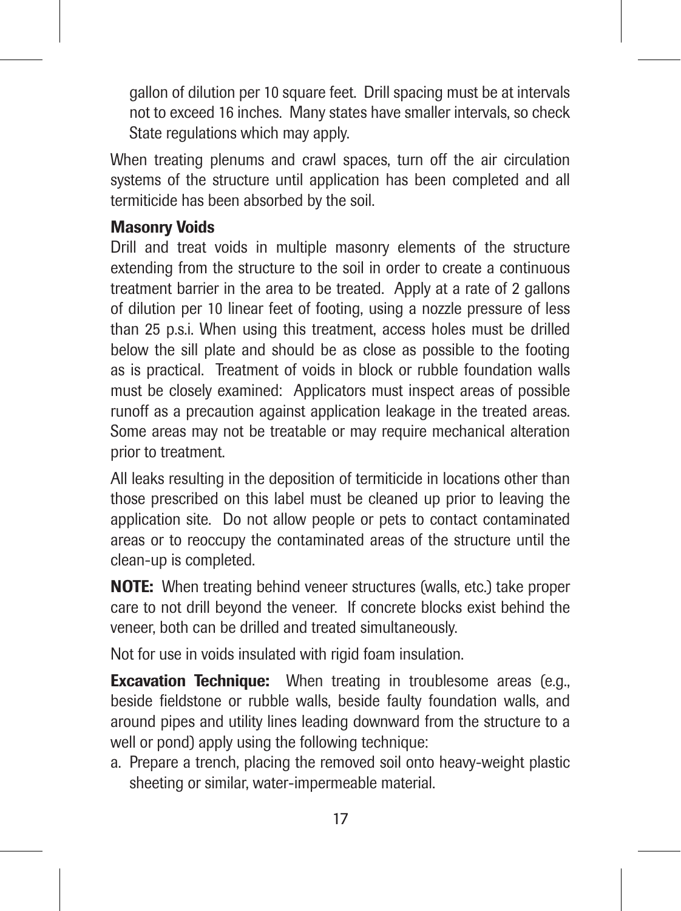gallon of dilution per 10 square feet. Drill spacing must be at intervals not to exceed 16 inches. Many states have smaller intervals, so check State regulations which may apply.

When treating plenums and crawl spaces, turn off the air circulation systems of the structure until application has been completed and all termiticide has been absorbed by the soil.

### Masonry Voids

Drill and treat voids in multiple masonry elements of the structure extending from the structure to the soil in order to create a continuous treatment barrier in the area to be treated. Apply at a rate of 2 gallons of dilution per 10 linear feet of footing, using a nozzle pressure of less than 25 p.s.i. When using this treatment, access holes must be drilled below the sill plate and should be as close as possible to the footing as is practical. Treatment of voids in block or rubble foundation walls must be closely examined: Applicators must inspect areas of possible runoff as a precaution against application leakage in the treated areas. Some areas may not be treatable or may require mechanical alteration prior to treatment.

All leaks resulting in the deposition of termiticide in locations other than those prescribed on this label must be cleaned up prior to leaving the application site. Do not allow people or pets to contact contaminated areas or to reoccupy the contaminated areas of the structure until the clean-up is completed.

**NOTE:** When treating behind veneer structures (walls, etc.) take proper care to not drill beyond the veneer. If concrete blocks exist behind the veneer, both can be drilled and treated simultaneously.

Not for use in voids insulated with rigid foam insulation.

**Excavation Technique:** When treating in troublesome areas (e.g., beside fieldstone or rubble walls, beside faulty foundation walls, and around pipes and utility lines leading downward from the structure to a well or pond) apply using the following technique:

a. Prepare a trench, placing the removed soil onto heavy-weight plastic sheeting or similar, water-impermeable material.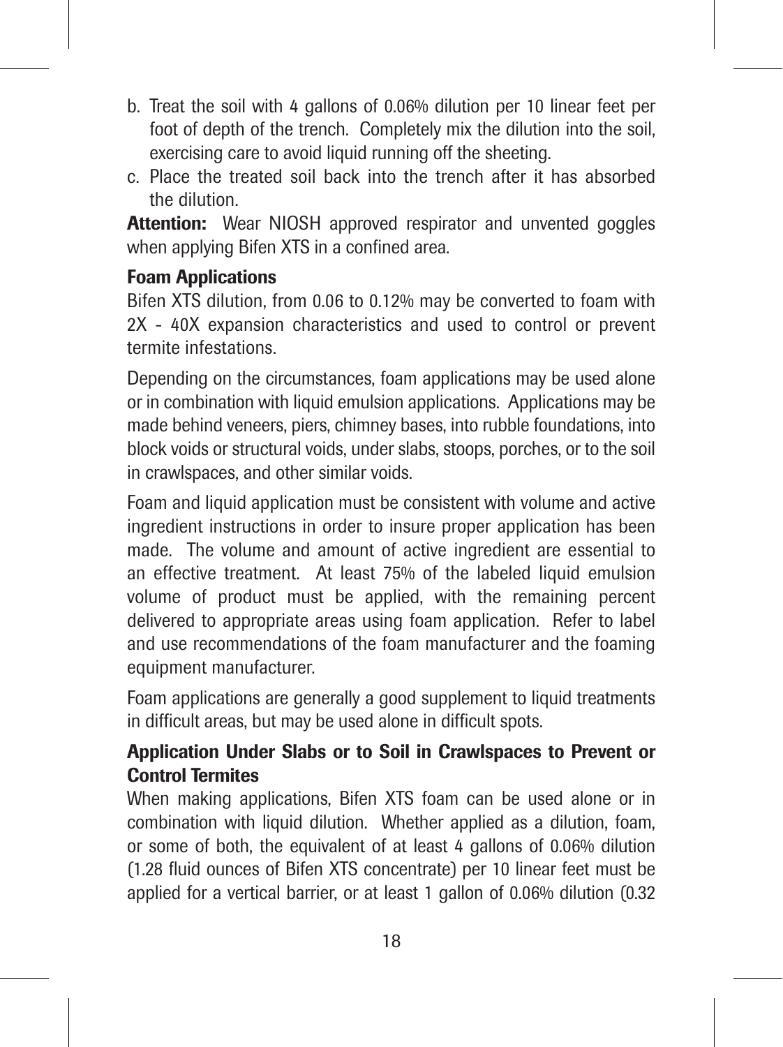b. Treat the soil with 4 gallons of 0.06% dilution per 10 linear feet per foot of depth of the trench. Completely mix the dilution into the soil, exercising care to avoid liquid running off the sheeting.
c. Place the treated soil back into the trench after it has absorbed the dilution.

**Attention:** Wear NIOSH approved respirator and unvented goggles when applying Bifen XTS in a confined area.

### Foam Applications

Bifen XTS dilution, from 0.06 to 0.12% may be converted to foam with 2X - 40X expansion characteristics and used to control or prevent termite infestations.

Depending on the circumstances, foam applications may be used alone or in combination with liquid emulsion applications. Applications may be made behind veneers, piers, chimney bases, into rubble foundations, into block voids or structural voids, under slabs, stoops, porches, or to the soil in crawlspaces, and other similar voids.

Foam and liquid application must be consistent with volume and active ingredient instructions in order to insure proper application has been made. The volume and amount of active ingredient are essential to an effective treatment. At least 75% of the labeled liquid emulsion volume of product must be applied, with the remaining percent delivered to appropriate areas using foam application. Refer to label and use recommendations of the foam manufacturer and the foaming equipment manufacturer.

Foam applications are generally a good supplement to liquid treatments in difficult areas, but may be used alone in difficult spots.

### Application Under Slabs or to Soil in Crawlspaces to Prevent or Control Termites

When making applications, Bifen XTS foam can be used alone or in combination with liquid dilution. Whether applied as a dilution, foam, or some of both, the equivalent of at least 4 gallons of 0.06% dilution (1.28 fluid ounces of Bifen XTS concentrate) per 10 linear feet must be applied for a vertical barrier, or at least 1 gallon of 0.06% dilution (0.32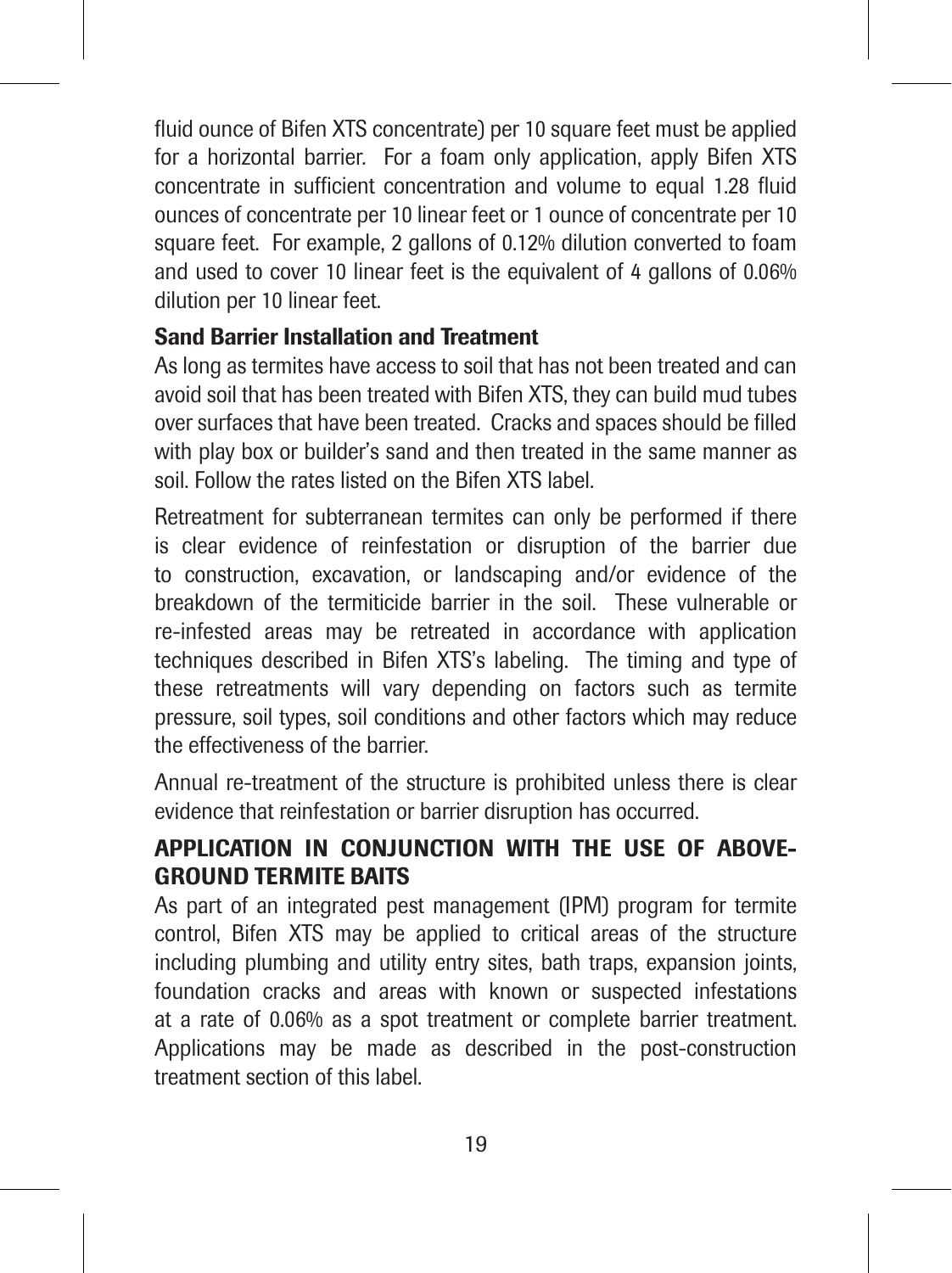fluid ounce of Bifen XTS concentrate) per 10 square feet must be applied for a horizontal barrier. For a foam only application, apply Bifen XTS concentrate in sufficient concentration and volume to equal 1.28 fluid ounces of concentrate per 10 linear feet or 1 ounce of concentrate per 10 square feet. For example, 2 gallons of 0.12% dilution converted to foam and used to cover 10 linear feet is the equivalent of 4 gallons of 0.06% dilution per 10 linear feet.

**Sand Barrier Installation and Treatment**

As long as termites have access to soil that has not been treated and can avoid soil that has been treated with Bifen XTS, they can build mud tubes over surfaces that have been treated. Cracks and spaces should be filled with play box or builder's sand and then treated in the same manner as soil. Follow the rates listed on the Bifen XTS label.

Retreatment for subterranean termites can only be performed if there is clear evidence of reinfestation or disruption of the barrier due to construction, excavation, or landscaping and/or evidence of the breakdown of the termiticide barrier in the soil. These vulnerable or re-infested areas may be retreated in accordance with application techniques described in Bifen XTS's labeling. The timing and type of these retreatments will vary depending on factors such as termite pressure, soil types, soil conditions and other factors which may reduce the effectiveness of the barrier.

Annual re-treatment of the structure is prohibited unless there is clear evidence that reinfestation or barrier disruption has occurred.

## APPLICATION IN CONJUNCTION WITH THE USE OF ABOVE-GROUND TERMITE BAITS

As part of an integrated pest management (IPM) program for termite control, Bifen XTS may be applied to critical areas of the structure including plumbing and utility entry sites, bath traps, expansion joints, foundation cracks and areas with known or suspected infestations at a rate of 0.06% as a spot treatment or complete barrier treatment. Applications may be made as described in the post-construction treatment section of this label.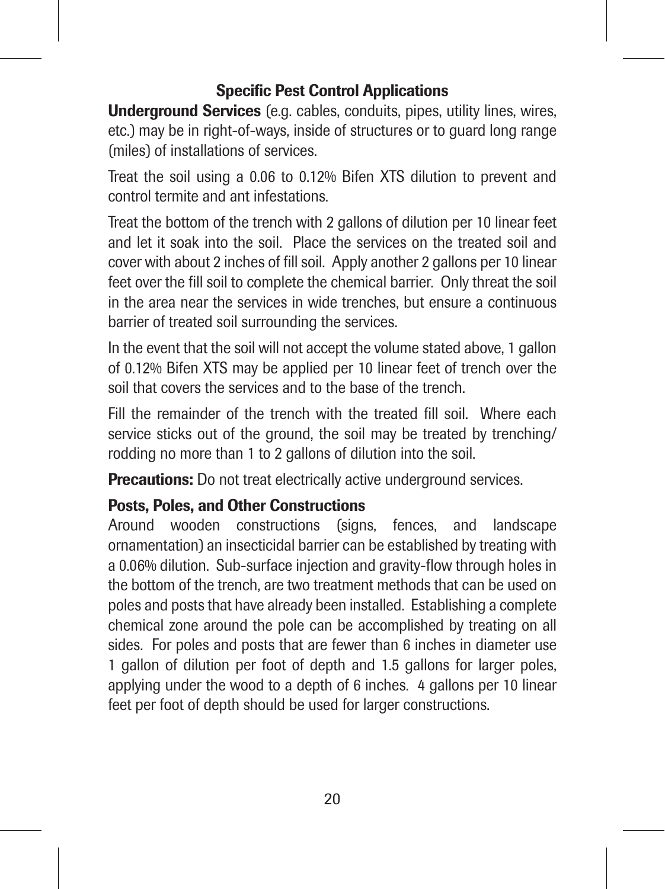## Specific Pest Control Applications

**Underground Services** (e.g. cables, conduits, pipes, utility lines, wires, etc.) may be in right-of-ways, inside of structures or to guard long range (miles) of installations of services.

Treat the soil using a 0.06 to 0.12% Bifen XTS dilution to prevent and control termite and ant infestations.

Treat the bottom of the trench with 2 gallons of dilution per 10 linear feet and let it soak into the soil. Place the services on the treated soil and cover with about 2 inches of fill soil. Apply another 2 gallons per 10 linear feet over the fill soil to complete the chemical barrier. Only threat the soil in the area near the services in wide trenches, but ensure a continuous barrier of treated soil surrounding the services.

In the event that the soil will not accept the volume stated above, 1 gallon of 0.12% Bifen XTS may be applied per 10 linear feet of trench over the soil that covers the services and to the base of the trench.

Fill the remainder of the trench with the treated fill soil. Where each service sticks out of the ground, the soil may be treated by trenching/rodding no more than 1 to 2 gallons of dilution into the soil.

**Precautions:** Do not treat electrically active underground services.

**Posts, Poles, and Other Constructions**

Around wooden constructions (signs, fences, and landscape ornamentation) an insecticidal barrier can be established by treating with a 0.06% dilution. Sub-surface injection and gravity-flow through holes in the bottom of the trench, are two treatment methods that can be used on poles and posts that have already been installed. Establishing a complete chemical zone around the pole can be accomplished by treating on all sides. For poles and posts that are fewer than 6 inches in diameter use 1 gallon of dilution per foot of depth and 1.5 gallons for larger poles, applying under the wood to a depth of 6 inches. 4 gallons per 10 linear feet per foot of depth should be used for larger constructions.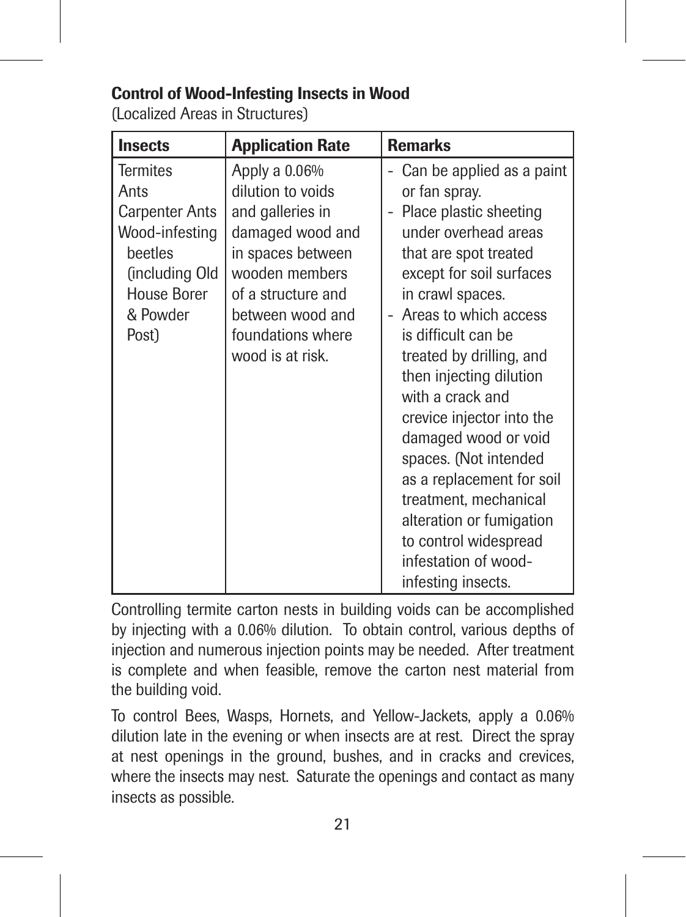### Control of Wood-Infesting Insects in Wood

(Localized Areas in Structures)

| Insects | Application Rate | Remarks |
|---|---|---|
| Termites<br>Ants<br>Carpenter Ants<br>Wood-infesting beetles (including Old House Borer & Powder Post) | Apply a 0.06% dilution to voids and galleries in damaged wood and in spaces between wooden members of a structure and between wood and foundations where wood is at risk. | - Can be applied as a paint or fan spray.<br>- Place plastic sheeting under overhead areas that are spot treated except for soil surfaces in crawl spaces.<br>- Areas to which access is difficult can be treated by drilling, and then injecting dilution with a crack and crevice injector into the damaged wood or void spaces. (Not intended as a replacement for soil treatment, mechanical alteration or fumigation to control widespread infestation of wood-infesting insects. |

Controlling termite carton nests in building voids can be accomplished by injecting with a 0.06% dilution. To obtain control, various depths of injection and numerous injection points may be needed. After treatment is complete and when feasible, remove the carton nest material from the building void.

To control Bees, Wasps, Hornets, and Yellow-Jackets, apply a 0.06% dilution late in the evening or when insects are at rest. Direct the spray at nest openings in the ground, bushes, and in cracks and crevices, where the insects may nest. Saturate the openings and contact as many insects as possible.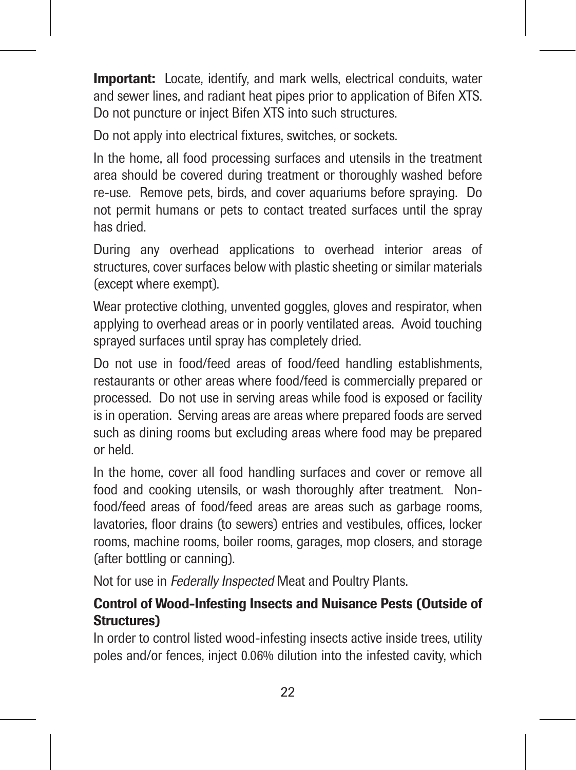**Important:** Locate, identify, and mark wells, electrical conduits, water and sewer lines, and radiant heat pipes prior to application of Bifen XTS. Do not puncture or inject Bifen XTS into such structures.

Do not apply into electrical fixtures, switches, or sockets.

In the home, all food processing surfaces and utensils in the treatment area should be covered during treatment or thoroughly washed before re-use. Remove pets, birds, and cover aquariums before spraying. Do not permit humans or pets to contact treated surfaces until the spray has dried.

During any overhead applications to overhead interior areas of structures, cover surfaces below with plastic sheeting or similar materials (except where exempt).

Wear protective clothing, unvented goggles, gloves and respirator, when applying to overhead areas or in poorly ventilated areas. Avoid touching sprayed surfaces until spray has completely dried.

Do not use in food/feed areas of food/feed handling establishments, restaurants or other areas where food/feed is commercially prepared or processed. Do not use in serving areas while food is exposed or facility is in operation. Serving areas are areas where prepared foods are served such as dining rooms but excluding areas where food may be prepared or held.

In the home, cover all food handling surfaces and cover or remove all food and cooking utensils, or wash thoroughly after treatment. Non-food/feed areas of food/feed areas are areas such as garbage rooms, lavatories, floor drains (to sewers) entries and vestibules, offices, locker rooms, machine rooms, boiler rooms, garages, mop closers, and storage (after bottling or canning).

Not for use in *Federally Inspected* Meat and Poultry Plants.

**Control of Wood-Infesting Insects and Nuisance Pests (Outside of Structures)**

In order to control listed wood-infesting insects active inside trees, utility poles and/or fences, inject 0.06% dilution into the infested cavity, which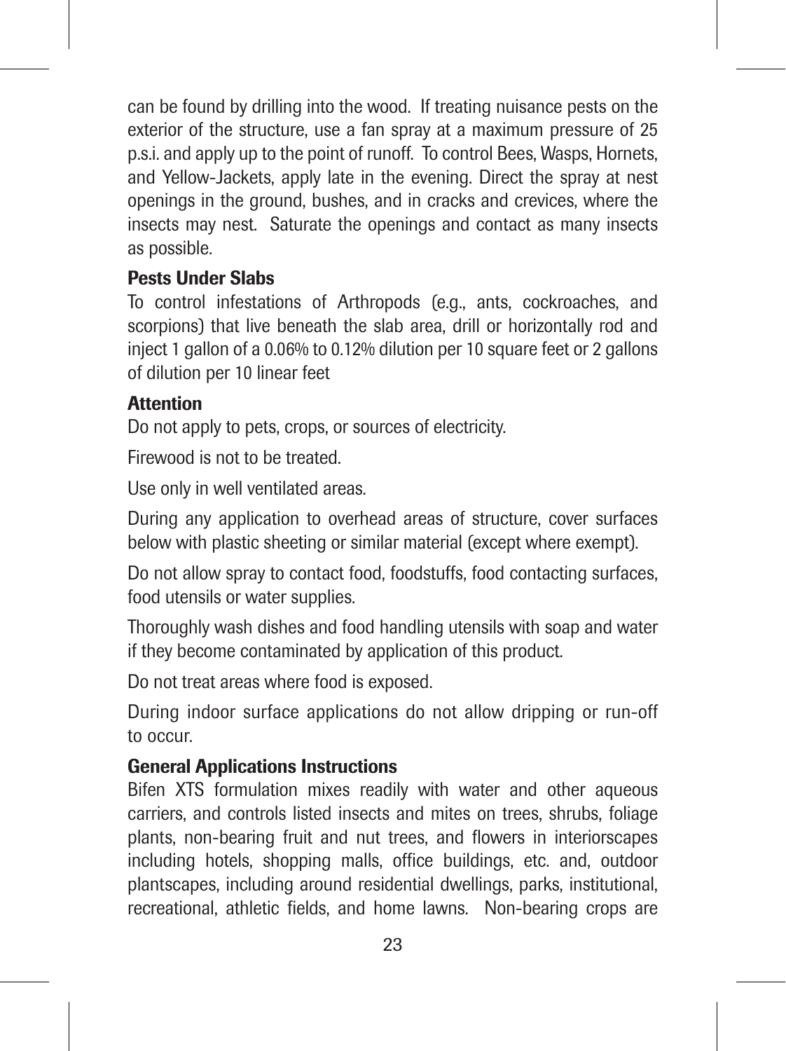can be found by drilling into the wood. If treating nuisance pests on the exterior of the structure, use a fan spray at a maximum pressure of 25 p.s.i. and apply up to the point of runoff. To control Bees, Wasps, Hornets, and Yellow-Jackets, apply late in the evening. Direct the spray at nest openings in the ground, bushes, and in cracks and crevices, where the insects may nest. Saturate the openings and contact as many insects as possible.

**Pests Under Slabs**

To control infestations of Arthropods (e.g., ants, cockroaches, and scorpions) that live beneath the slab area, drill or horizontally rod and inject 1 gallon of a 0.06% to 0.12% dilution per 10 square feet or 2 gallons of dilution per 10 linear feet

**Attention**

Do not apply to pets, crops, or sources of electricity.

Firewood is not to be treated.

Use only in well ventilated areas.

During any application to overhead areas of structure, cover surfaces below with plastic sheeting or similar material (except where exempt).

Do not allow spray to contact food, foodstuffs, food contacting surfaces, food utensils or water supplies.

Thoroughly wash dishes and food handling utensils with soap and water if they become contaminated by application of this product.

Do not treat areas where food is exposed.

During indoor surface applications do not allow dripping or run-off to occur.

**General Applications Instructions**

Bifen XTS formulation mixes readily with water and other aqueous carriers, and controls listed insects and mites on trees, shrubs, foliage plants, non-bearing fruit and nut trees, and flowers in interiorscapes including hotels, shopping malls, office buildings, etc. and, outdoor plantscapes, including around residential dwellings, parks, institutional, recreational, athletic fields, and home lawns. Non-bearing crops are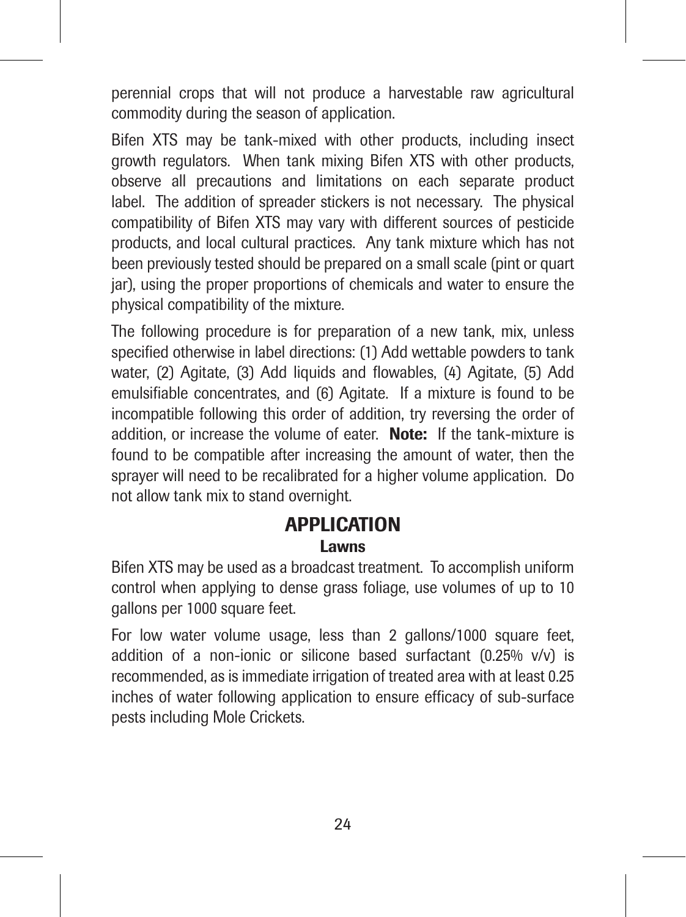perennial crops that will not produce a harvestable raw agricultural commodity during the season of application.

Bifen XTS may be tank-mixed with other products, including insect growth regulators. When tank mixing Bifen XTS with other products, observe all precautions and limitations on each separate product label. The addition of spreader stickers is not necessary. The physical compatibility of Bifen XTS may vary with different sources of pesticide products, and local cultural practices. Any tank mixture which has not been previously tested should be prepared on a small scale (pint or quart jar), using the proper proportions of chemicals and water to ensure the physical compatibility of the mixture.

The following procedure is for preparation of a new tank, mix, unless specified otherwise in label directions: (1) Add wettable powders to tank water, (2) Agitate, (3) Add liquids and flowables, (4) Agitate, (5) Add emulsifiable concentrates, and (6) Agitate. If a mixture is found to be incompatible following this order of addition, try reversing the order of addition, or increase the volume of eater. **Note:** If the tank-mixture is found to be compatible after increasing the amount of water, then the sprayer will need to be recalibrated for a higher volume application. Do not allow tank mix to stand overnight.

## APPLICATION

### Lawns

Bifen XTS may be used as a broadcast treatment. To accomplish uniform control when applying to dense grass foliage, use volumes of up to 10 gallons per 1000 square feet.

For low water volume usage, less than 2 gallons/1000 square feet, addition of a non-ionic or silicone based surfactant (0.25% v/v) is recommended, as is immediate irrigation of treated area with at least 0.25 inches of water following application to ensure efficacy of sub-surface pests including Mole Crickets.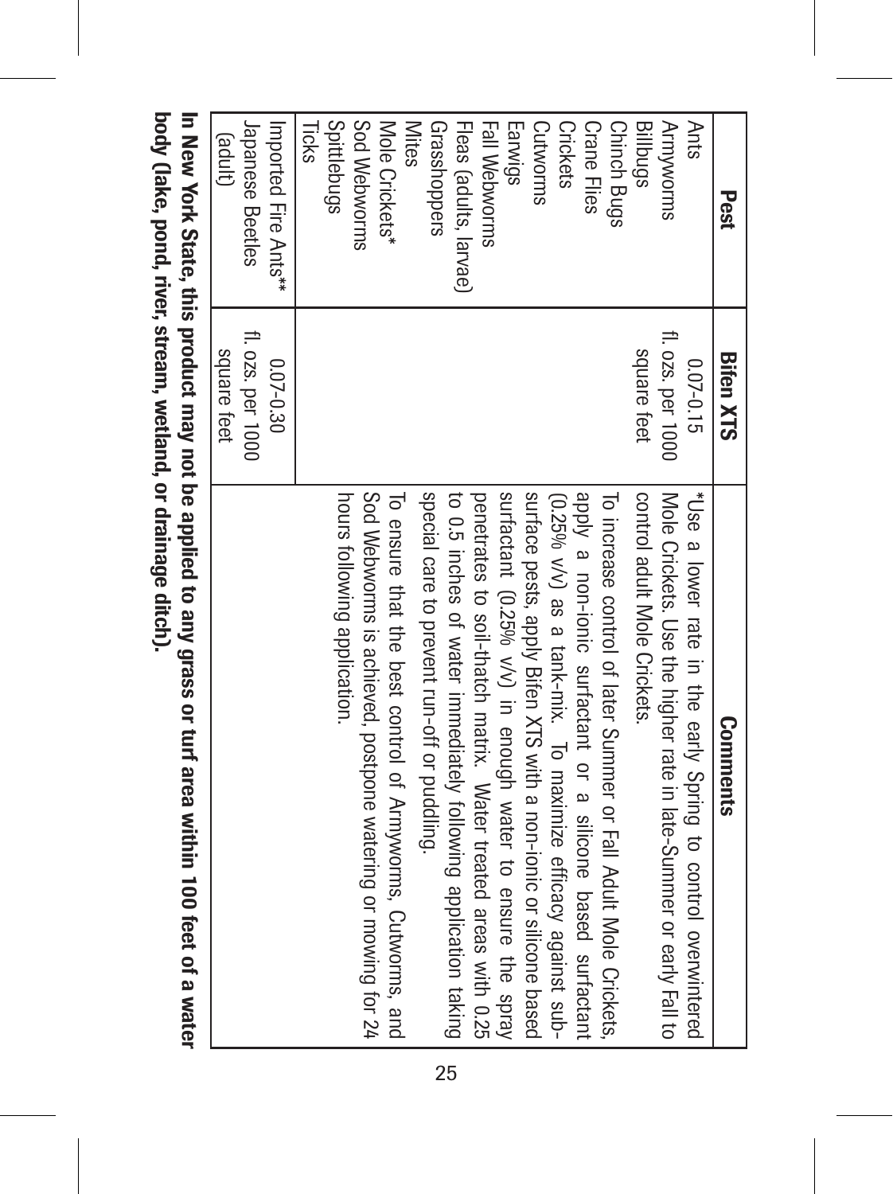| Pest | Bifen XTS | Comments |
|---|---|---|
| Ants<br>Armyworms<br>Billbugs<br>Chinch Bugs<br>Crane Flies<br>Crickets<br>Cutworms<br>Earwigs<br>Fall Webworms<br>Fleas (adults, larvae)<br>Grasshoppers<br>Mites<br>Mole Crickets*<br>Sod Webworms<br>Spittlebugs<br>Ticks | 0.07-0.15 fl. ozs. per 1000 square feet | *Use a lower rate in the early Spring to control overwintered Mole Crickets. Use the higher rate in late-Summer or early Fall to control adult Mole Crickets.<br>To increase control of later Summer or Fall Adult Mole Crickets, apply a non-ionic surfactant or a silicone based surfactant (0.25% v/v) as a tank-mix. To maximize efficacy against sub-surface pests, apply Bifen XTS with a non-ionic or silicone based surfactant (0.25% v/v) in enough water to ensure the spray penetrates to soil-thatch matrix. Water treated areas with 0.25 to 0.5 inches of water immediately following application taking special care to prevent run-off or puddling.<br>To ensure that the best control of Armyworms, Cutworms, and Sod Webworms is achieved, postpone watering or mowing for 24 hours following application. |
| Imported Fire Ants**<br>Japanese Beetles (adult) | 0.07-0.30 fl. ozs. per 1000 square feet | |

**In New York State, this product may not be applied to any grass or turf area within 100 feet of a water body (lake, pond, river, stream, wetland, or drainage ditch).**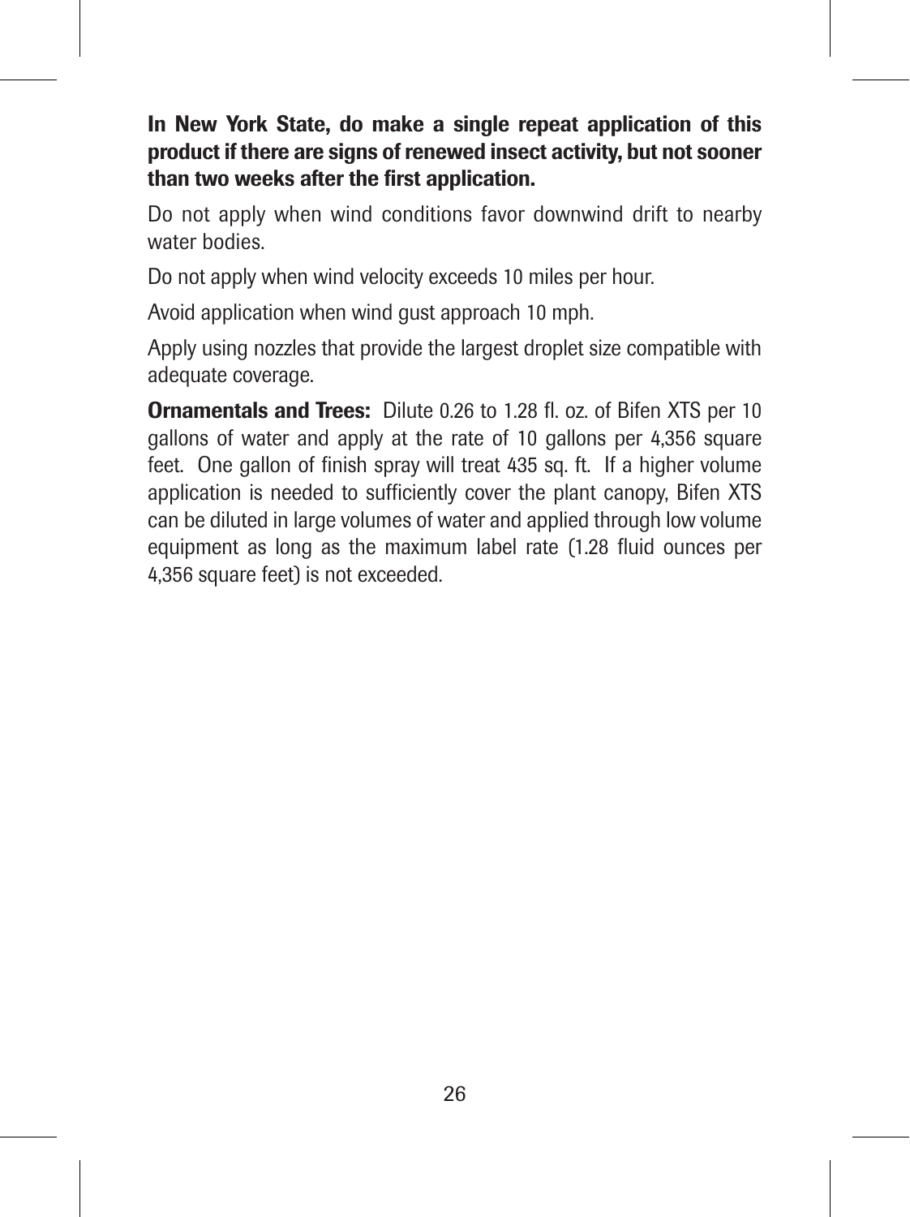**In New York State, do make a single repeat application of this product if there are signs of renewed insect activity, but not sooner than two weeks after the first application.**

Do not apply when wind conditions favor downwind drift to nearby water bodies.

Do not apply when wind velocity exceeds 10 miles per hour.

Avoid application when wind gust approach 10 mph.

Apply using nozzles that provide the largest droplet size compatible with adequate coverage.

**Ornamentals and Trees:** Dilute 0.26 to 1.28 fl. oz. of Bifen XTS per 10 gallons of water and apply at the rate of 10 gallons per 4,356 square feet. One gallon of finish spray will treat 435 sq. ft. If a higher volume application is needed to sufficiently cover the plant canopy, Bifen XTS can be diluted in large volumes of water and applied through low volume equipment as long as the maximum label rate (1.28 fluid ounces per 4,356 square feet) is not exceeded.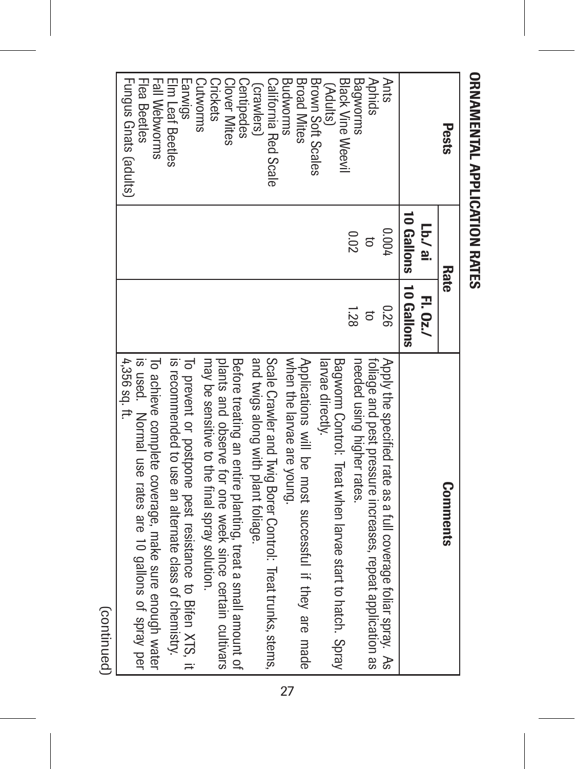## ORNAMENTAL APPLICATION RATES

| Pests | Rate | | Comments |
|---|---|---|---|
| | Lb./ai 10 Gallons | Fl. Oz./ 10 Gallons | |
| Ants<br>Aphids<br>Bagworms<br>Black Vine Weevil (Adults)<br>Brown Soft Scales<br>Broad Mites<br>Budworms<br>California Red Scale (crawlers)<br>Centipedes<br>Clover Mites<br>Crickets<br>Cutworms<br>Earwigs<br>Elm Leaf Beetles<br>Fall Webworms<br>Flea Beetles<br>Fungus Gnats (adults) | 0.004 to 0.02 | 0.26 to 1.28 | Apply the specified rate as a full coverage foliar spray. As foliage and pest pressure increases, repeat application as needed using higher rates.<br>Bagworm Control: Treat when larvae start to hatch. Spray larvae directly.<br>Applications will be most successful if they are made when the larvae are young.<br>Scale Crawler and Twig Borer Control: Treat trunks, stems, and twigs along with plant foliage.<br>Before treating an entire planting, treat a small amount of plants and observe for one week since certain cultivars may be sensitive to the final spray solution.<br>To prevent or postpone pest resistance to Bifen XTS, it is recommended to use an alternate class of chemistry.<br>To achieve complete coverage, make sure enough water is used. Normal use rates are 10 gallons of spray per 4,356 sq. ft. |

(continued)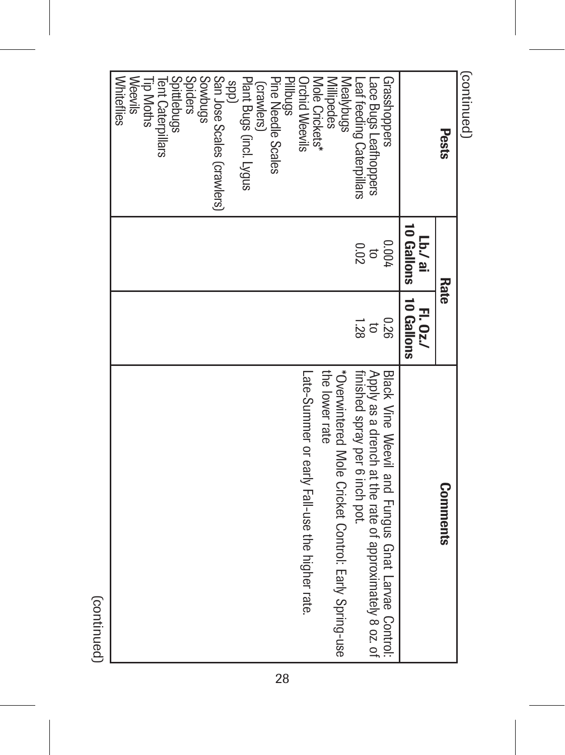(continued)

| Pests | Rate | | Comments |
|---|---|---|---|
| | Lb./ ai 10 Gallons | Fl. Oz./ 10 Gallons | |
| Grasshoppers<br>Lace Bugs Leafhoppers<br>Leaf feeding Caterpillars<br>Mealybugs<br>Millipedes<br>Mole Crickets*<br>Orchid Weevils<br>Pillbugs<br>Pine Needle Scales (crawlers)<br>Plant Bugs (incl. Lygus spp)<br>San Jose Scales (crawlers)<br>Sowbugs<br>Spiders<br>Spittlebugs<br>Tent Caterpillars<br>Tip Moths<br>Weevils<br>Whiteflies | 0.004 to 0.02 | 0.26 to 1.28 | Black Vine Weevil and Fungus Gnat Larvae Control: Apply as a drench at the rate of approximately 8 oz. of finished spray per 6 inch pot.<br>*Overwintered Mole Cricket Control: Early Spring-use the lower rate<br>Late-Summer or early Fall-use the higher rate. |

(continued)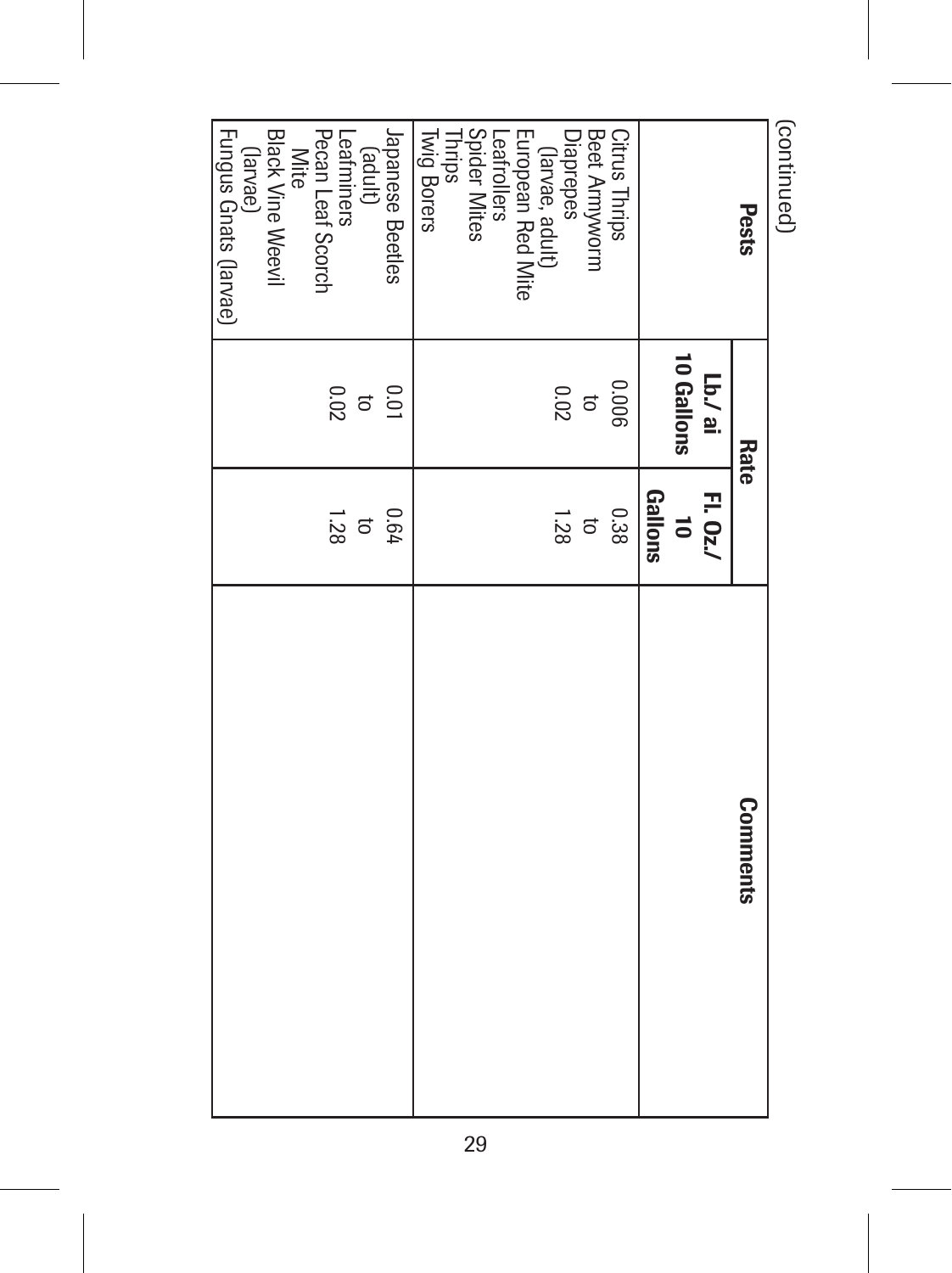(continued)

| Pests | Rate | | Comments |
|---|---|---|---|
| | Lb./ ai 10 Gallons | Fl. Oz./ 10 Gallons | |
| Citrus Thrips<br>Beet Armyworm<br>Diaprepes<br>(larvae, adult)<br>European Red Mite<br>Leafrollers<br>Spider Mites<br>Thrips<br>Twig Borers | 0.006<br>to<br>0.02 | 0.38<br>to<br>1.28 | |
| Japanese Beetles<br>(adult)<br>Leafminers<br>Pecan Leaf Scorch<br>Mite<br>Black Vine Weevil<br>(larvae)<br>Fungus Gnats (larvae) | 0.01<br>to<br>0.02 | 0.64<br>to<br>1.28 | |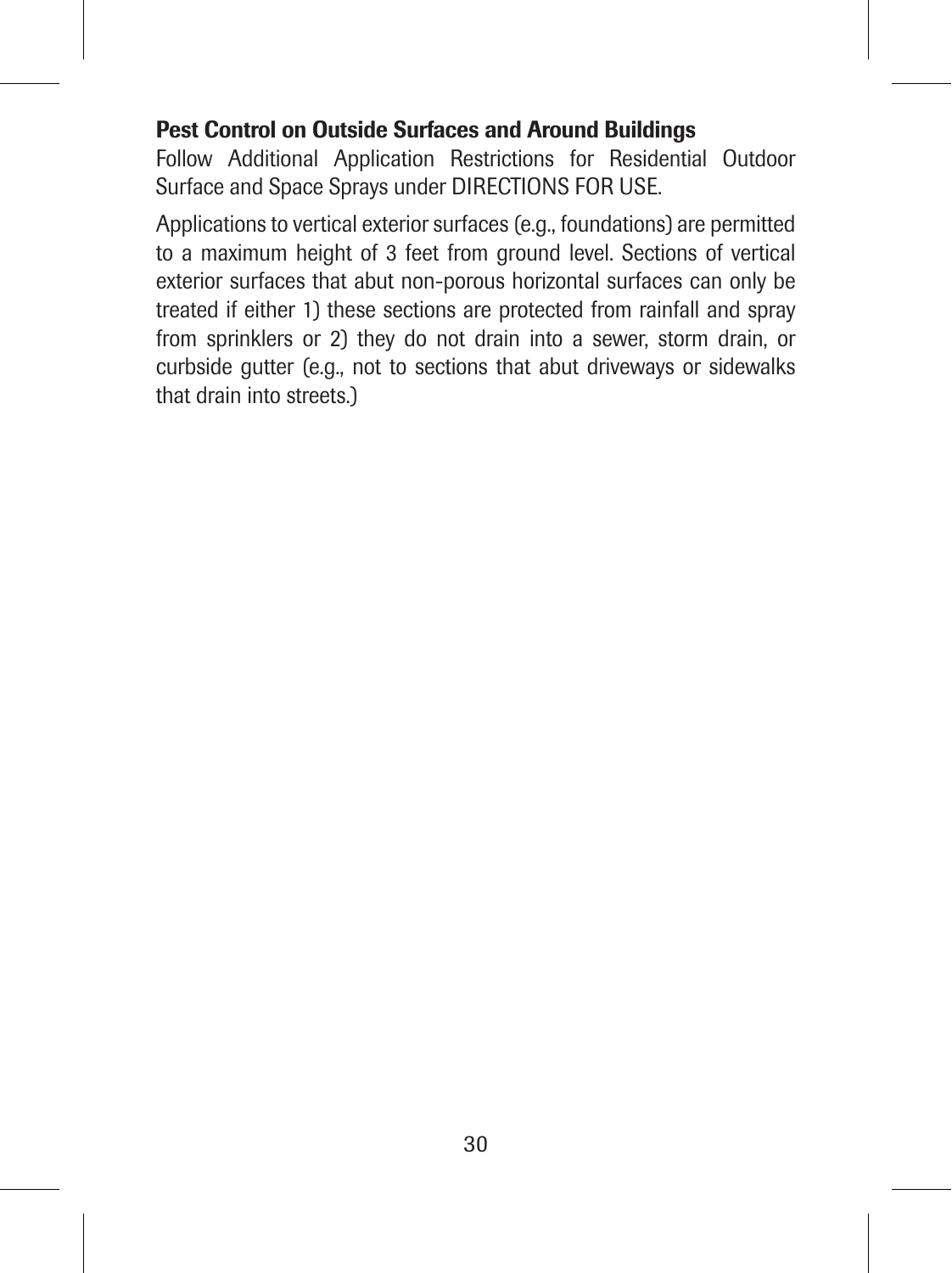**Pest Control on Outside Surfaces and Around Buildings**

Follow Additional Application Restrictions for Residential Outdoor Surface and Space Sprays under DIRECTIONS FOR USE.

Applications to vertical exterior surfaces (e.g., foundations) are permitted to a maximum height of 3 feet from ground level. Sections of vertical exterior surfaces that abut non-porous horizontal surfaces can only be treated if either 1) these sections are protected from rainfall and spray from sprinklers or 2) they do not drain into a sewer, storm drain, or curbside gutter (e.g., not to sections that abut driveways or sidewalks that drain into streets.)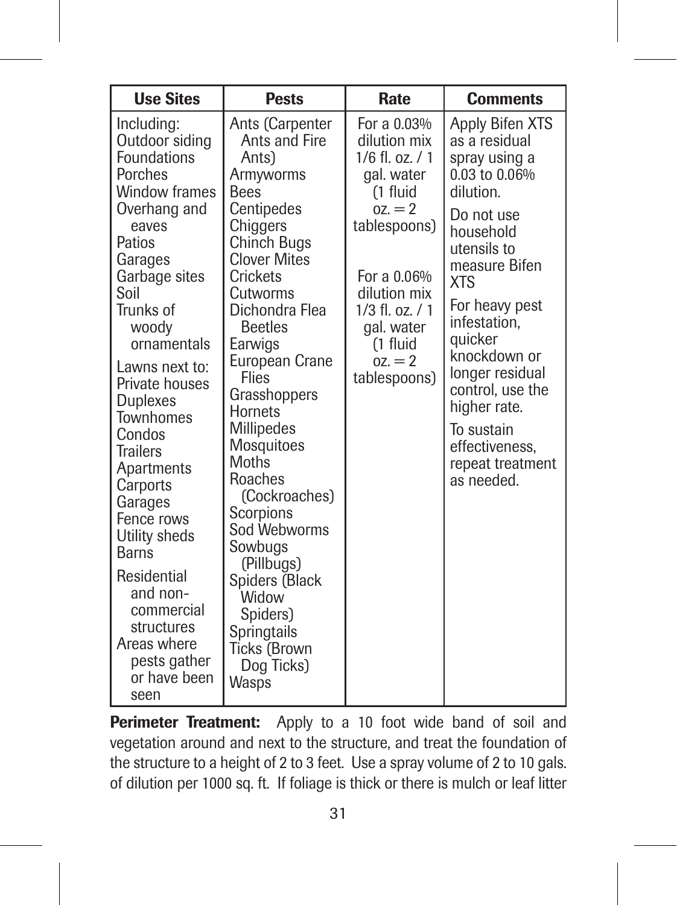| Use Sites | Pests | Rate | Comments |
|---|---|---|---|
| Including: Outdoor siding Foundations Porches Window frames Overhang and eaves Patios Garages Garbage sites Soil Trunks of woody ornamentals<br><br>Lawns next to: Private houses Duplexes Townhomes Condos Trailers Apartments Carports Garages Fence rows Utility sheds Barns<br><br>Residential and non-commercial structures Areas where pests gather or have been seen | Ants (Carpenter Ants and Fire Ants) Armyworms Bees Centipedes Chiggers Chinch Bugs Clover Mites Crickets Cutworms Dichondra Flea Beetles Earwigs European Crane Flies Grasshoppers Hornets Millipedes Mosquitoes Moths Roaches (Cockroaches) Scorpions Sod Webworms Sowbugs (Pillbugs) Spiders (Black Widow Spiders) Springtails Ticks (Brown Dog Ticks) Wasps | For a 0.03% dilution mix 1/6 fl. oz. / 1 gal. water (1 fluid oz. = 2 tablespoons)<br><br>For a 0.06% dilution mix 1/3 fl. oz. / 1 gal. water (1 fluid oz. = 2 tablespoons) | Apply Bifen XTS as a residual spray using a 0.03 to 0.06% dilution.<br><br>Do not use household utensils to measure Bifen XTS<br><br>For heavy pest infestation, quicker knockdown or longer residual control, use the higher rate.<br><br>To sustain effectiveness, repeat treatment as needed. |

**Perimeter Treatment:** Apply to a 10 foot wide band of soil and vegetation around and next to the structure, and treat the foundation of the structure to a height of 2 to 3 feet. Use a spray volume of 2 to 10 gals. of dilution per 1000 sq. ft. If foliage is thick or there is mulch or leaf litter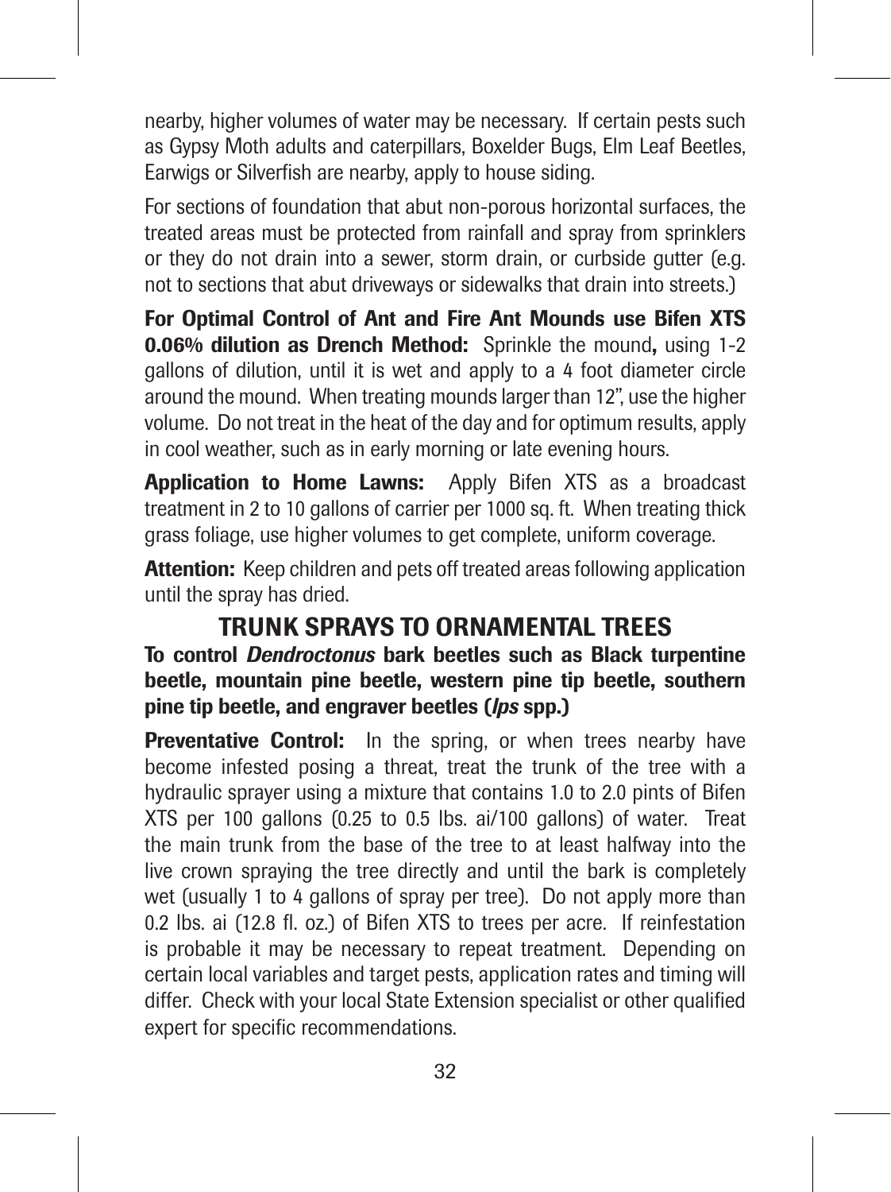nearby, higher volumes of water may be necessary. If certain pests such as Gypsy Moth adults and caterpillars, Boxelder Bugs, Elm Leaf Beetles, Earwigs or Silverfish are nearby, apply to house siding.

For sections of foundation that abut non-porous horizontal surfaces, the treated areas must be protected from rainfall and spray from sprinklers or they do not drain into a sewer, storm drain, or curbside gutter (e.g. not to sections that abut driveways or sidewalks that drain into streets.)

**For Optimal Control of Ant and Fire Ant Mounds use Bifen XTS 0.06% dilution as Drench Method:** Sprinkle the mound**,** using 1-2 gallons of dilution, until it is wet and apply to a 4 foot diameter circle around the mound. When treating mounds larger than 12", use the higher volume. Do not treat in the heat of the day and for optimum results, apply in cool weather, such as in early morning or late evening hours.

**Application to Home Lawns:** Apply Bifen XTS as a broadcast treatment in 2 to 10 gallons of carrier per 1000 sq. ft. When treating thick grass foliage, use higher volumes to get complete, uniform coverage.

**Attention:** Keep children and pets off treated areas following application until the spray has dried.

## TRUNK SPRAYS TO ORNAMENTAL TREES

**To control *Dendroctonus* bark beetles such as Black turpentine beetle, mountain pine beetle, western pine tip beetle, southern pine tip beetle, and engraver beetles (*Ips* spp.)**

**Preventative Control:** In the spring, or when trees nearby have become infested posing a threat, treat the trunk of the tree with a hydraulic sprayer using a mixture that contains 1.0 to 2.0 pints of Bifen XTS per 100 gallons (0.25 to 0.5 lbs. ai/100 gallons) of water. Treat the main trunk from the base of the tree to at least halfway into the live crown spraying the tree directly and until the bark is completely wet (usually 1 to 4 gallons of spray per tree). Do not apply more than 0.2 lbs. ai (12.8 fl. oz.) of Bifen XTS to trees per acre. If reinfestation is probable it may be necessary to repeat treatment. Depending on certain local variables and target pests, application rates and timing will differ. Check with your local State Extension specialist or other qualified expert for specific recommendations.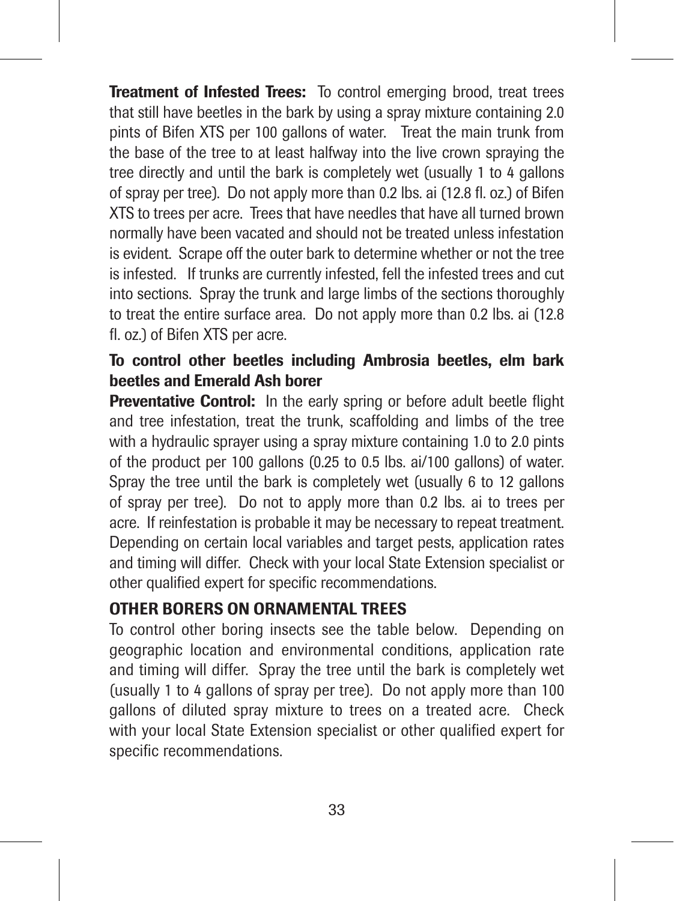**Treatment of Infested Trees:** To control emerging brood, treat trees that still have beetles in the bark by using a spray mixture containing 2.0 pints of Bifen XTS per 100 gallons of water. Treat the main trunk from the base of the tree to at least halfway into the live crown spraying the tree directly and until the bark is completely wet (usually 1 to 4 gallons of spray per tree). Do not apply more than 0.2 lbs. ai (12.8 fl. oz.) of Bifen XTS to trees per acre. Trees that have needles that have all turned brown normally have been vacated and should not be treated unless infestation is evident. Scrape off the outer bark to determine whether or not the tree is infested. If trunks are currently infested, fell the infested trees and cut into sections. Spray the trunk and large limbs of the sections thoroughly to treat the entire surface area. Do not apply more than 0.2 lbs. ai (12.8 fl. oz.) of Bifen XTS per acre.

**To control other beetles including Ambrosia beetles, elm bark beetles and Emerald Ash borer**

**Preventative Control:** In the early spring or before adult beetle flight and tree infestation, treat the trunk, scaffolding and limbs of the tree with a hydraulic sprayer using a spray mixture containing 1.0 to 2.0 pints of the product per 100 gallons (0.25 to 0.5 lbs. ai/100 gallons) of water. Spray the tree until the bark is completely wet (usually 6 to 12 gallons of spray per tree). Do not to apply more than 0.2 lbs. ai to trees per acre. If reinfestation is probable it may be necessary to repeat treatment. Depending on certain local variables and target pests, application rates and timing will differ. Check with your local State Extension specialist or other qualified expert for specific recommendations.

**OTHER BORERS ON ORNAMENTAL TREES**

To control other boring insects see the table below. Depending on geographic location and environmental conditions, application rate and timing will differ. Spray the tree until the bark is completely wet (usually 1 to 4 gallons of spray per tree). Do not apply more than 100 gallons of diluted spray mixture to trees on a treated acre. Check with your local State Extension specialist or other qualified expert for specific recommendations.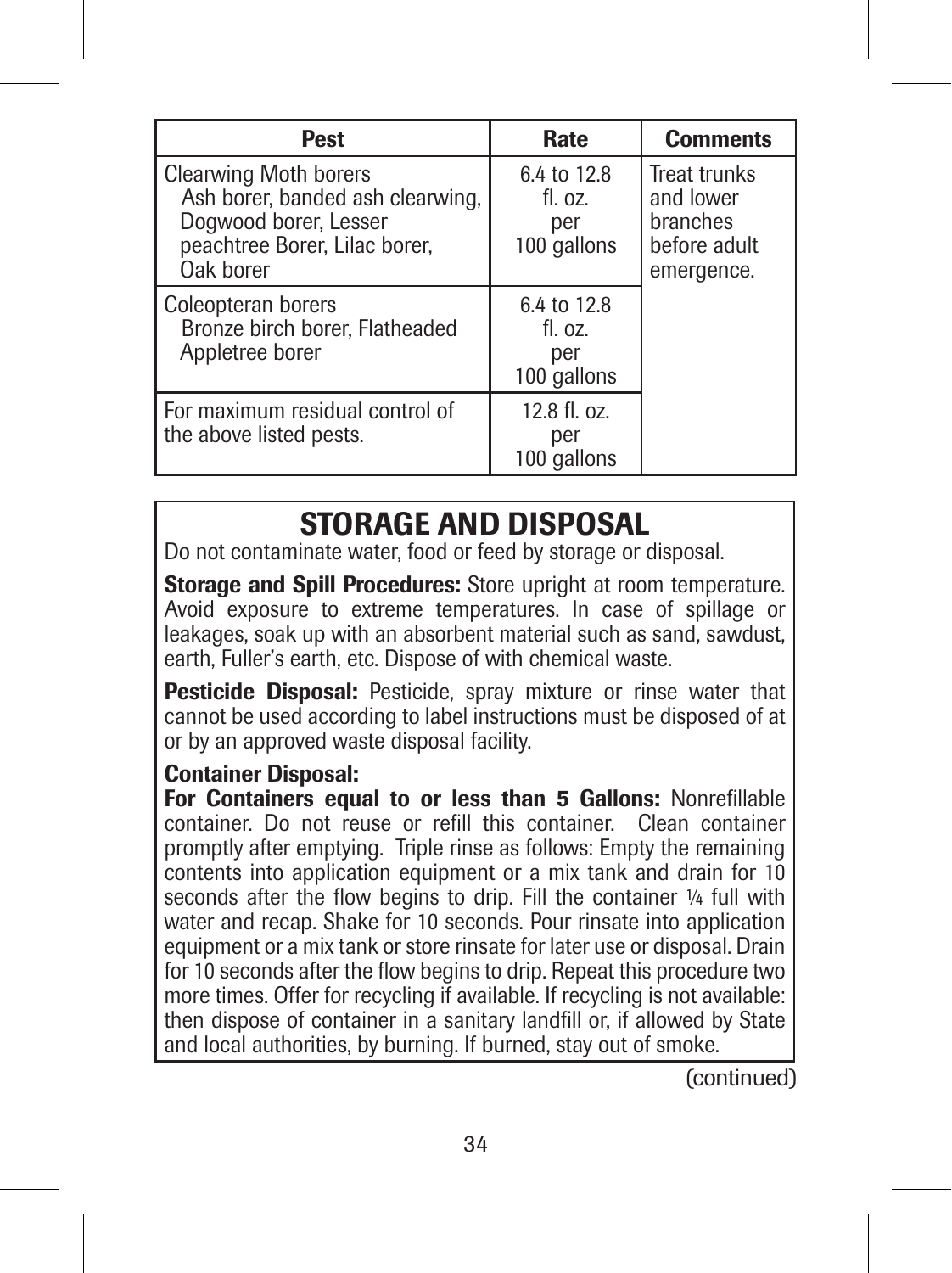| Pest | Rate | Comments |
|---|---|---|
| Clearwing Moth borers<br>Ash borer, banded ash clearwing, Dogwood borer, Lesser peachtree Borer, Lilac borer, Oak borer | 6.4 to 12.8 fl. oz. per 100 gallons | Treat trunks and lower branches before adult emergence. |
| Coleopteran borers<br>Bronze birch borer, Flatheaded Appletree borer | 6.4 to 12.8 fl. oz. per 100 gallons | |
| For maximum residual control of the above listed pests. | 12.8 fl. oz. per 100 gallons | |

## STORAGE AND DISPOSAL

Do not contaminate water, food or feed by storage or disposal.

**Storage and Spill Procedures:** Store upright at room temperature. Avoid exposure to extreme temperatures. In case of spillage or leakages, soak up with an absorbent material such as sand, sawdust, earth, Fuller's earth, etc. Dispose of with chemical waste.

**Pesticide Disposal:** Pesticide, spray mixture or rinse water that cannot be used according to label instructions must be disposed of at or by an approved waste disposal facility.

**Container Disposal:**

**For Containers equal to or less than 5 Gallons:** Nonrefillable container. Do not reuse or refill this container. Clean container promptly after emptying. Triple rinse as follows: Empty the remaining contents into application equipment or a mix tank and drain for 10 seconds after the flow begins to drip. Fill the container ¼ full with water and recap. Shake for 10 seconds. Pour rinsate into application equipment or a mix tank or store rinsate for later use or disposal. Drain for 10 seconds after the flow begins to drip. Repeat this procedure two more times. Offer for recycling if available. If recycling is not available: then dispose of container in a sanitary landfill or, if allowed by State and local authorities, by burning. If burned, stay out of smoke.

(continued)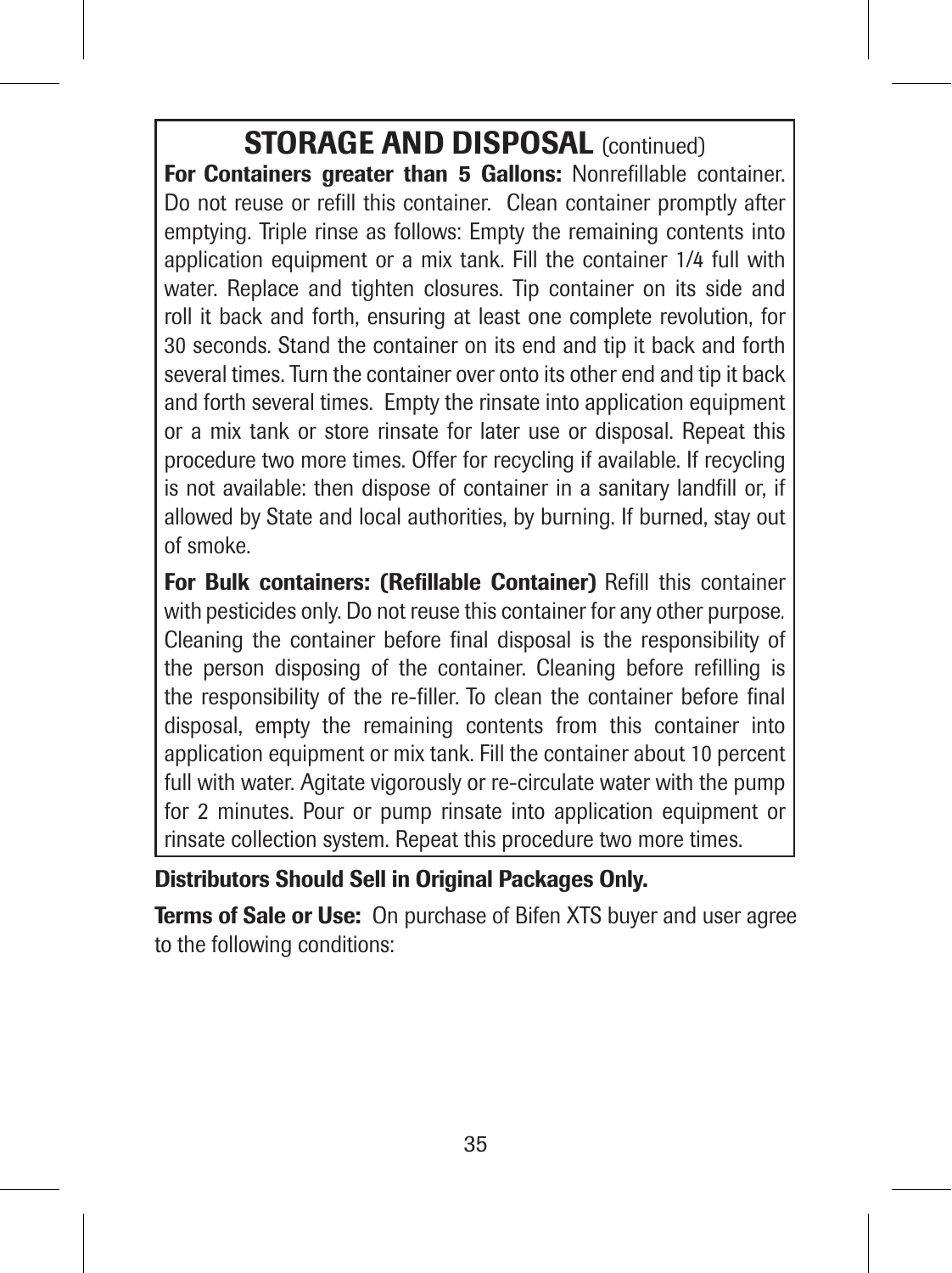## STORAGE AND DISPOSAL (continued)

**For Containers greater than 5 Gallons:** Nonrefillable container. Do not reuse or refill this container. Clean container promptly after emptying. Triple rinse as follows: Empty the remaining contents into application equipment or a mix tank. Fill the container 1/4 full with water. Replace and tighten closures. Tip container on its side and roll it back and forth, ensuring at least one complete revolution, for 30 seconds. Stand the container on its end and tip it back and forth several times. Turn the container over onto its other end and tip it back and forth several times. Empty the rinsate into application equipment or a mix tank or store rinsate for later use or disposal. Repeat this procedure two more times. Offer for recycling if available. If recycling is not available: then dispose of container in a sanitary landfill or, if allowed by State and local authorities, by burning. If burned, stay out of smoke.

**For Bulk containers: (Refillable Container)** Refill this container with pesticides only. Do not reuse this container for any other purpose. Cleaning the container before final disposal is the responsibility of the person disposing of the container. Cleaning before refilling is the responsibility of the re-filler. To clean the container before final disposal, empty the remaining contents from this container into application equipment or mix tank. Fill the container about 10 percent full with water. Agitate vigorously or re-circulate water with the pump for 2 minutes. Pour or pump rinsate into application equipment or rinsate collection system. Repeat this procedure two more times.

**Distributors Should Sell in Original Packages Only.**

**Terms of Sale or Use:** On purchase of Bifen XTS buyer and user agree to the following conditions: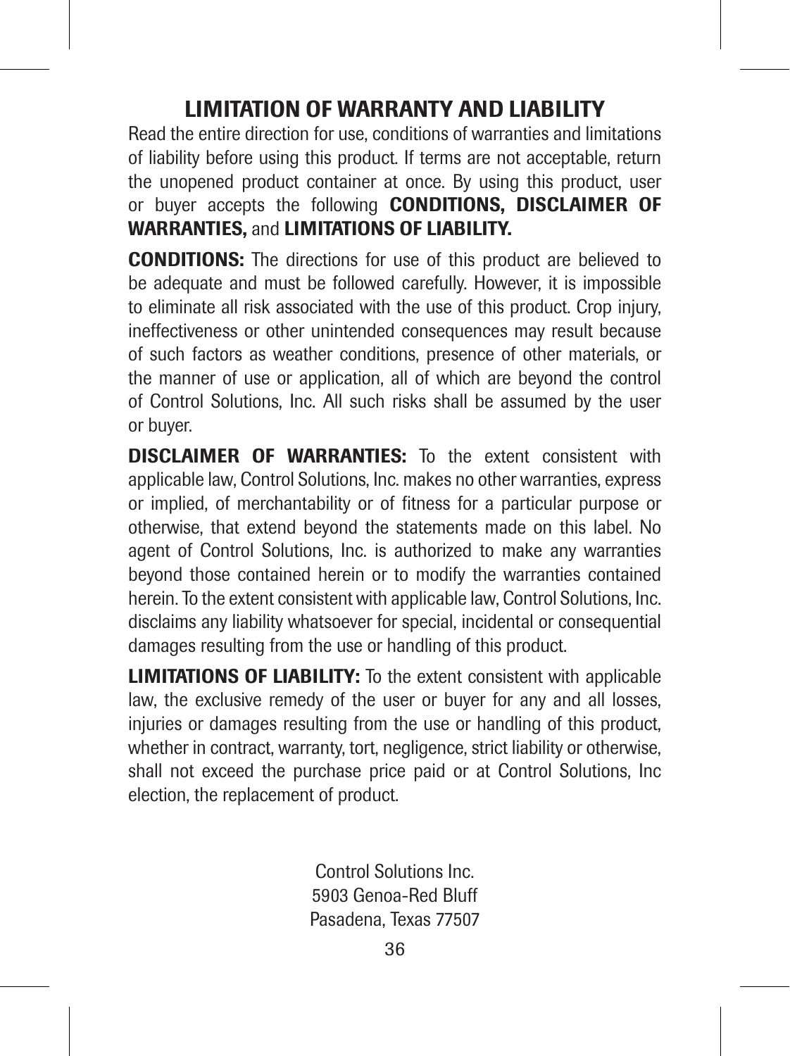## LIMITATION OF WARRANTY AND LIABILITY

Read the entire direction for use, conditions of warranties and limitations of liability before using this product. If terms are not acceptable, return the unopened product container at once. By using this product, user or buyer accepts the following **CONDITIONS, DISCLAIMER OF WARRANTIES,** and **LIMITATIONS OF LIABILITY.**

**CONDITIONS:** The directions for use of this product are believed to be adequate and must be followed carefully. However, it is impossible to eliminate all risk associated with the use of this product. Crop injury, ineffectiveness or other unintended consequences may result because of such factors as weather conditions, presence of other materials, or the manner of use or application, all of which are beyond the control of Control Solutions, Inc. All such risks shall be assumed by the user or buyer.

**DISCLAIMER OF WARRANTIES:** To the extent consistent with applicable law, Control Solutions, Inc. makes no other warranties, express or implied, of merchantability or of fitness for a particular purpose or otherwise, that extend beyond the statements made on this label. No agent of Control Solutions, Inc. is authorized to make any warranties beyond those contained herein or to modify the warranties contained herein. To the extent consistent with applicable law, Control Solutions, Inc. disclaims any liability whatsoever for special, incidental or consequential damages resulting from the use or handling of this product.

**LIMITATIONS OF LIABILITY:** To the extent consistent with applicable law, the exclusive remedy of the user or buyer for any and all losses, injuries or damages resulting from the use or handling of this product, whether in contract, warranty, tort, negligence, strict liability or otherwise, shall not exceed the purchase price paid or at Control Solutions, Inc election, the replacement of product.

Control Solutions Inc.
5903 Genoa-Red Bluff
Pasadena, Texas 77507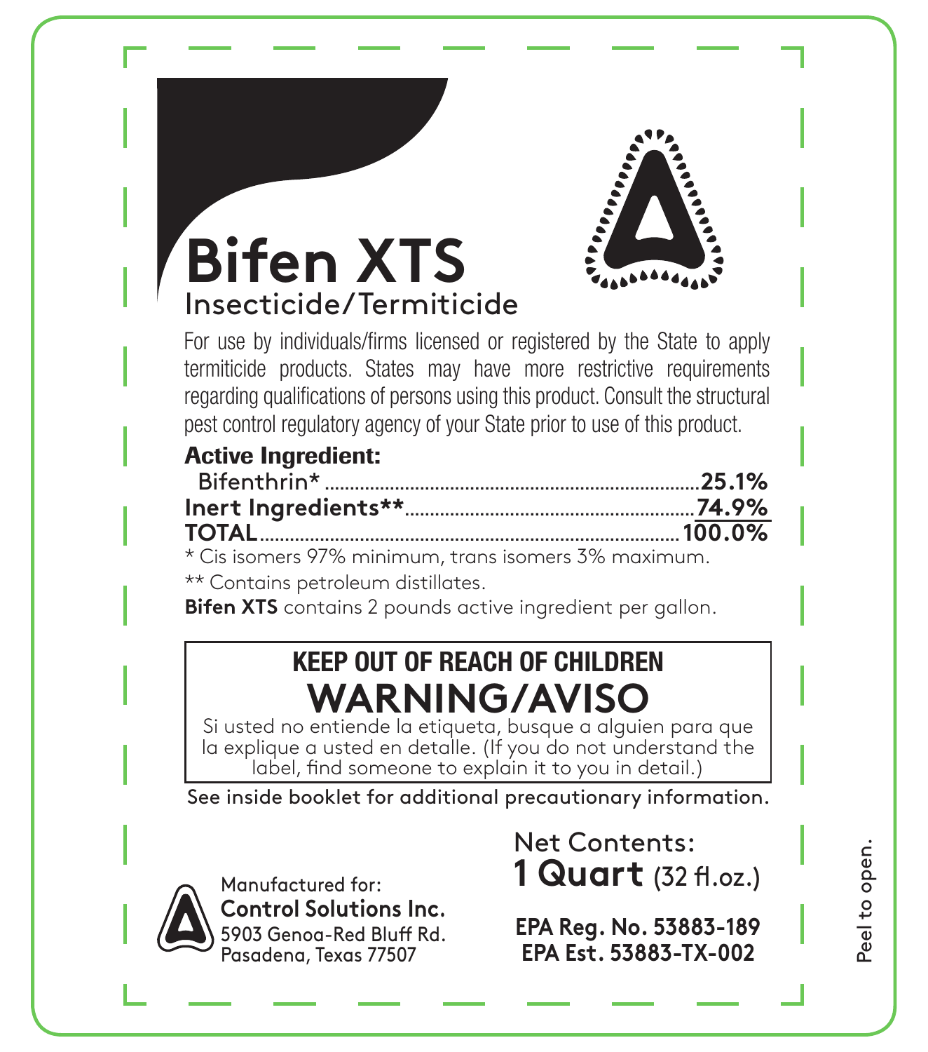# Bifen XTS

## Insecticide/Termiticide

For use by individuals/firms licensed or registered by the State to apply termiticide products. States may have more restrictive requirements regarding qualifications of persons using this product. Consult the structural pest control regulatory agency of your State prior to use of this product.

**Active Ingredient:**

| | |
|---|---|
| Bifenthrin* | **25.1%** |
| **Inert Ingredients**** | **74.9%** |
| **TOTAL** | **100.0%** |

* Cis isomers 97% minimum, trans isomers 3% maximum.

** Contains petroleum distillates.

**Bifen XTS** contains 2 pounds active ingredient per gallon.

**KEEP OUT OF REACH OF CHILDREN**

**WARNING/AVISO**

Si usted no entiende la etiqueta, busque a alguien para que la explique a usted en detalle. (If you do not understand the label, find someone to explain it to you in detail.)

See inside booklet for additional precautionary information.

Manufactured for:
**Control Solutions Inc.**
5903 Genoa-Red Bluff Rd.
Pasadena, Texas 77507

Net Contents:
**1 Quart** (32 fl.oz.)

**EPA Reg. No. 53883-189**
**EPA Est. 53883-TX-002**

Peel to open.